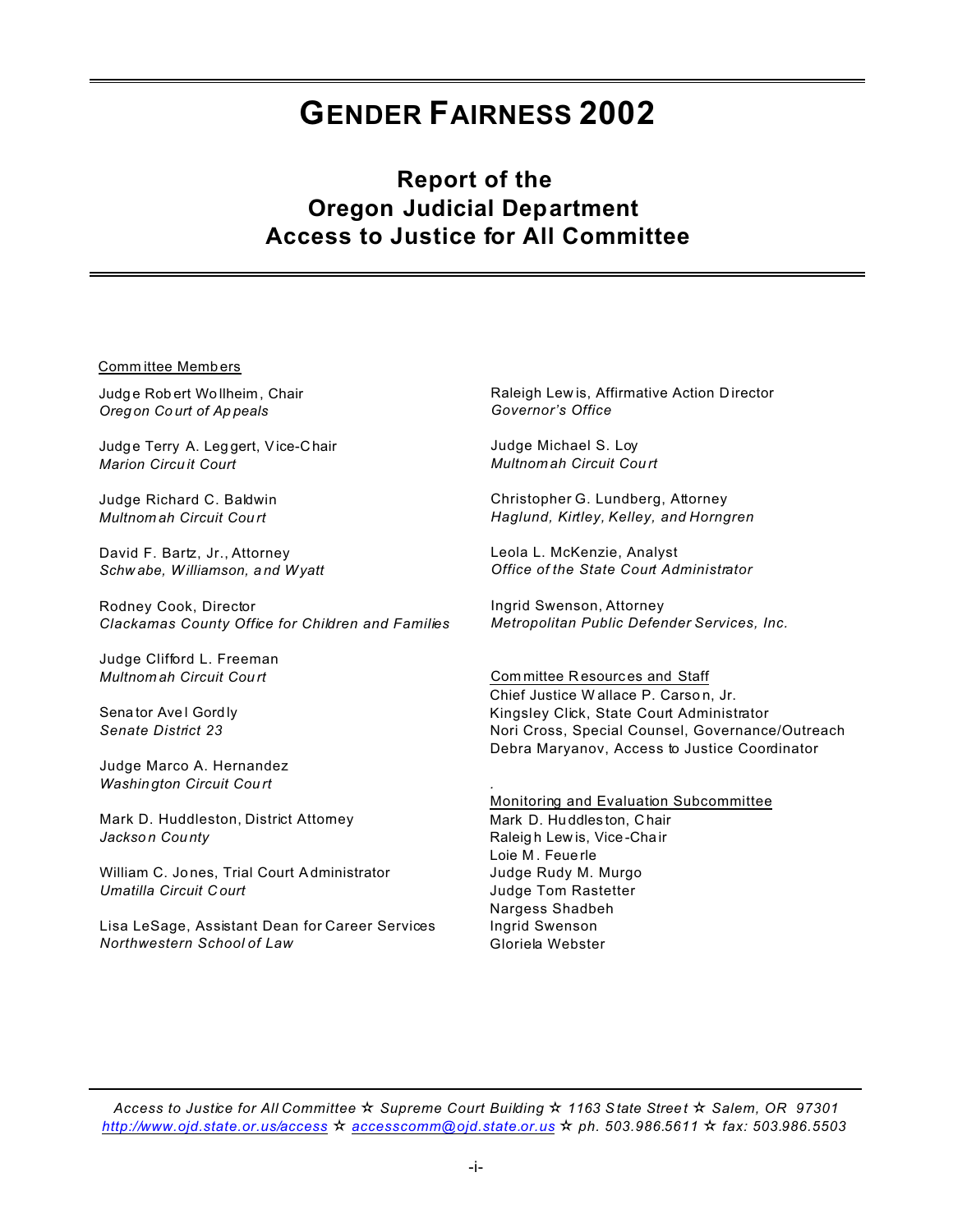# GENDER FAIRNESS 2002

## Report of the Oregon Judicial Department Access to Justice for All Committee

Committee Members

Judge Robert Wollheim, Chair
*Oregon Court of Appeals*

Judge Terry A. Leggert, Vice-Chair
*Marion Circuit Court*

Judge Richard C. Baldwin
*Multnomah Circuit Court*

David F. Bartz, Jr., Attorney
*Schwabe, Williamson, and Wyatt*

Rodney Cook, Director
*Clackamas County Office for Children and Families*

Judge Clifford L. Freeman
*Multnomah Circuit Court*

Senator Avel Gordly
*Senate District 23*

Judge Marco A. Hernandez
*Washington Circuit Court*

Mark D. Huddleston, District Attorney
*Jackson County*

William C. Jones, Trial Court Administrator
*Umatilla Circuit Court*

Lisa LeSage, Assistant Dean for Career Services
*Northwestern School of Law*

Raleigh Lewis, Affirmative Action Director
*Governor's Office*

Judge Michael S. Loy
*Multnomah Circuit Court*

Christopher G. Lundberg, Attorney
*Haglund, Kirtley, Kelley, and Horngren*

Leola L. McKenzie, Analyst
*Office of the State Court Administrator*

Ingrid Swenson, Attorney
*Metropolitan Public Defender Services, Inc.*

Committee Resources and Staff

Chief Justice Wallace P. Carson, Jr.
Kingsley Click, State Court Administrator
Nori Cross, Special Counsel, Governance/Outreach
Debra Maryanov, Access to Justice Coordinator

Monitoring and Evaluation Subcommittee

Mark D. Huddleston, Chair
Raleigh Lewis, Vice-Chair
Loie M. Feuerle
Judge Rudy M. Murgo
Judge Tom Rastetter
Nargess Shadbeh
Ingrid Swenson
Gloriela Webster

*Access to Justice for All Committee ☆ Supreme Court Building ☆ 1163 State Street ☆ Salem, OR 97301*
*http://www.ojd.state.or.us/access ☆ accesscomm@ojd.state.or.us ☆ ph. 503.986.5611 ☆ fax: 503.986.5503*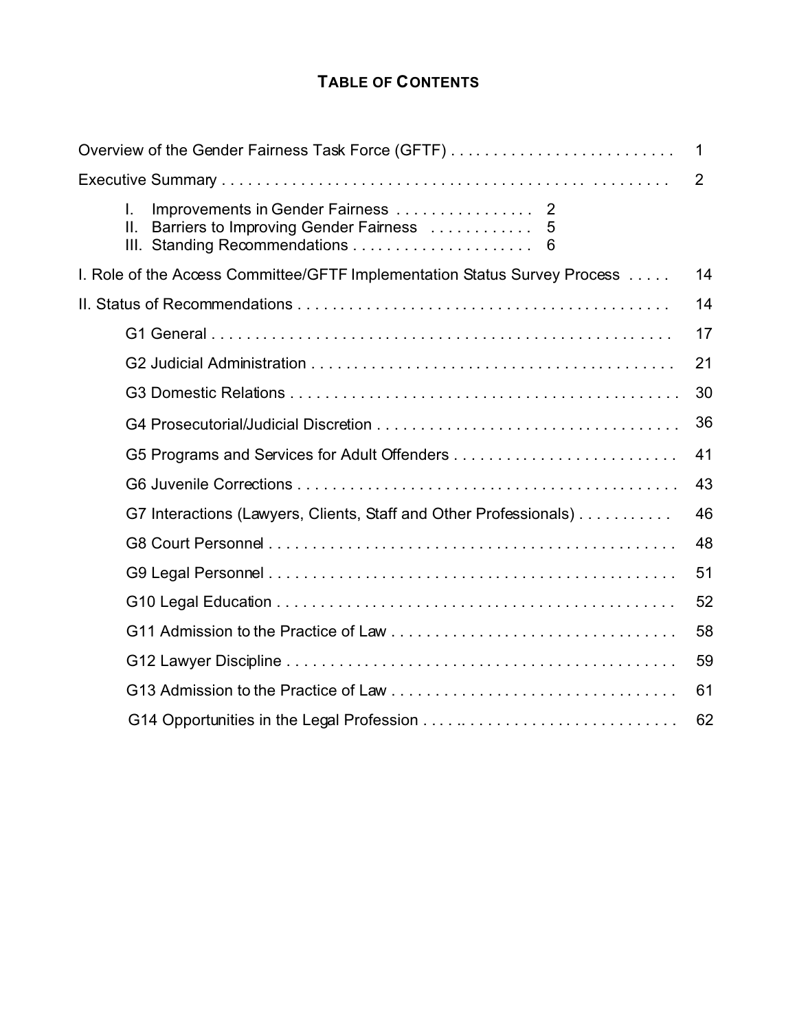# TABLE OF CONTENTS

| | |
|---|---|
| Overview of the Gender Fairness Task Force (GFTF) | 1 |
| Executive Summary | 2 |
| I. Improvements in Gender Fairness . . . 2 | |
| II. Barriers to Improving Gender Fairness . . . 5 | |
| III. Standing Recommendations . . . 6 | |
| I. Role of the Access Committee/GFTF Implementation Status Survey Process | 14 |
| II. Status of Recommendations | 14 |
| G1 General | 17 |
| G2 Judicial Administration | 21 |
| G3 Domestic Relations | 30 |
| G4 Prosecutorial/Judicial Discretion | 36 |
| G5 Programs and Services for Adult Offenders | 41 |
| G6 Juvenile Corrections | 43 |
| G7 Interactions (Lawyers, Clients, Staff and Other Professionals) | 46 |
| G8 Court Personnel | 48 |
| G9 Legal Personnel | 51 |
| G10 Legal Education | 52 |
| G11 Admission to the Practice of Law | 58 |
| G12 Lawyer Discipline | 59 |
| G13 Admission to the Practice of Law | 61 |
| G14 Opportunities in the Legal Profession | 62 |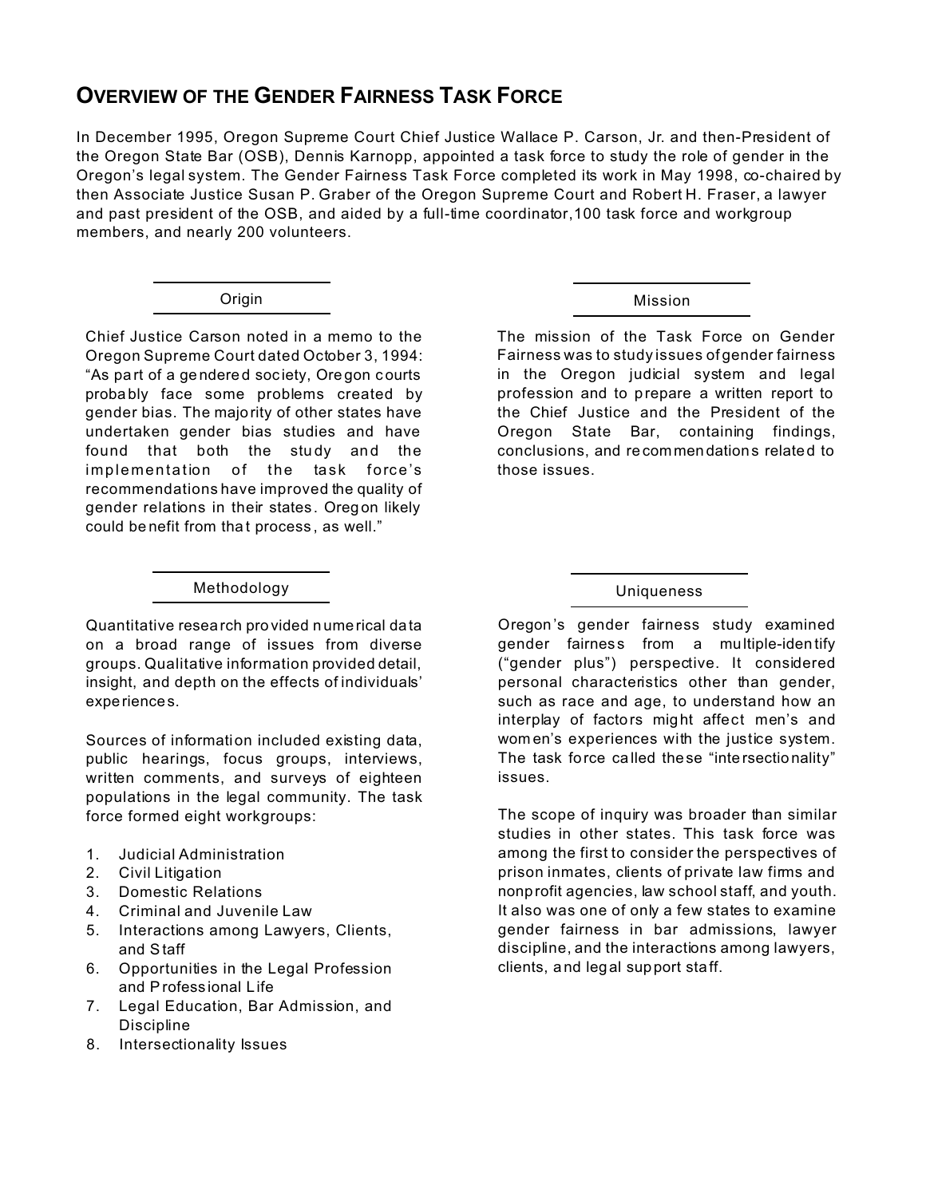# Overview of the Gender Fairness Task Force

In December 1995, Oregon Supreme Court Chief Justice Wallace P. Carson, Jr. and then-President of the Oregon State Bar (OSB), Dennis Karnopp, appointed a task force to study the role of gender in the Oregon's legal system. The Gender Fairness Task Force completed its work in May 1998, co-chaired by then Associate Justice Susan P. Graber of the Oregon Supreme Court and Robert H. Fraser, a lawyer and past president of the OSB, and aided by a full-time coordinator,100 task force and workgroup members, and nearly 200 volunteers.

## Origin

Chief Justice Carson noted in a memo to the Oregon Supreme Court dated October 3, 1994: "As part of a gendered society, Oregon courts probably face some problems created by gender bias. The majority of other states have undertaken gender bias studies and have found that both the study and the implementation of the task force's recommendations have improved the quality of gender relations in their states. Oregon likely could benefit from that process, as well."

## Mission

The mission of the Task Force on Gender Fairness was to study issues of gender fairness in the Oregon judicial system and legal profession and to prepare a written report to the Chief Justice and the President of the Oregon State Bar, containing findings, conclusions, and recommendations related to those issues.

## Methodology

Quantitative research provided numerical data on a broad range of issues from diverse groups. Qualitative information provided detail, insight, and depth on the effects of individuals' experiences.

Sources of information included existing data, public hearings, focus groups, interviews, written comments, and surveys of eighteen populations in the legal community. The task force formed eight workgroups:

1. Judicial Administration
2. Civil Litigation
3. Domestic Relations
4. Criminal and Juvenile Law
5. Interactions among Lawyers, Clients, and Staff
6. Opportunities in the Legal Profession and Professional Life
7. Legal Education, Bar Admission, and Discipline
8. Intersectionality Issues

## Uniqueness

Oregon's gender fairness study examined gender fairness from a multiple-identify ("gender plus") perspective. It considered personal characteristics other than gender, such as race and age, to understand how an interplay of factors might affect men's and women's experiences with the justice system. The task force called these "intersectionality" issues.

The scope of inquiry was broader than similar studies in other states. This task force was among the first to consider the perspectives of prison inmates, clients of private law firms and nonprofit agencies, law school staff, and youth. It also was one of only a few states to examine gender fairness in bar admissions, lawyer discipline, and the interactions among lawyers, clients, and legal support staff.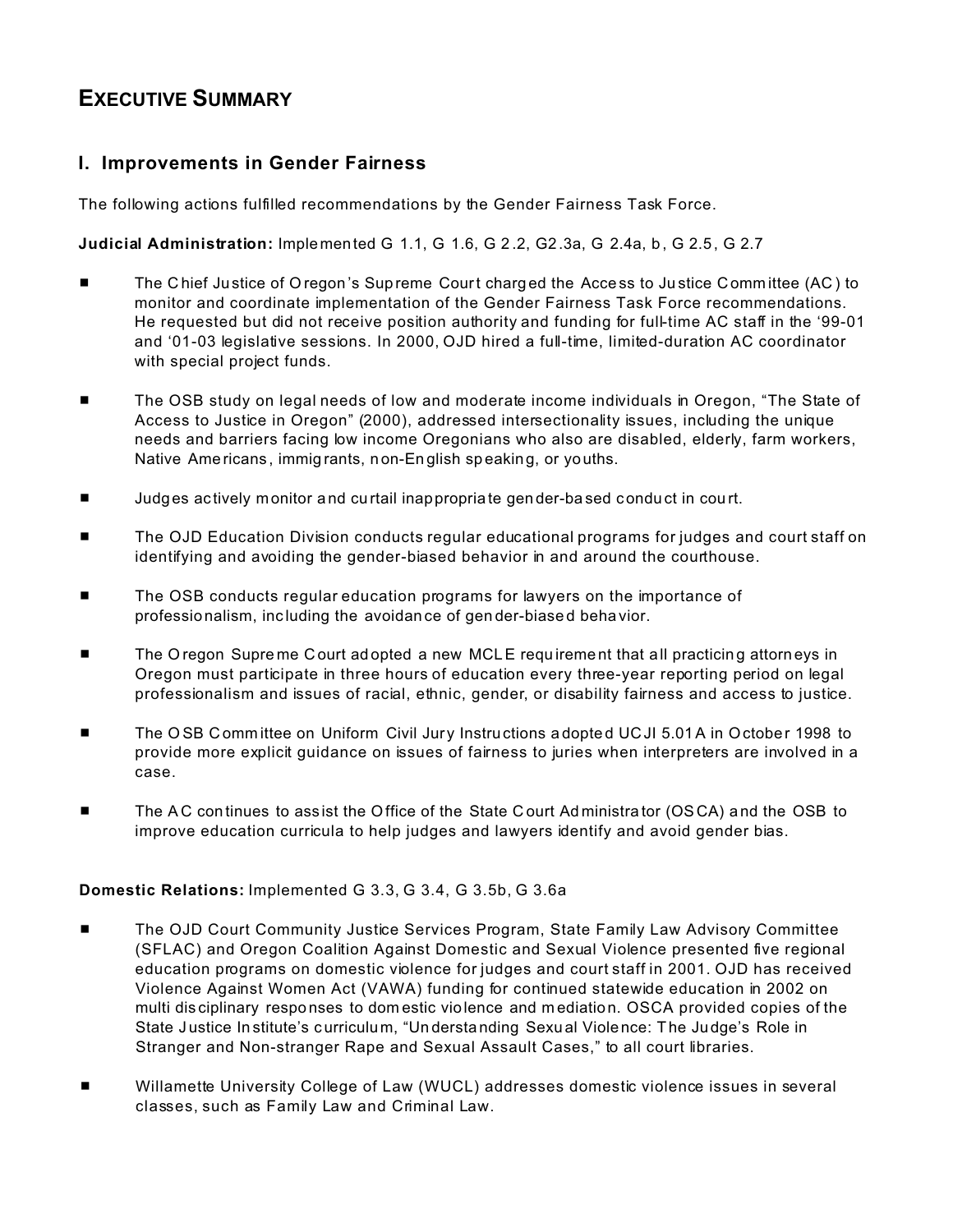# EXECUTIVE SUMMARY

## I. Improvements in Gender Fairness

The following actions fulfilled recommendations by the Gender Fairness Task Force.

**Judicial Administration:** Implemented G 1.1, G 1.6, G 2.2, G2.3a, G 2.4a, b, G 2.5, G 2.7

- The Chief Justice of Oregon's Supreme Court charged the Access to Justice Committee (AC) to monitor and coordinate implementation of the Gender Fairness Task Force recommendations. He requested but did not receive position authority and funding for full-time AC staff in the '99-01 and '01-03 legislative sessions. In 2000, OJD hired a full-time, limited-duration AC coordinator with special project funds.
- The OSB study on legal needs of low and moderate income individuals in Oregon, "The State of Access to Justice in Oregon" (2000), addressed intersectionality issues, including the unique needs and barriers facing low income Oregonians who also are disabled, elderly, farm workers, Native Americans, immigrants, non-English speaking, or youths.
- Judges actively monitor and curtail inappropriate gender-based conduct in court.
- The OJD Education Division conducts regular educational programs for judges and court staff on identifying and avoiding the gender-biased behavior in and around the courthouse.
- The OSB conducts regular education programs for lawyers on the importance of professionalism, including the avoidance of gender-biased behavior.
- The Oregon Supreme Court adopted a new MCLE requirement that all practicing attorneys in Oregon must participate in three hours of education every three-year reporting period on legal professionalism and issues of racial, ethnic, gender, or disability fairness and access to justice.
- The OSB Committee on Uniform Civil Jury Instructions adopted UCJI 5.01A in October 1998 to provide more explicit guidance on issues of fairness to juries when interpreters are involved in a case.
- The AC continues to assist the Office of the State Court Administrator (OSCA) and the OSB to improve education curricula to help judges and lawyers identify and avoid gender bias.

**Domestic Relations:** Implemented G 3.3, G 3.4, G 3.5b, G 3.6a

- The OJD Court Community Justice Services Program, State Family Law Advisory Committee (SFLAC) and Oregon Coalition Against Domestic and Sexual Violence presented five regional education programs on domestic violence for judges and court staff in 2001. OJD has received Violence Against Women Act (VAWA) funding for continued statewide education in 2002 on multi disciplinary responses to domestic violence and mediation. OSCA provided copies of the State Justice Institute's curriculum, "Understanding Sexual Violence: The Judge's Role in Stranger and Non-stranger Rape and Sexual Assault Cases," to all court libraries.
- Willamette University College of Law (WUCL) addresses domestic violence issues in several classes, such as Family Law and Criminal Law.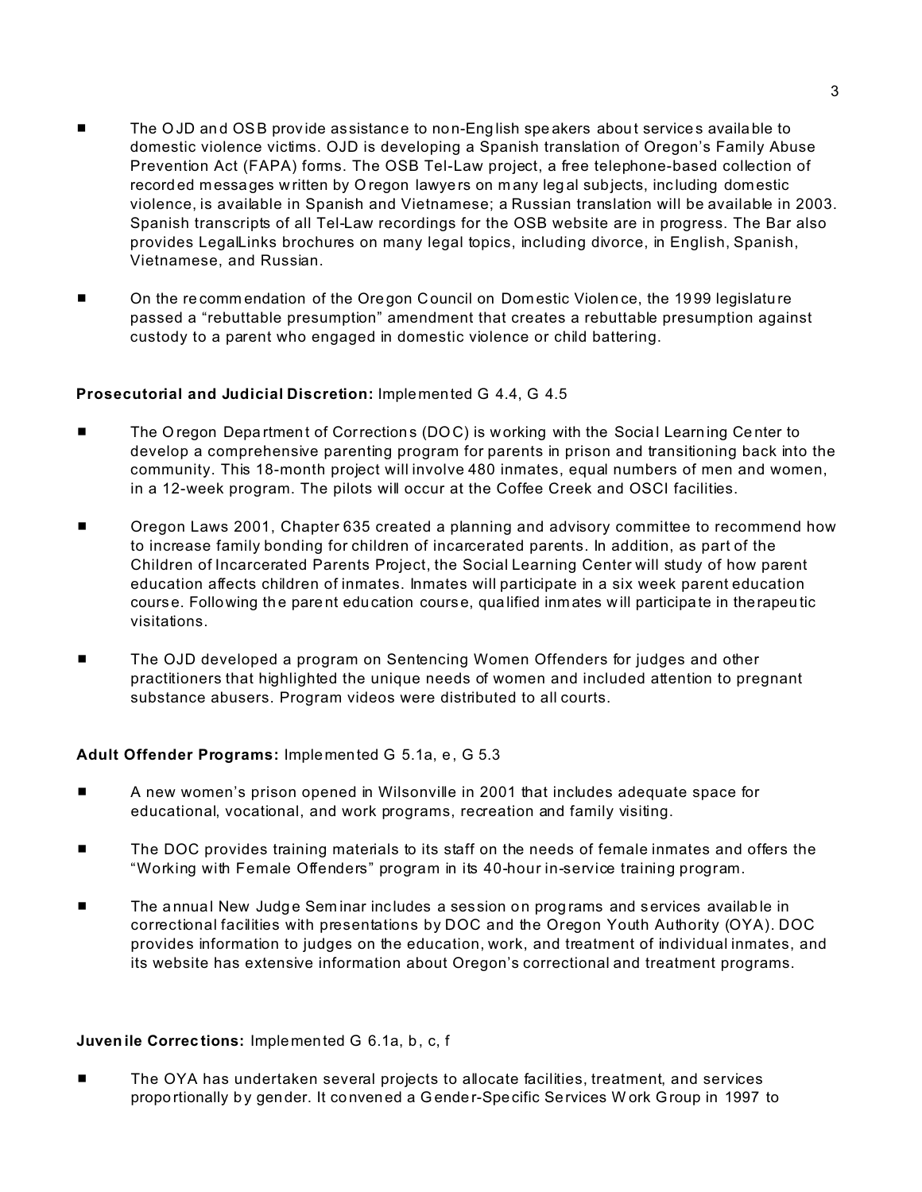- The OJD and OSB provide assistance to non-English speakers about services available to domestic violence victims. OJD is developing a Spanish translation of Oregon's Family Abuse Prevention Act (FAPA) forms. The OSB Tel-Law project, a free telephone-based collection of recorded messages written by Oregon lawyers on many legal subjects, including domestic violence, is available in Spanish and Vietnamese; a Russian translation will be available in 2003. Spanish transcripts of all Tel-Law recordings for the OSB website are in progress. The Bar also provides LegalLinks brochures on many legal topics, including divorce, in English, Spanish, Vietnamese, and Russian.

- On the recommendation of the Oregon Council on Domestic Violence, the 1999 legislature passed a "rebuttable presumption" amendment that creates a rebuttable presumption against custody to a parent who engaged in domestic violence or child battering.

**Prosecutorial and Judicial Discretion:** Implemented G 4.4, G 4.5

- The Oregon Department of Corrections (DOC) is working with the Social Learning Center to develop a comprehensive parenting program for parents in prison and transitioning back into the community. This 18-month project will involve 480 inmates, equal numbers of men and women, in a 12-week program. The pilots will occur at the Coffee Creek and OSCI facilities.

- Oregon Laws 2001, Chapter 635 created a planning and advisory committee to recommend how to increase family bonding for children of incarcerated parents. In addition, as part of the Children of Incarcerated Parents Project, the Social Learning Center will study of how parent education affects children of inmates. Inmates will participate in a six week parent education course. Following the parent education course, qualified inmates will participate in therapeutic visitations.

- The OJD developed a program on Sentencing Women Offenders for judges and other practitioners that highlighted the unique needs of women and included attention to pregnant substance abusers. Program videos were distributed to all courts.

**Adult Offender Programs:** Implemented G 5.1a, e, G 5.3

- A new women's prison opened in Wilsonville in 2001 that includes adequate space for educational, vocational, and work programs, recreation and family visiting.

- The DOC provides training materials to its staff on the needs of female inmates and offers the "Working with Female Offenders" program in its 40-hour in-service training program.

- The annual New Judge Seminar includes a session on programs and services available in correctional facilities with presentations by DOC and the Oregon Youth Authority (OYA). DOC provides information to judges on the education, work, and treatment of individual inmates, and its website has extensive information about Oregon's correctional and treatment programs.

**Juvenile Corrections:** Implemented G 6.1a, b, c, f

- The OYA has undertaken several projects to allocate facilities, treatment, and services proportionally by gender. It convened a Gender-Specific Services Work Group in 1997 to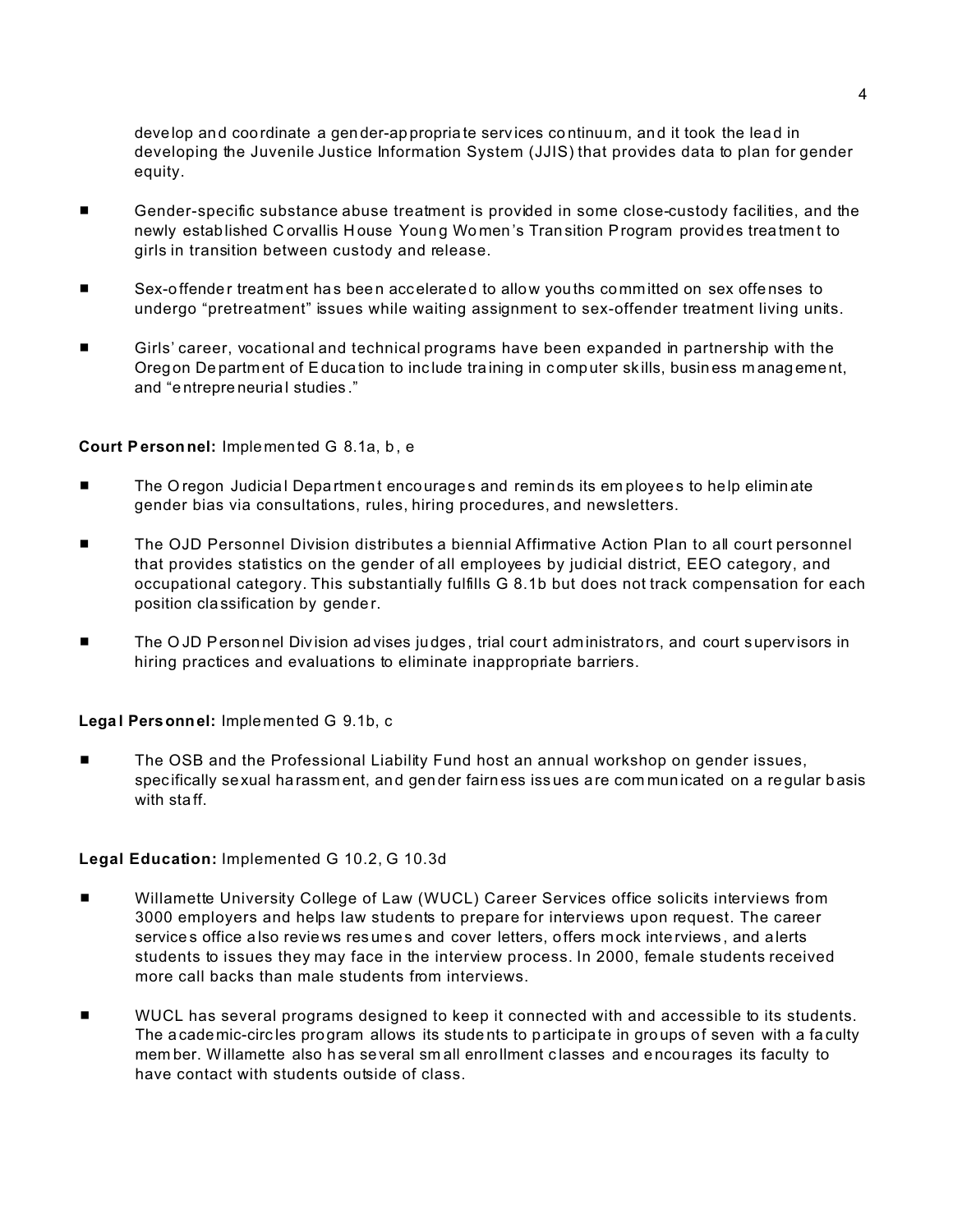develop and coordinate a gender-appropriate services continuum, and it took the lead in developing the Juvenile Justice Information System (JJIS) that provides data to plan for gender equity.

- Gender-specific substance abuse treatment is provided in some close-custody facilities, and the newly established Corvallis House Young Women's Transition Program provides treatment to girls in transition between custody and release.
- Sex-offender treatment has been accelerated to allow youths committed on sex offenses to undergo "pretreatment" issues while waiting assignment to sex-offender treatment living units.
- Girls' career, vocational and technical programs have been expanded in partnership with the Oregon Department of Education to include training in computer skills, business management, and "entrepreneurial studies."

**Court Personnel:** Implemented G 8.1a, b, e

- The Oregon Judicial Department encourages and reminds its employees to help eliminate gender bias via consultations, rules, hiring procedures, and newsletters.
- The OJD Personnel Division distributes a biennial Affirmative Action Plan to all court personnel that provides statistics on the gender of all employees by judicial district, EEO category, and occupational category. This substantially fulfills G 8.1b but does not track compensation for each position classification by gender.
- The OJD Personnel Division advises judges, trial court administrators, and court supervisors in hiring practices and evaluations to eliminate inappropriate barriers.

**Legal Personnel:** Implemented G 9.1b, c

- The OSB and the Professional Liability Fund host an annual workshop on gender issues, specifically sexual harassment, and gender fairness issues are communicated on a regular basis with staff.

**Legal Education:** Implemented G 10.2, G 10.3d

- Willamette University College of Law (WUCL) Career Services office solicits interviews from 3000 employers and helps law students to prepare for interviews upon request. The career services office also reviews resumes and cover letters, offers mock interviews, and alerts students to issues they may face in the interview process. In 2000, female students received more call backs than male students from interviews.
- WUCL has several programs designed to keep it connected with and accessible to its students. The academic-circles program allows its students to participate in groups of seven with a faculty member. Willamette also has several small enrollment classes and encourages its faculty to have contact with students outside of class.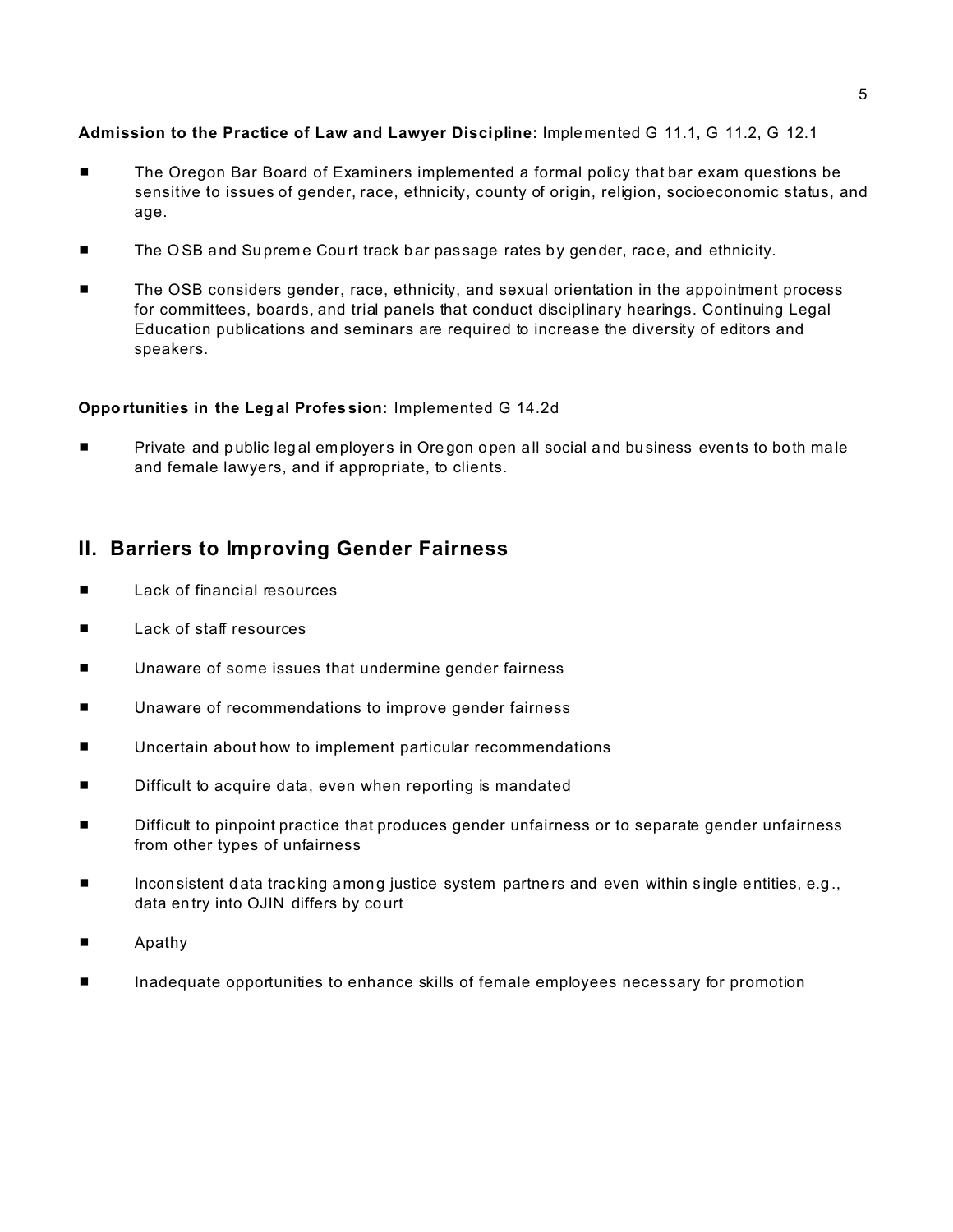**Admission to the Practice of Law and Lawyer Discipline:** Implemented G 11.1, G 11.2, G 12.1

- The Oregon Bar Board of Examiners implemented a formal policy that bar exam questions be sensitive to issues of gender, race, ethnicity, county of origin, religion, socioeconomic status, and age.
- The OSB and Supreme Court track bar passage rates by gender, race, and ethnicity.
- The OSB considers gender, race, ethnicity, and sexual orientation in the appointment process for committees, boards, and trial panels that conduct disciplinary hearings. Continuing Legal Education publications and seminars are required to increase the diversity of editors and speakers.

**Opportunities in the Legal Profession:** Implemented G 14.2d

- Private and public legal employers in Oregon open all social and business events to both male and female lawyers, and if appropriate, to clients.

## II. Barriers to Improving Gender Fairness

- Lack of financial resources
- Lack of staff resources
- Unaware of some issues that undermine gender fairness
- Unaware of recommendations to improve gender fairness
- Uncertain about how to implement particular recommendations
- Difficult to acquire data, even when reporting is mandated
- Difficult to pinpoint practice that produces gender unfairness or to separate gender unfairness from other types of unfairness
- Inconsistent data tracking among justice system partners and even within single entities, e.g., data entry into OJIN differs by court
- Apathy
- Inadequate opportunities to enhance skills of female employees necessary for promotion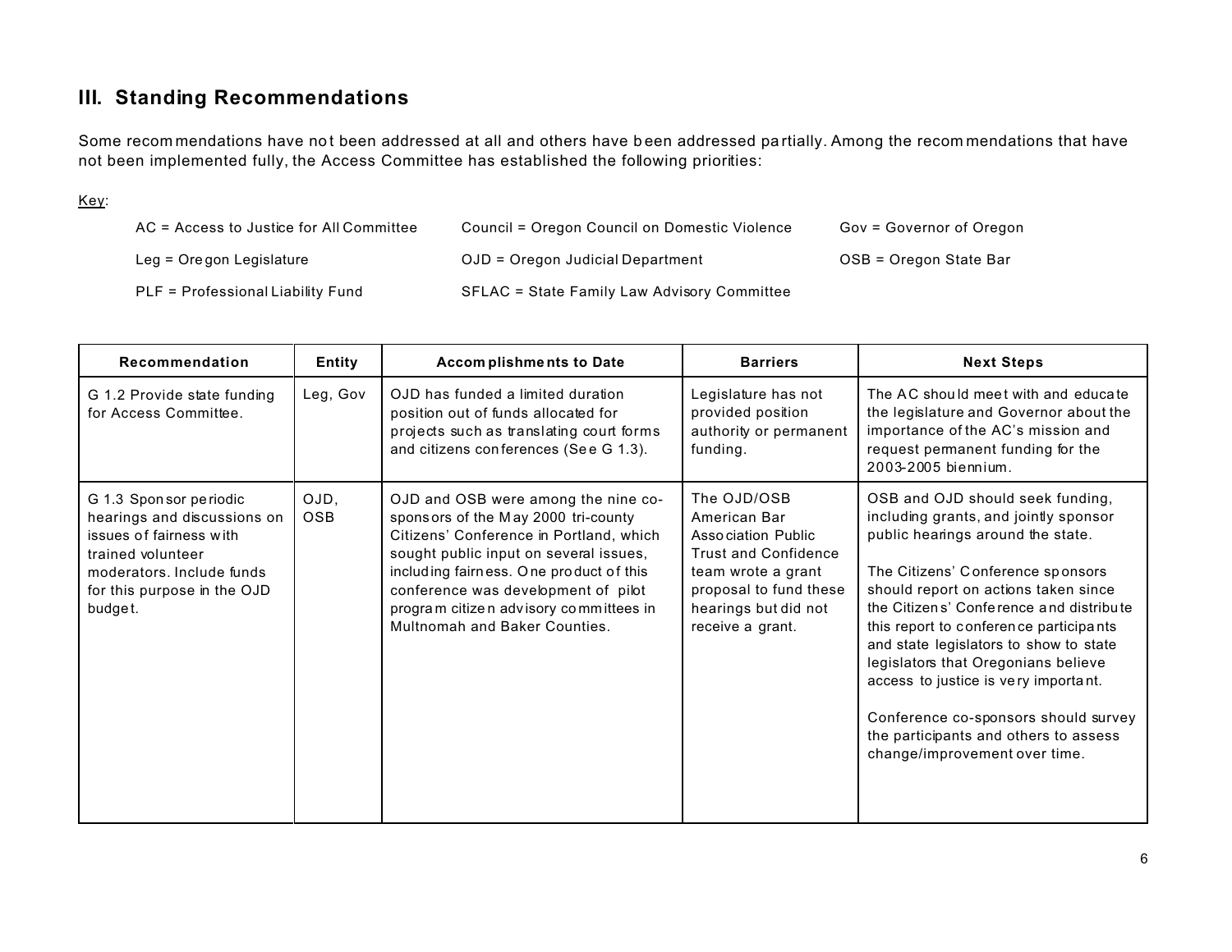## III. Standing Recommendations

Some recommendations have not been addressed at all and others have been addressed partially. Among the recommendations that have not been implemented fully, the Access Committee has established the following priorities:

Key:

AC = Access to Justice for All Committee
Council = Oregon Council on Domestic Violence
Gov = Governor of Oregon
Leg = Oregon Legislature
OJD = Oregon Judicial Department
OSB = Oregon State Bar
PLF = Professional Liability Fund
SFLAC = State Family Law Advisory Committee

| Recommendation | Entity | Accomplishments to Date | Barriers | Next Steps |
|---|---|---|---|---|
| G 1.2 Provide state funding for Access Committee. | Leg, Gov | OJD has funded a limited duration position out of funds allocated for projects such as translating court forms and citizens conferences (See G 1.3). | Legislature has not provided position authority or permanent funding. | The AC should meet with and educate the legislature and Governor about the importance of the AC's mission and request permanent funding for the 2003-2005 biennium. |
| G 1.3 Sponsor periodic hearings and discussions on issues of fairness with trained volunteer moderators. Include funds for this purpose in the OJD budget. | OJD, OSB | OJD and OSB were among the nine co-sponsors of the May 2000 tri-county Citizens' Conference in Portland, which sought public input on several issues, including fairness. One product of this conference was development of pilot program citizen advisory committees in Multnomah and Baker Counties. | The OJD/OSB American Bar Association Public Trust and Confidence team wrote a grant proposal to fund these hearings but did not receive a grant. | OSB and OJD should seek funding, including grants, and jointly sponsor public hearings around the state.<br><br>The Citizens' Conference sponsors should report on actions taken since the Citizens' Conference and distribute this report to conference participants and state legislators to show to state legislators that Oregonians believe access to justice is very important.<br><br>Conference co-sponsors should survey the participants and others to assess change/improvement over time. |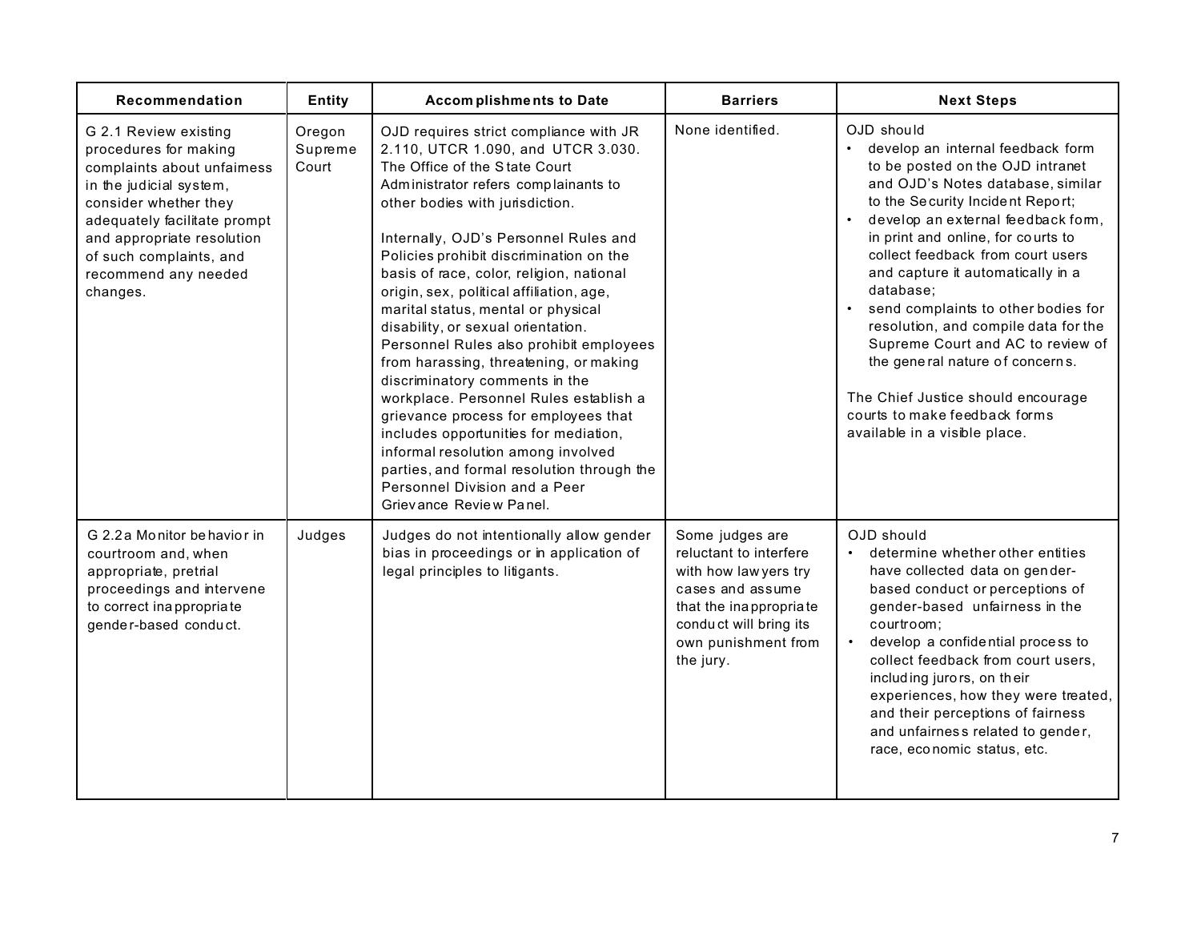| Recommendation | Entity | Accomplishments to Date | Barriers | Next Steps |
|---|---|---|---|---|
| G 2.1 Review existing procedures for making complaints about unfairness in the judicial system, consider whether they adequately facilitate prompt and appropriate resolution of such complaints, and recommend any needed changes. | Oregon Supreme Court | OJD requires strict compliance with JR 2.110, UTCR 1.090, and UTCR 3.030. The Office of the State Court Administrator refers complainants to other bodies with jurisdiction.<br><br>Internally, OJD's Personnel Rules and Policies prohibit discrimination on the basis of race, color, religion, national origin, sex, political affiliation, age, marital status, mental or physical disability, or sexual orientation. Personnel Rules also prohibit employees from harassing, threatening, or making discriminatory comments in the workplace. Personnel Rules establish a grievance process for employees that includes opportunities for mediation, informal resolution among involved parties, and formal resolution through the Personnel Division and a Peer Grievance Review Panel. | None identified. | OJD should<br>• develop an internal feedback form to be posted on the OJD intranet and OJD's Notes database, similar to the Security Incident Report;<br>• develop an external feedback form, in print and online, for courts to collect feedback from court users and capture it automatically in a database;<br>• send complaints to other bodies for resolution, and compile data for the Supreme Court and AC to review of the general nature of concerns.<br><br>The Chief Justice should encourage courts to make feedback forms available in a visible place. |
| G 2.2a Monitor behavior in courtroom and, when appropriate, pretrial proceedings and intervene to correct inappropriate gender-based conduct. | Judges | Judges do not intentionally allow gender bias in proceedings or in application of legal principles to litigants. | Some judges are reluctant to interfere with how lawyers try cases and assume that the inappropriate conduct will bring its own punishment from the jury. | OJD should<br>• determine whether other entities have collected data on gender-based conduct or perceptions of gender-based unfairness in the courtroom;<br>• develop a confidential process to collect feedback from court users, including jurors, on their experiences, how they were treated, and their perceptions of fairness and unfairness related to gender, race, economic status, etc. |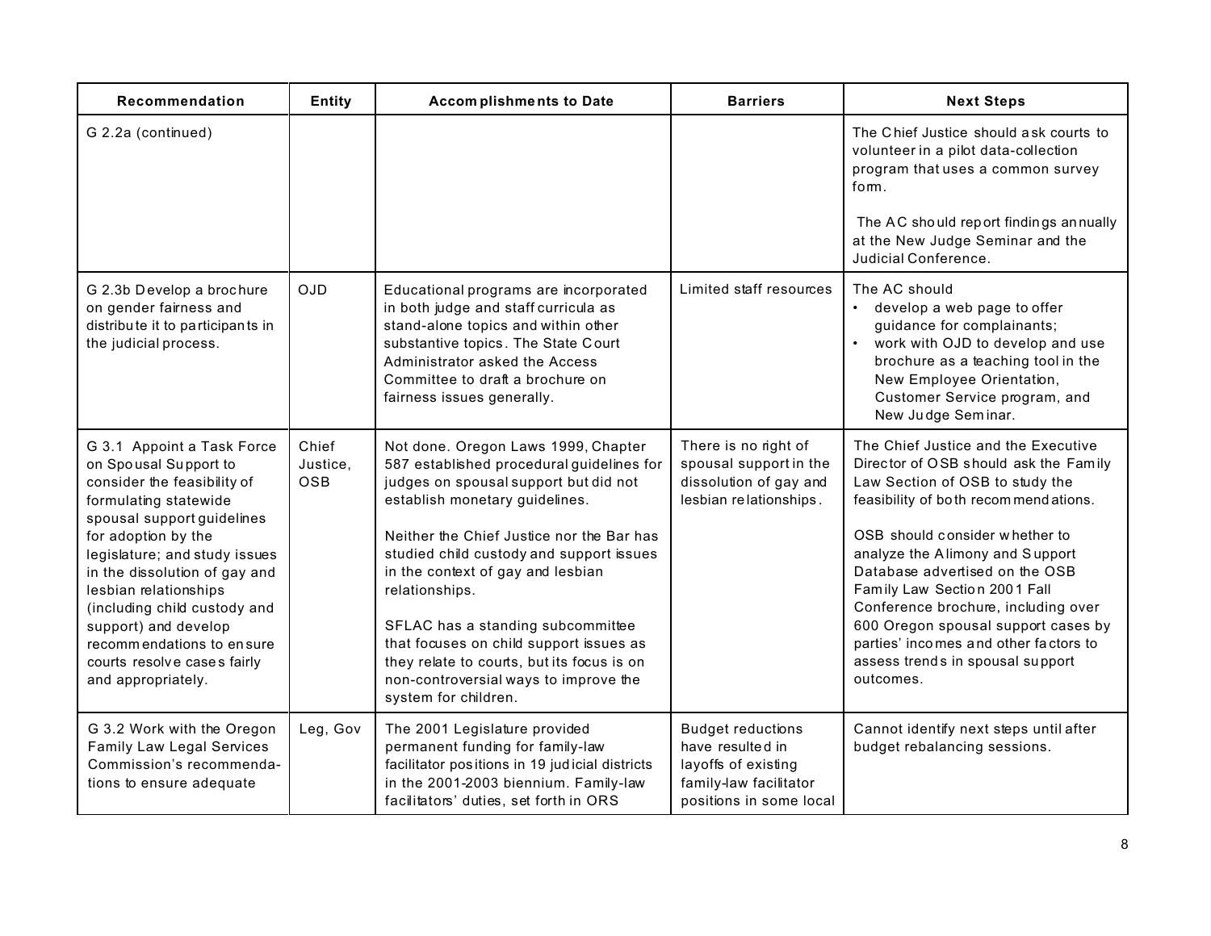| Recommendation | Entity | Accomplishments to Date | Barriers | Next Steps |
|---|---|---|---|---|
| G 2.2a (continued) | | | | The Chief Justice should ask courts to volunteer in a pilot data-collection program that uses a common survey form.<br><br>The AC should report findings annually at the New Judge Seminar and the Judicial Conference. |
| G 2.3b Develop a brochure on gender fairness and distribute it to participants in the judicial process. | OJD | Educational programs are incorporated in both judge and staff curricula as stand-alone topics and within other substantive topics. The State Court Administrator asked the Access Committee to draft a brochure on fairness issues generally. | Limited staff resources | The AC should<br>• develop a web page to offer guidance for complainants;<br>• work with OJD to develop and use brochure as a teaching tool in the New Employee Orientation, Customer Service program, and New Judge Seminar. |
| G 3.1 Appoint a Task Force on Spousal Support to consider the feasibility of formulating statewide spousal support guidelines for adoption by the legislature; and study issues in the dissolution of gay and lesbian relationships (including child custody and support) and develop recommendations to ensure courts resolve cases fairly and appropriately. | Chief Justice, OSB | Not done. Oregon Laws 1999, Chapter 587 established procedural guidelines for judges on spousal support but did not establish monetary guidelines.<br><br>Neither the Chief Justice nor the Bar has studied child custody and support issues in the context of gay and lesbian relationships.<br><br>SFLAC has a standing subcommittee that focuses on child support issues as they relate to courts, but its focus is on non-controversial ways to improve the system for children. | There is no right of spousal support in the dissolution of gay and lesbian relationships. | The Chief Justice and the Executive Director of OSB should ask the Family Law Section of OSB to study the feasibility of both recommendations.<br><br>OSB should consider whether to analyze the Alimony and Support Database advertised on the OSB Family Law Section 2001 Fall Conference brochure, including over 600 Oregon spousal support cases by parties' incomes and other factors to assess trends in spousal support outcomes. |
| G 3.2 Work with the Oregon Family Law Legal Services Commission's recommenda-tions to ensure adequate | Leg, Gov | The 2001 Legislature provided permanent funding for family-law facilitator positions in 19 judicial districts in the 2001-2003 biennium. Family-law facilitators' duties, set forth in ORS | Budget reductions have resulted in layoffs of existing family-law facilitator positions in some local | Cannot identify next steps until after budget rebalancing sessions. |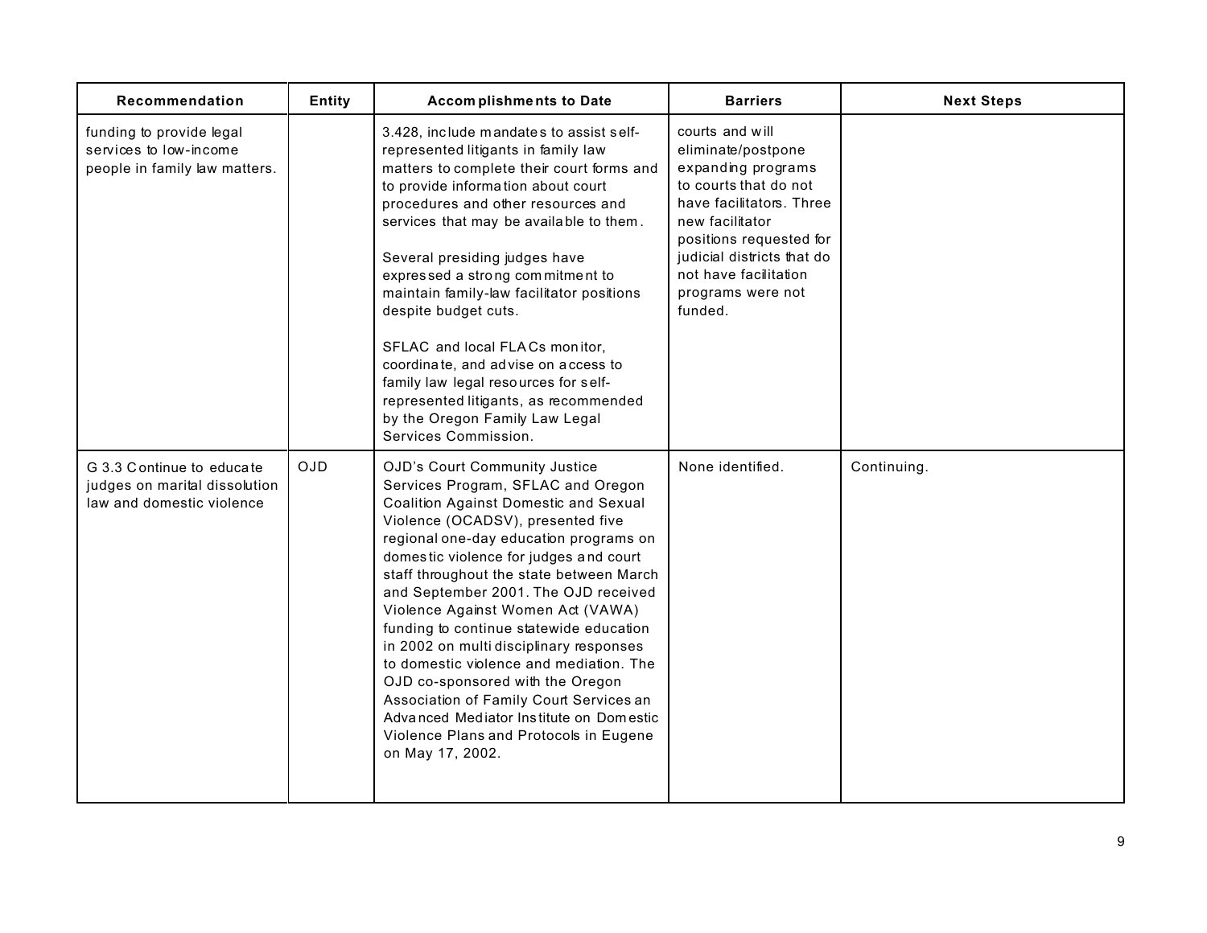| Recommendation | Entity | Accomplishments to Date | Barriers | Next Steps |
|---|---|---|---|---|
| funding to provide legal services to low-income people in family law matters. | | 3.428, include mandates to assist self-represented litigants in family law matters to complete their court forms and to provide information about court procedures and other resources and services that may be available to them.<br><br>Several presiding judges have expressed a strong commitment to maintain family-law facilitator positions despite budget cuts.<br><br>SFLAC and local FLACs monitor, coordinate, and advise on access to family law legal resources for self-represented litigants, as recommended by the Oregon Family Law Legal Services Commission. | courts and will eliminate/postpone expanding programs to courts that do not have facilitators. Three new facilitator positions requested for judicial districts that do not have facilitation programs were not funded. | |
| G 3.3 Continue to educate judges on marital dissolution law and domestic violence | OJD | OJD's Court Community Justice Services Program, SFLAC and Oregon Coalition Against Domestic and Sexual Violence (OCADSV), presented five regional one-day education programs on domestic violence for judges and court staff throughout the state between March and September 2001. The OJD received Violence Against Women Act (VAWA) funding to continue statewide education in 2002 on multi disciplinary responses to domestic violence and mediation. The OJD co-sponsored with the Oregon Association of Family Court Services an Advanced Mediator Institute on Domestic Violence Plans and Protocols in Eugene on May 17, 2002. | None identified. | Continuing. |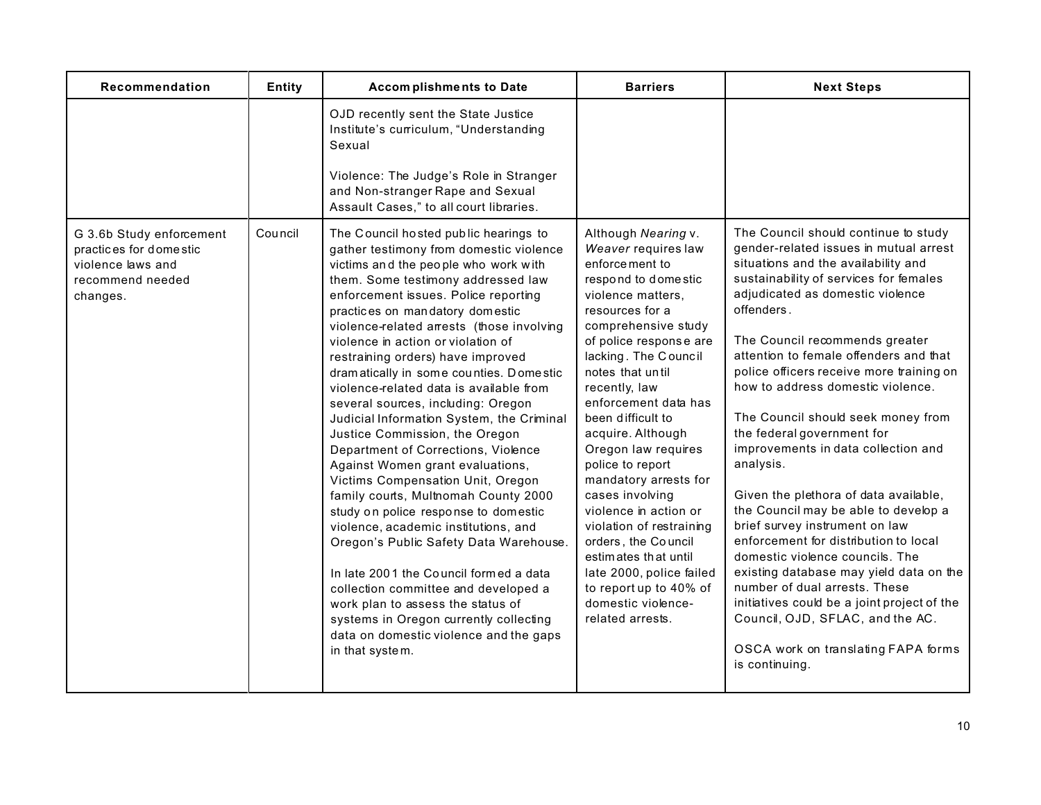| Recommendation | Entity | Accomplishments to Date | Barriers | Next Steps |
|---|---|---|---|---|
| | | OJD recently sent the State Justice Institute's curriculum, "Understanding Sexual<br><br>Violence: The Judge's Role in Stranger and Non-stranger Rape and Sexual Assault Cases," to all court libraries. | | |
| G 3.6b Study enforcement practices for domestic violence laws and recommend needed changes. | Council | The Council hosted public hearings to gather testimony from domestic violence victims and the people who work with them. Some testimony addressed law enforcement issues. Police reporting practices on mandatory domestic violence-related arrests (those involving violence in action or violation of restraining orders) have improved dramatically in some counties. Domestic violence-related data is available from several sources, including: Oregon Judicial Information System, the Criminal Justice Commission, the Oregon Department of Corrections, Violence Against Women grant evaluations, Victims Compensation Unit, Oregon family courts, Multnomah County 2000 study on police response to domestic violence, academic institutions, and Oregon's Public Safety Data Warehouse.<br><br>In late 2001 the Council formed a data collection committee and developed a work plan to assess the status of systems in Oregon currently collecting data on domestic violence and the gaps in that system. | Although *Nearing* v. *Weaver* requires law enforcement to respond to domestic violence matters, resources for a comprehensive study of police response are lacking. The Council notes that until recently, law enforcement data has been difficult to acquire. Although Oregon law requires police to report mandatory arrests for cases involving violence in action or violation of restraining orders, the Council estimates that until late 2000, police failed to report up to 40% of domestic violence-related arrests. | The Council should continue to study gender-related issues in mutual arrest situations and the availability and sustainability of services for females adjudicated as domestic violence offenders.<br><br>The Council recommends greater attention to female offenders and that police officers receive more training on how to address domestic violence.<br><br>The Council should seek money from the federal government for improvements in data collection and analysis.<br><br>Given the plethora of data available, the Council may be able to develop a brief survey instrument on law enforcement for distribution to local domestic violence councils. The existing database may yield data on the number of dual arrests. These initiatives could be a joint project of the Council, OJD, SFLAC, and the AC.<br><br>OSCA work on translating FAPA forms is continuing. |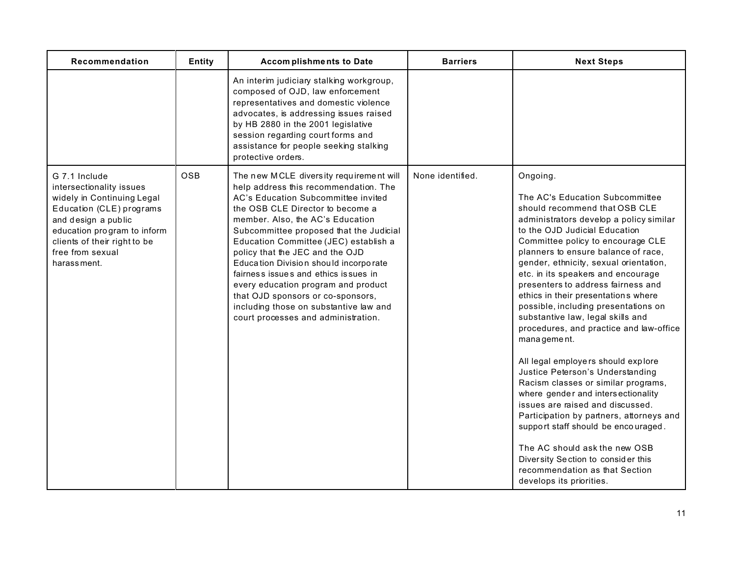| Recommendation | Entity | Accomplishments to Date | Barriers | Next Steps |
|---|---|---|---|---|
| | | An interim judiciary stalking workgroup, composed of OJD, law enforcement representatives and domestic violence advocates, is addressing issues raised by HB 2880 in the 2001 legislative session regarding court forms and assistance for people seeking stalking protective orders. | | |
| G 7.1 Include intersectionality issues widely in Continuing Legal Education (CLE) programs and design a public education program to inform clients of their right to be free from sexual harassment. | OSB | The new MCLE diversity requirement will help address this recommendation. The AC's Education Subcommittee invited the OSB CLE Director to become a member. Also, the AC's Education Subcommittee proposed that the Judicial Education Committee (JEC) establish a policy that the JEC and the OJD Education Division should incorporate fairness issues and ethics issues in every education program and product that OJD sponsors or co-sponsors, including those on substantive law and court processes and administration. | None identified. | Ongoing.<br><br>The AC's Education Subcommittee should recommend that OSB CLE administrators develop a policy similar to the OJD Judicial Education Committee policy to encourage CLE planners to ensure balance of race, gender, ethnicity, sexual orientation, etc. in its speakers and encourage presenters to address fairness and ethics in their presentations where possible, including presentations on substantive law, legal skills and procedures, and practice and law-office management.<br><br>All legal employers should explore Justice Peterson's Understanding Racism classes or similar programs, where gender and intersectionality issues are raised and discussed. Participation by partners, attorneys and support staff should be encouraged.<br><br>The AC should ask the new OSB Diversity Section to consider this recommendation as that Section develops its priorities. |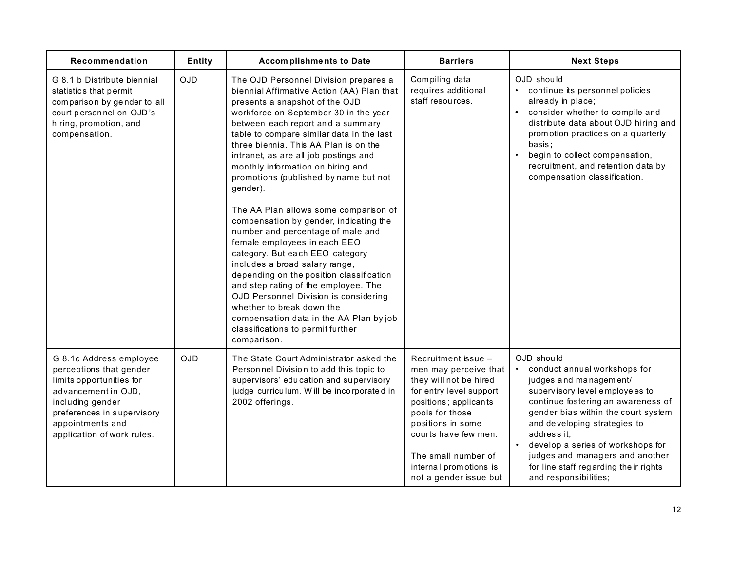| Recommendation | Entity | Accomplishments to Date | Barriers | Next Steps |
|---|---|---|---|---|
| G 8.1 b Distribute biennial statistics that permit comparison by gender to all court personnel on OJD's hiring, promotion, and compensation. | OJD | The OJD Personnel Division prepares a biennial Affirmative Action (AA) Plan that presents a snapshot of the OJD workforce on September 30 in the year between each report and a summary table to compare similar data in the last three biennia. This AA Plan is on the intranet, as are all job postings and monthly information on hiring and promotions (published by name but not gender).<br><br>The AA Plan allows some comparison of compensation by gender, indicating the number and percentage of male and female employees in each EEO category. But each EEO category includes a broad salary range, depending on the position classification and step rating of the employee. The OJD Personnel Division is considering whether to break down the compensation data in the AA Plan by job classifications to permit further comparison. | Compiling data requires additional staff resources. | OJD should<br>• continue its personnel policies already in place;<br>• consider whether to compile and distribute data about OJD hiring and promotion practices on a quarterly basis;<br>• begin to collect compensation, recruitment, and retention data by compensation classification. |
| G 8.1c Address employee perceptions that gender limits opportunities for advancement in OJD, including gender preferences in supervisory appointments and application of work rules. | OJD | The State Court Administrator asked the Personnel Division to add this topic to supervisors' education and supervisory judge curriculum. Will be incorporated in 2002 offerings. | Recruitment issue – men may perceive that they will not be hired for entry level support positions; applicants pools for those positions in some courts have few men.<br><br>The small number of internal promotions is not a gender issue but | OJD should<br>• conduct annual workshops for judges and management/ supervisory level employees to continue fostering an awareness of gender bias within the court system and developing strategies to address it;<br>• develop a series of workshops for judges and managers and another for line staff regarding their rights and responsibilities; |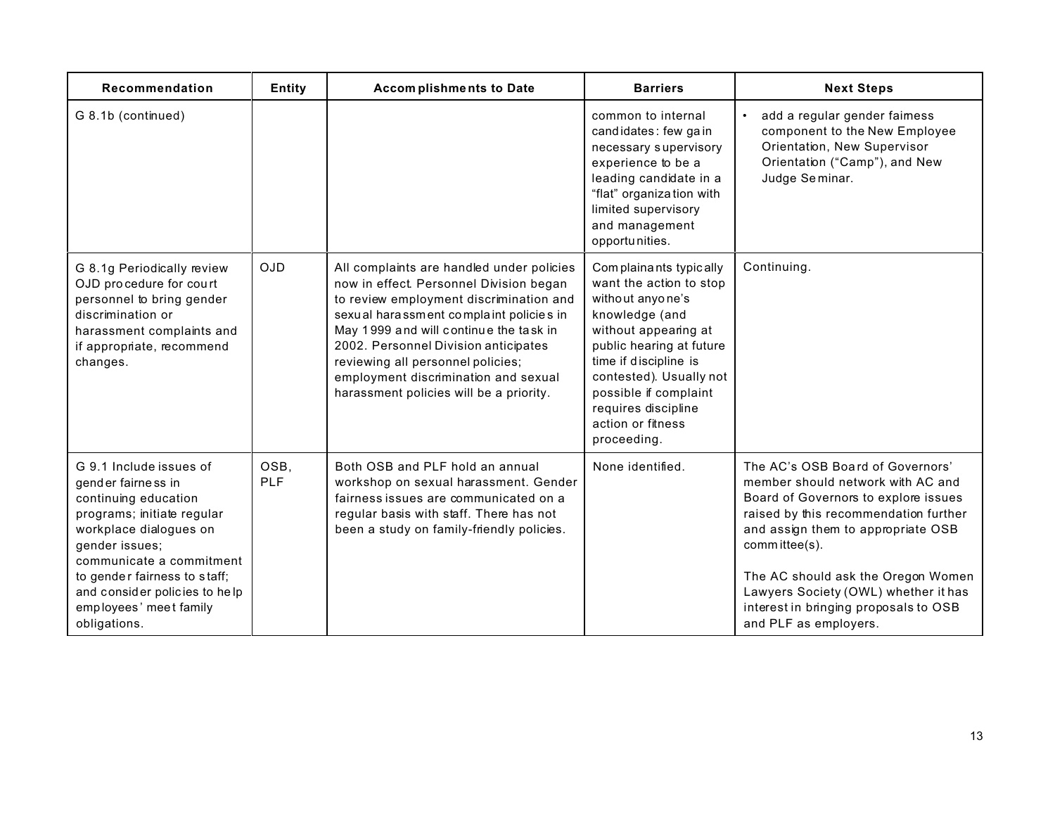| Recommendation | Entity | Accomplishments to Date | Barriers | Next Steps |
|---|---|---|---|---|
| G 8.1b (continued) | | | common to internal candidates: few gain necessary supervisory experience to be a leading candidate in a "flat" organization with limited supervisory and management opportunities. | • add a regular gender fairness component to the New Employee Orientation, New Supervisor Orientation ("Camp"), and New Judge Seminar. |
| G 8.1g Periodically review OJD procedure for court personnel to bring gender discrimination or harassment complaints and if appropriate, recommend changes. | OJD | All complaints are handled under policies now in effect. Personnel Division began to review employment discrimination and sexual harassment complaint policies in May 1999 and will continue the task in 2002. Personnel Division anticipates reviewing all personnel policies; employment discrimination and sexual harassment policies will be a priority. | Complainants typically want the action to stop without anyone's knowledge (and without appearing at public hearing at future time if discipline is contested). Usually not possible if complaint requires discipline action or fitness proceeding. | Continuing. |
| G 9.1 Include issues of gender fairness in continuing education programs; initiate regular workplace dialogues on gender issues; communicate a commitment to gender fairness to staff; and consider policies to help employees' meet family obligations. | OSB, PLF | Both OSB and PLF hold an annual workshop on sexual harassment. Gender fairness issues are communicated on a regular basis with staff. There has not been a study on family-friendly policies. | None identified. | The AC's OSB Board of Governors' member should network with AC and Board of Governors to explore issues raised by this recommendation further and assign them to appropriate OSB committee(s).<br><br>The AC should ask the Oregon Women Lawyers Society (OWL) whether it has interest in bringing proposals to OSB and PLF as employers. |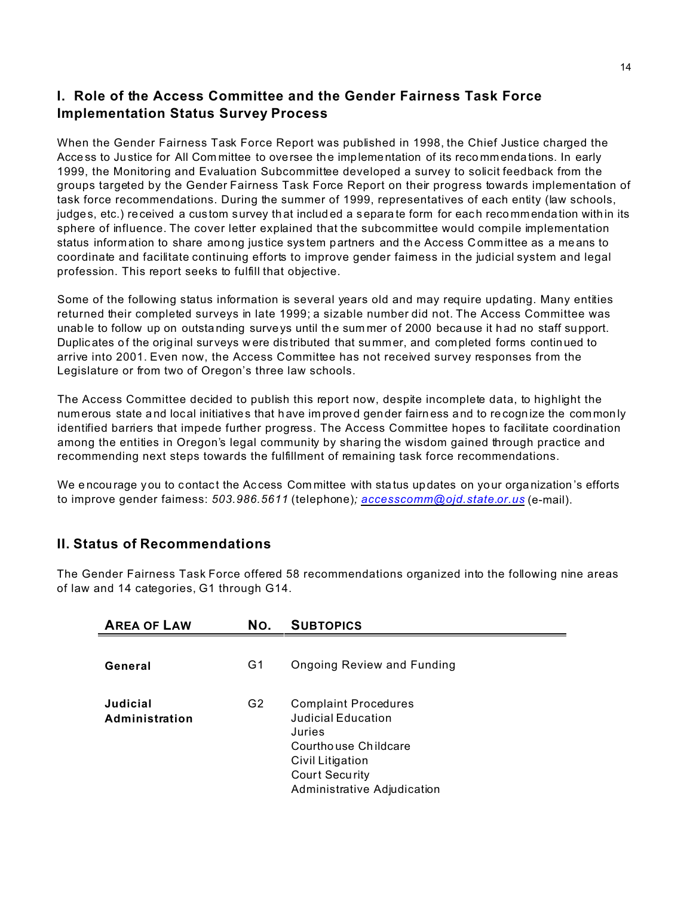## I. Role of the Access Committee and the Gender Fairness Task Force Implementation Status Survey Process

When the Gender Fairness Task Force Report was published in 1998, the Chief Justice charged the Access to Justice for All Committee to oversee the implementation of its recommendations. In early 1999, the Monitoring and Evaluation Subcommittee developed a survey to solicit feedback from the groups targeted by the Gender Fairness Task Force Report on their progress towards implementation of task force recommendations. During the summer of 1999, representatives of each entity (law schools, judges, etc.) received a custom survey that included a separate form for each recommendation within its sphere of influence. The cover letter explained that the subcommittee would compile implementation status information to share among justice system partners and the Access Committee as a means to coordinate and facilitate continuing efforts to improve gender fairness in the judicial system and legal profession. This report seeks to fulfill that objective.

Some of the following status information is several years old and may require updating. Many entities returned their completed surveys in late 1999; a sizable number did not. The Access Committee was unable to follow up on outstanding surveys until the summer of 2000 because it had no staff support. Duplicates of the original surveys were distributed that summer, and completed forms continued to arrive into 2001. Even now, the Access Committee has not received survey responses from the Legislature or from two of Oregon's three law schools.

The Access Committee decided to publish this report now, despite incomplete data, to highlight the numerous state and local initiatives that have improved gender fairness and to recognize the commonly identified barriers that impede further progress. The Access Committee hopes to facilitate coordination among the entities in Oregon's legal community by sharing the wisdom gained through practice and recommending next steps towards the fulfillment of remaining task force recommendations.

We encourage you to contact the Access Committee with status updates on your organization's efforts to improve gender fairness: *503.986.5611* (telephone)*; accesscomm@ojd.state.or.us* (e-mail).

## II. Status of Recommendations

The Gender Fairness Task Force offered 58 recommendations organized into the following nine areas of law and 14 categories, G1 through G14.

| AREA OF LAW | NO. | SUBTOPICS |
|---|---|---|
| **General** | G1 | Ongoing Review and Funding |
| **Judicial Administration** | G2 | Complaint Procedures<br>Judicial Education<br>Juries<br>Courthouse Childcare<br>Civil Litigation<br>Court Security<br>Administrative Adjudication |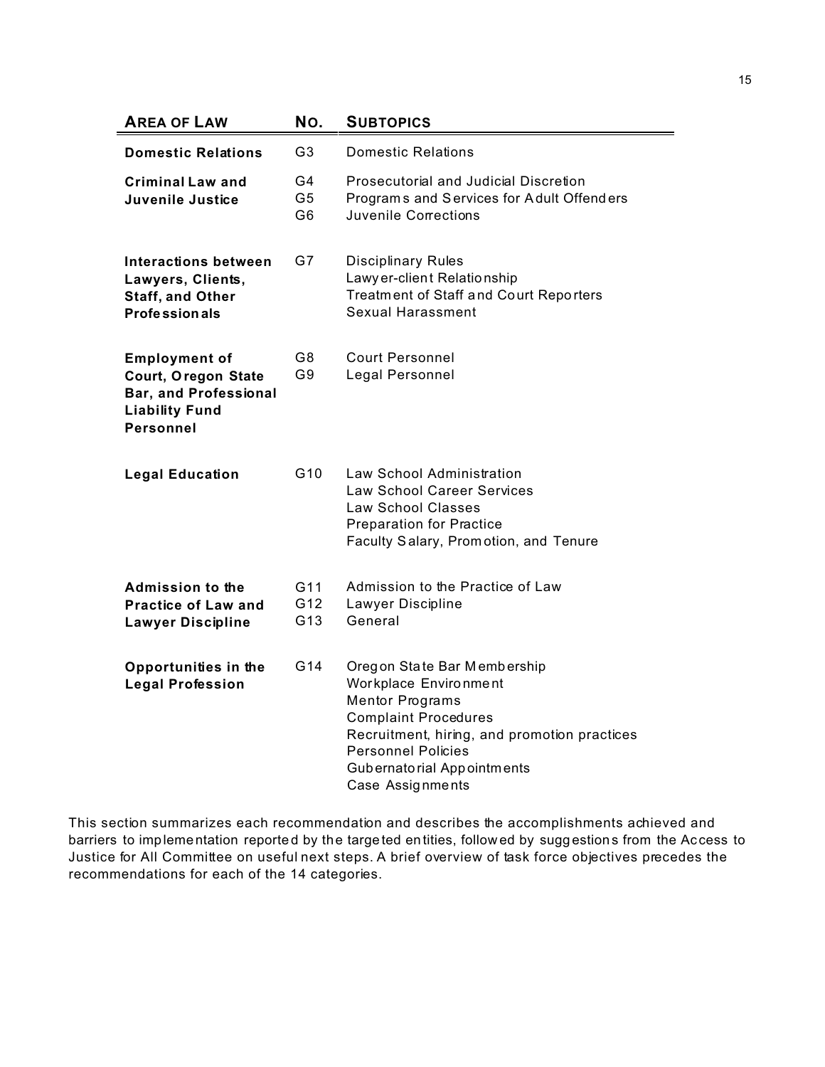| AREA OF LAW | NO. | SUBTOPICS |
|---|---|---|
| **Domestic Relations** | G3 | Domestic Relations |
| **Criminal Law and Juvenile Justice** | G4<br>G5<br>G6 | Prosecutorial and Judicial Discretion<br>Programs and Services for Adult Offenders<br>Juvenile Corrections |
| **Interactions between Lawyers, Clients, Staff, and Other Professionals** | G7 | Disciplinary Rules<br>Lawyer-client Relationship<br>Treatment of Staff and Court Reporters<br>Sexual Harassment |
| **Employment of Court, Oregon State Bar, and Professional Liability Fund Personnel** | G8<br>G9 | Court Personnel<br>Legal Personnel |
| **Legal Education** | G10 | Law School Administration<br>Law School Career Services<br>Law School Classes<br>Preparation for Practice<br>Faculty Salary, Promotion, and Tenure |
| **Admission to the Practice of Law and Lawyer Discipline** | G11<br>G12<br>G13 | Admission to the Practice of Law<br>Lawyer Discipline<br>General |
| **Opportunities in the Legal Profession** | G14 | Oregon State Bar Membership<br>Workplace Environment<br>Mentor Programs<br>Complaint Procedures<br>Recruitment, hiring, and promotion practices<br>Personnel Policies<br>Gubernatorial Appointments<br>Case Assignments |

This section summarizes each recommendation and describes the accomplishments achieved and barriers to implementation reported by the targeted entities, followed by suggestions from the Access to Justice for All Committee on useful next steps. A brief overview of task force objectives precedes the recommendations for each of the 14 categories.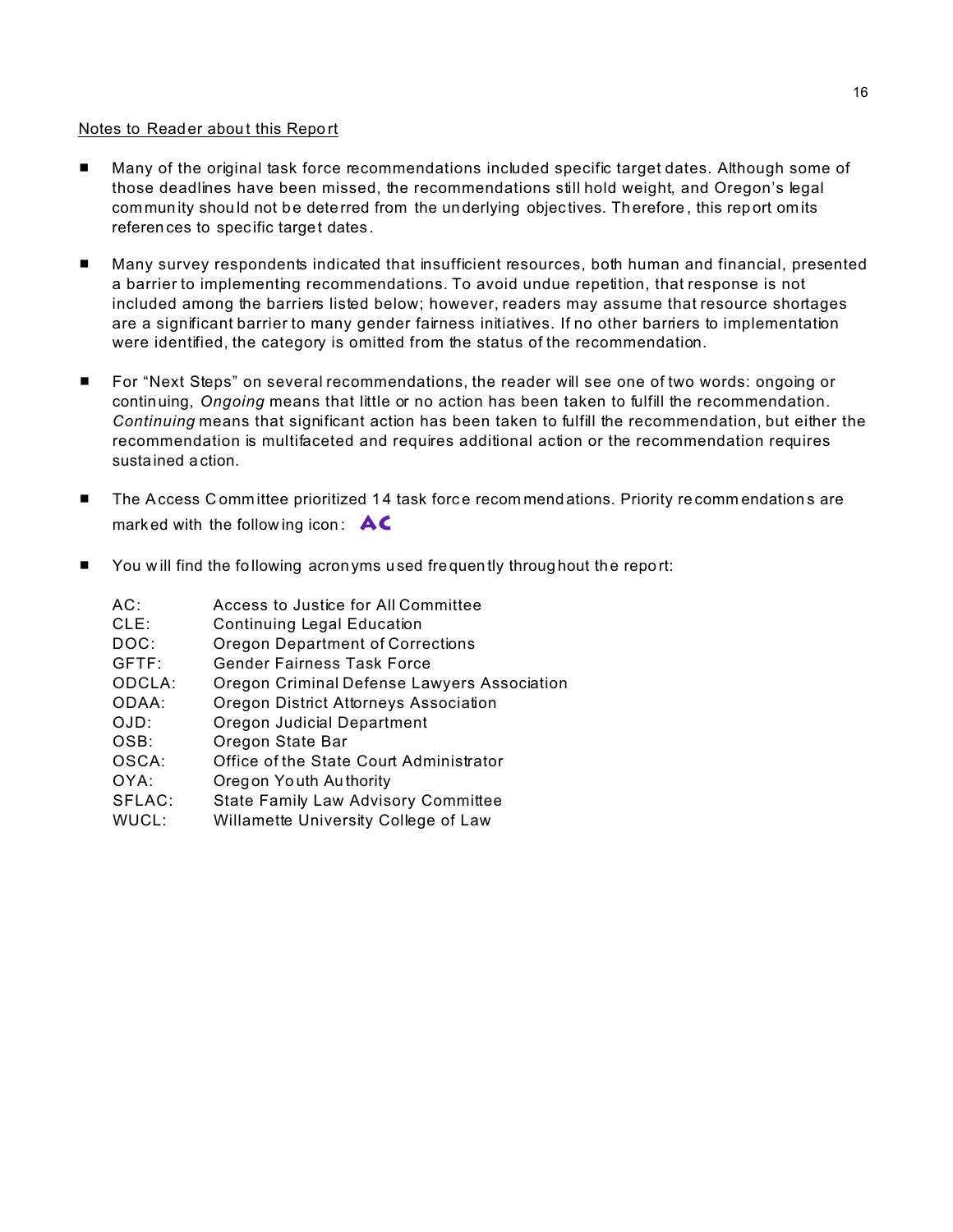Notes to Reader about this Report

- Many of the original task force recommendations included specific target dates. Although some of those deadlines have been missed, the recommendations still hold weight, and Oregon's legal community should not be deterred from the underlying objectives. Therefore, this report omits references to specific target dates.

- Many survey respondents indicated that insufficient resources, both human and financial, presented a barrier to implementing recommendations. To avoid undue repetition, that response is not included among the barriers listed below; however, readers may assume that resource shortages are a significant barrier to many gender fairness initiatives. If no other barriers to implementation were identified, the category is omitted from the status of the recommendation.

- For "Next Steps" on several recommendations, the reader will see one of two words: ongoing or continuing, *Ongoing* means that little or no action has been taken to fulfill the recommendation. *Continuing* means that significant action has been taken to fulfill the recommendation, but either the recommendation is multifaceted and requires additional action or the recommendation requires sustained action.

- The Access Committee prioritized 14 task force recommendations. Priority recommendations are marked with the following icon: **AC**

- You will find the following acronyms used frequently throughout the report:

| | |
|---|---|
| AC: | Access to Justice for All Committee |
| CLE: | Continuing Legal Education |
| DOC: | Oregon Department of Corrections |
| GFTF: | Gender Fairness Task Force |
| ODCLA: | Oregon Criminal Defense Lawyers Association |
| ODAA: | Oregon District Attorneys Association |
| OJD: | Oregon Judicial Department |
| OSB: | Oregon State Bar |
| OSCA: | Office of the State Court Administrator |
| OYA: | Oregon Youth Authority |
| SFLAC: | State Family Law Advisory Committee |
| WUCL: | Willamette University College of Law |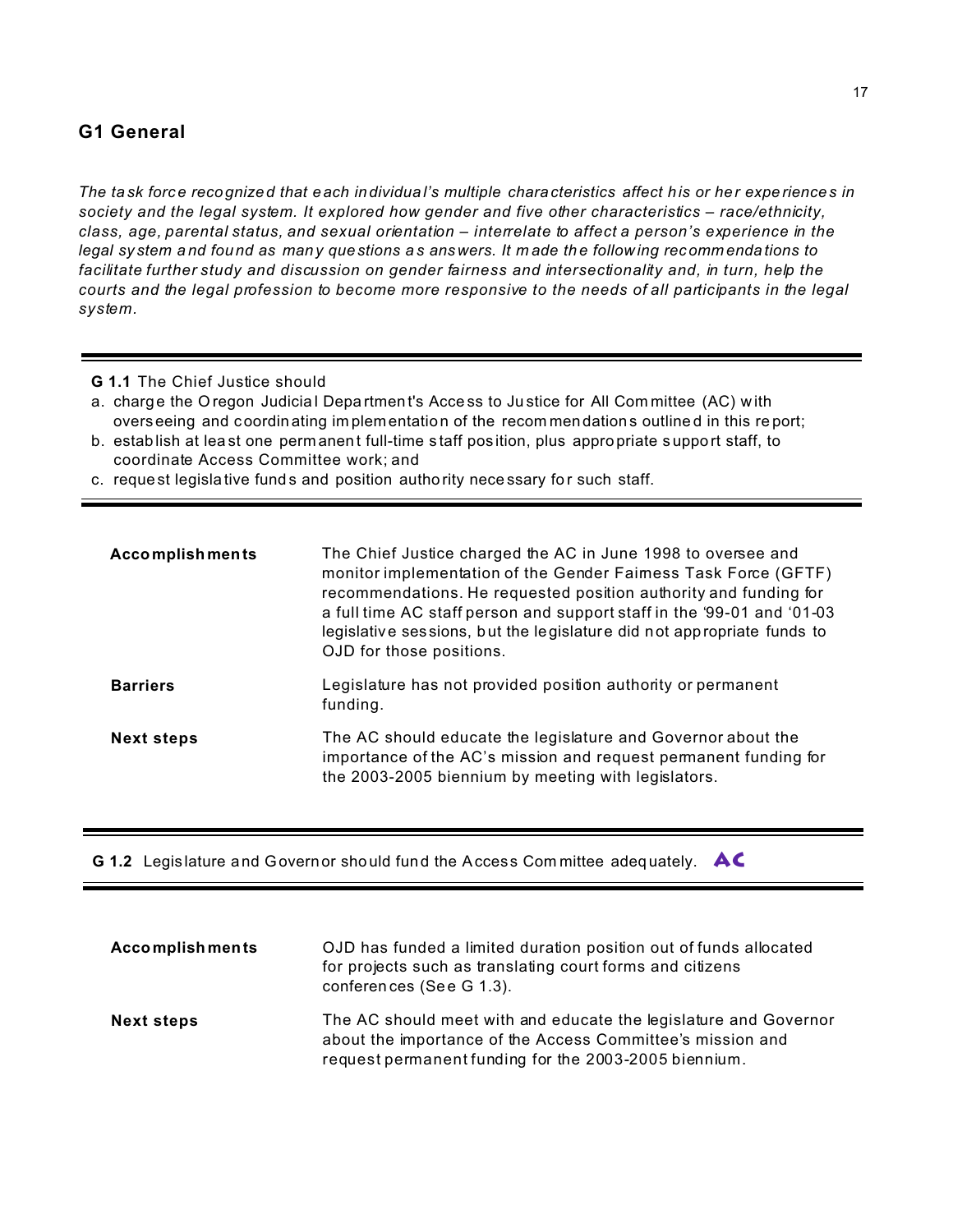## G1 General

*The task force recognized that each individual's multiple characteristics affect his or her experiences in society and the legal system. It explored how gender and five other characteristics – race/ethnicity, class, age, parental status, and sexual orientation – interrelate to affect a person's experience in the legal system and found as many questions as answers. It made the following recommendations to facilitate further study and discussion on gender fairness and intersectionality and, in turn, help the courts and the legal profession to become more responsive to the needs of all participants in the legal system.*

---

**G 1.1** The Chief Justice should

a. charge the Oregon Judicial Department's Access to Justice for All Committee (AC) with overseeing and coordinating implementation of the recommendations outlined in this report;
b. establish at least one permanent full-time staff position, plus appropriate support staff, to coordinate Access Committee work; and
c. request legislative funds and position authority necessary for such staff.

---

| | |
|---|---|
| **Accomplishments** | The Chief Justice charged the AC in June 1998 to oversee and monitor implementation of the Gender Fairness Task Force (GFTF) recommendations. He requested position authority and funding for a full time AC staff person and support staff in the '99-01 and '01-03 legislative sessions, but the legislature did not appropriate funds to OJD for those positions. |
| **Barriers** | Legislature has not provided position authority or permanent funding. |
| **Next steps** | The AC should educate the legislature and Governor about the importance of the AC's mission and request permanent funding for the 2003-2005 biennium by meeting with legislators. |

---

**G 1.2** Legislature and Governor should fund the Access Committee adequately. **AC**

---

| | |
|---|---|
| **Accomplishments** | OJD has funded a limited duration position out of funds allocated for projects such as translating court forms and citizens conferences (See G 1.3). |
| **Next steps** | The AC should meet with and educate the legislature and Governor about the importance of the Access Committee's mission and request permanent funding for the 2003-2005 biennium. |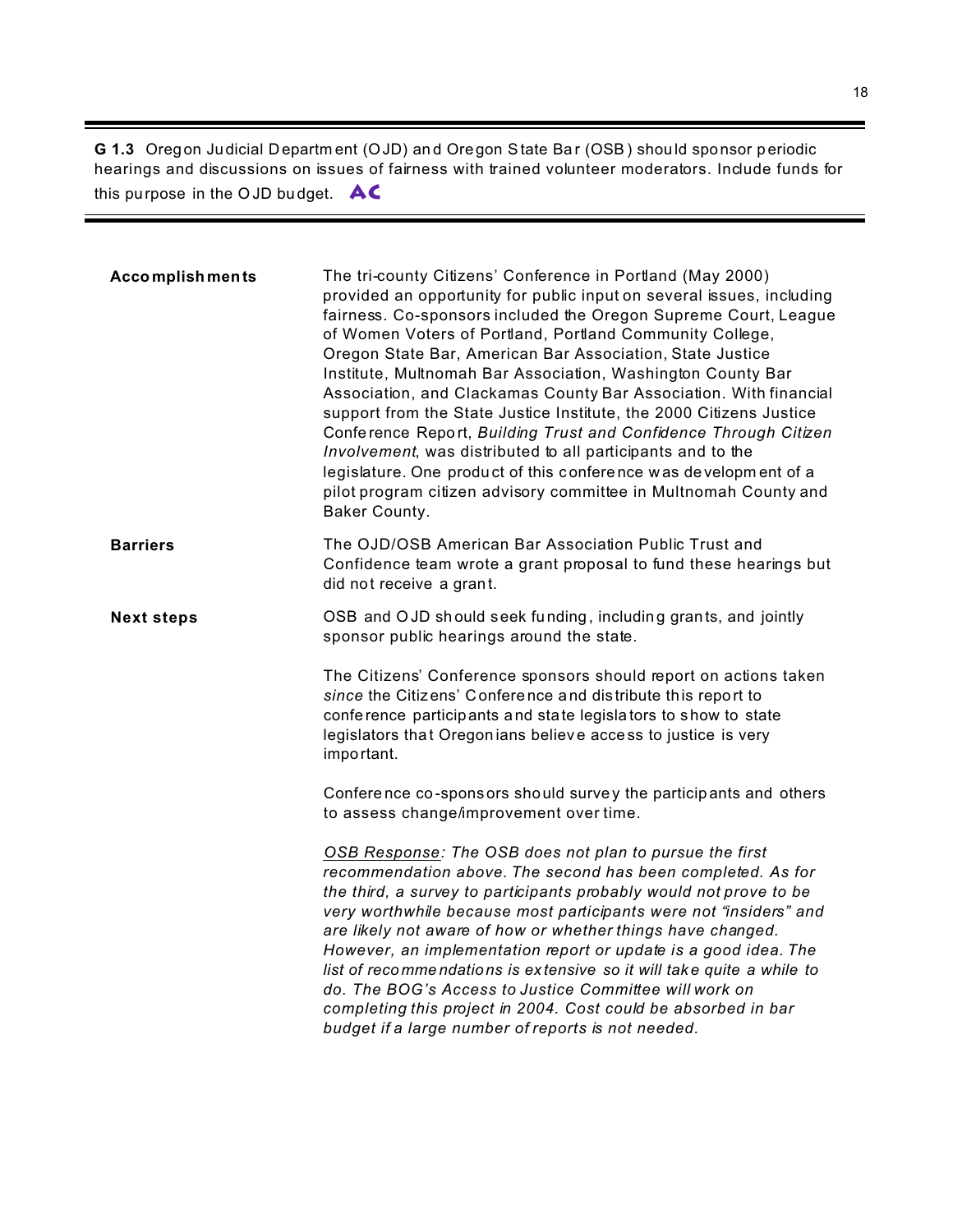**G 1.3** Oregon Judicial Department (OJD) and Oregon State Bar (OSB) should sponsor periodic hearings and discussions on issues of fairness with trained volunteer moderators. Include funds for this purpose in the OJD budget. **AC**

---

**Accomplishments**

The tri-county Citizens' Conference in Portland (May 2000) provided an opportunity for public input on several issues, including fairness. Co-sponsors included the Oregon Supreme Court, League of Women Voters of Portland, Portland Community College, Oregon State Bar, American Bar Association, State Justice Institute, Multnomah Bar Association, Washington County Bar Association, and Clackamas County Bar Association. With financial support from the State Justice Institute, the 2000 Citizens Justice Conference Report, *Building Trust and Confidence Through Citizen Involvement*, was distributed to all participants and to the legislature. One product of this conference was development of a pilot program citizen advisory committee in Multnomah County and Baker County.

**Barriers**

The OJD/OSB American Bar Association Public Trust and Confidence team wrote a grant proposal to fund these hearings but did not receive a grant.

**Next steps**

OSB and OJD should seek funding, including grants, and jointly sponsor public hearings around the state.

The Citizens' Conference sponsors should report on actions taken *since* the Citizens' Conference and distribute this report to conference participants and state legislators to show to state legislators that Oregonians believe access to justice is very important.

Conference co-sponsors should survey the participants and others to assess change/improvement over time.

*OSB Response: The OSB does not plan to pursue the first recommendation above. The second has been completed. As for the third, a survey to participants probably would not prove to be very worthwhile because most participants were not "insiders" and are likely not aware of how or whether things have changed. However, an implementation report or update is a good idea. The list of recommendations is extensive so it will take quite a while to do. The BOG's Access to Justice Committee will work on completing this project in 2004. Cost could be absorbed in bar budget if a large number of reports is not needed.*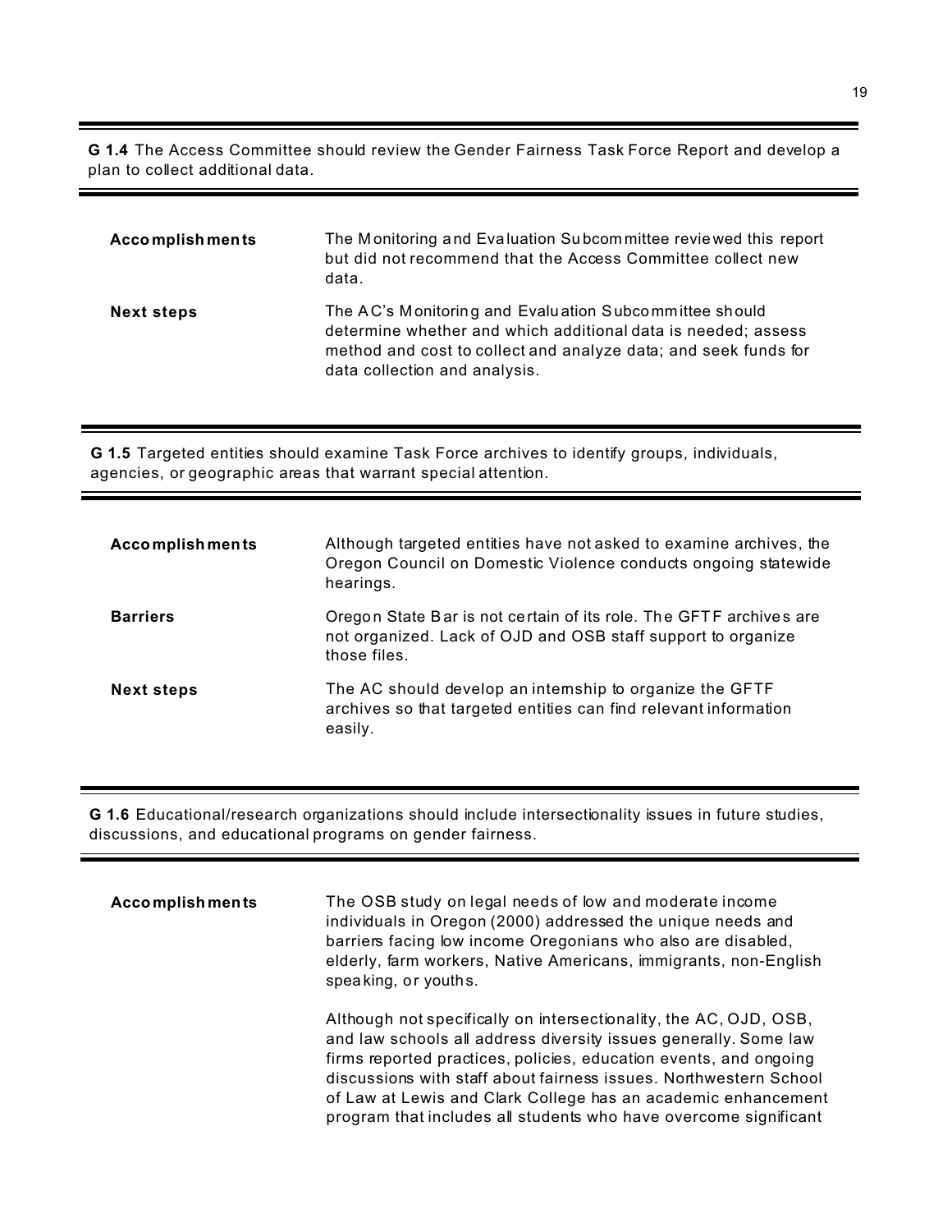**G 1.4** The Access Committee should review the Gender Fairness Task Force Report and develop a plan to collect additional data.

| | |
|---|---|
| **Accomplishments** | The Monitoring and Evaluation Subcommittee reviewed this report but did not recommend that the Access Committee collect new data. |
| **Next steps** | The AC's Monitoring and Evaluation Subcommittee should determine whether and which additional data is needed; assess method and cost to collect and analyze data; and seek funds for data collection and analysis. |

**G 1.5** Targeted entities should examine Task Force archives to identify groups, individuals, agencies, or geographic areas that warrant special attention.

| | |
|---|---|
| **Accomplishments** | Although targeted entities have not asked to examine archives, the Oregon Council on Domestic Violence conducts ongoing statewide hearings. |
| **Barriers** | Oregon State Bar is not certain of its role. The GFTF archives are not organized. Lack of OJD and OSB staff support to organize those files. |
| **Next steps** | The AC should develop an internship to organize the GFTF archives so that targeted entities can find relevant information easily. |

**G 1.6** Educational/research organizations should include intersectionality issues in future studies, discussions, and educational programs on gender fairness.

| | |
|---|---|
| **Accomplishments** | The OSB study on legal needs of low and moderate income individuals in Oregon (2000) addressed the unique needs and barriers facing low income Oregonians who also are disabled, elderly, farm workers, Native Americans, immigrants, non-English speaking, or youths.<br><br>Although not specifically on intersectionality, the AC, OJD, OSB, and law schools all address diversity issues generally. Some law firms reported practices, policies, education events, and ongoing discussions with staff about fairness issues. Northwestern School of Law at Lewis and Clark College has an academic enhancement program that includes all students who have overcome significant |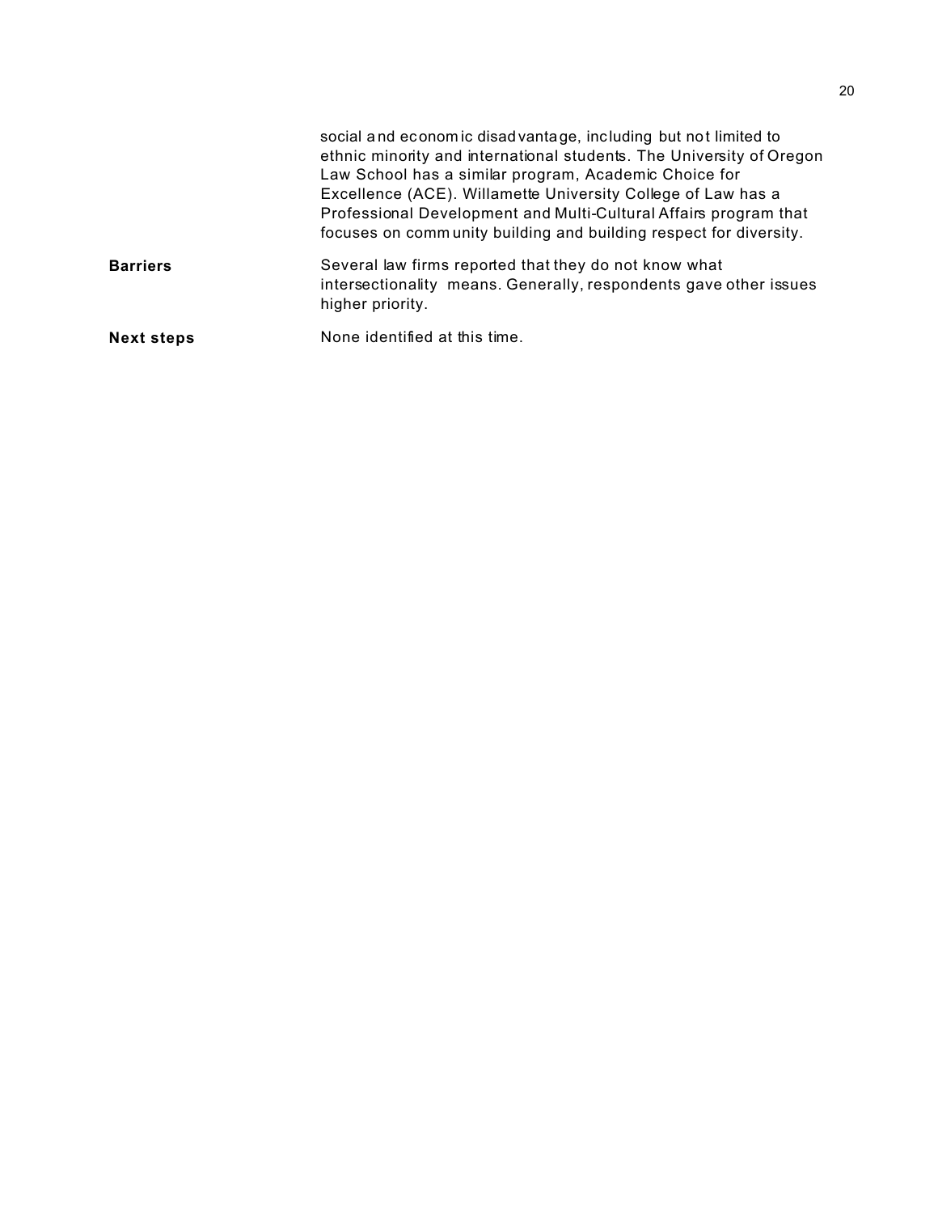| | |
|---|---|
| | social and economic disadvantage, including but not limited to ethnic minority and international students. The University of Oregon Law School has a similar program, Academic Choice for Excellence (ACE). Willamette University College of Law has a Professional Development and Multi-Cultural Affairs program that focuses on community building and building respect for diversity. |
| **Barriers** | Several law firms reported that they do not know what intersectionality means. Generally, respondents gave other issues higher priority. |
| **Next steps** | None identified at this time. |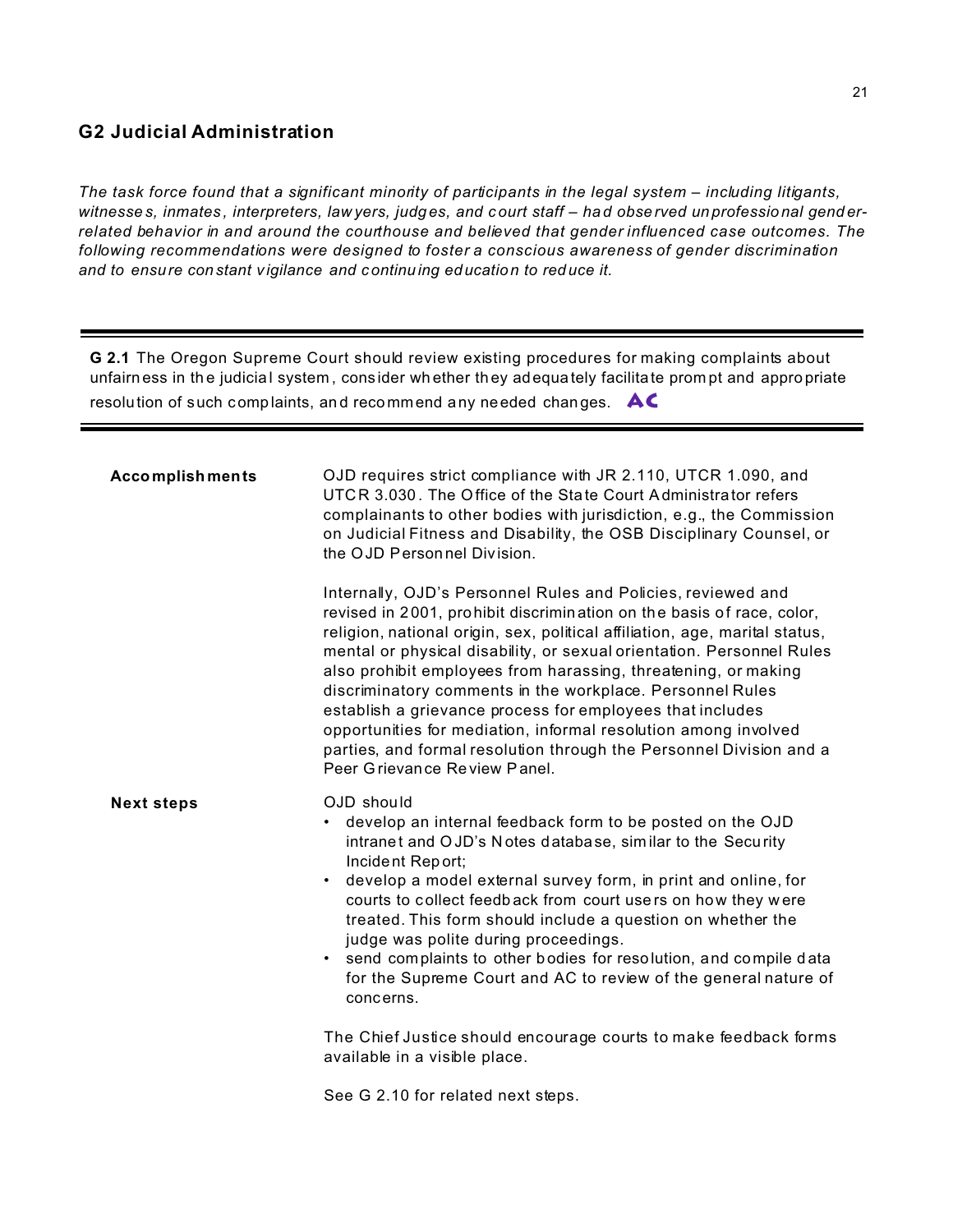## G2 Judicial Administration

*The task force found that a significant minority of participants in the legal system – including litigants, witnesses, inmates, interpreters, lawyers, judges, and court staff – had observed unprofessional gender-related behavior in and around the courthouse and believed that gender influenced case outcomes. The following recommendations were designed to foster a conscious awareness of gender discrimination and to ensure constant vigilance and continuing education to reduce it.*

---

**G 2.1** The Oregon Supreme Court should review existing procedures for making complaints about unfairness in the judicial system, consider whether they adequately facilitate prompt and appropriate resolution of such complaints, and recommend any needed changes. **AC**

---

**Accomplishments**

OJD requires strict compliance with JR 2.110, UTCR 1.090, and UTCR 3.030. The Office of the State Court Administrator refers complainants to other bodies with jurisdiction, e.g., the Commission on Judicial Fitness and Disability, the OSB Disciplinary Counsel, or the OJD Personnel Division.

Internally, OJD's Personnel Rules and Policies, reviewed and revised in 2001, prohibit discrimination on the basis of race, color, religion, national origin, sex, political affiliation, age, marital status, mental or physical disability, or sexual orientation. Personnel Rules also prohibit employees from harassing, threatening, or making discriminatory comments in the workplace. Personnel Rules establish a grievance process for employees that includes opportunities for mediation, informal resolution among involved parties, and formal resolution through the Personnel Division and a Peer Grievance Review Panel.

**Next steps**

OJD should

- develop an internal feedback form to be posted on the OJD intranet and OJD's Notes database, similar to the Security Incident Report;
- develop a model external survey form, in print and online, for courts to collect feedback from court users on how they were treated. This form should include a question on whether the judge was polite during proceedings.
- send complaints to other bodies for resolution, and compile data for the Supreme Court and AC to review of the general nature of concerns.

The Chief Justice should encourage courts to make feedback forms available in a visible place.

See G 2.10 for related next steps.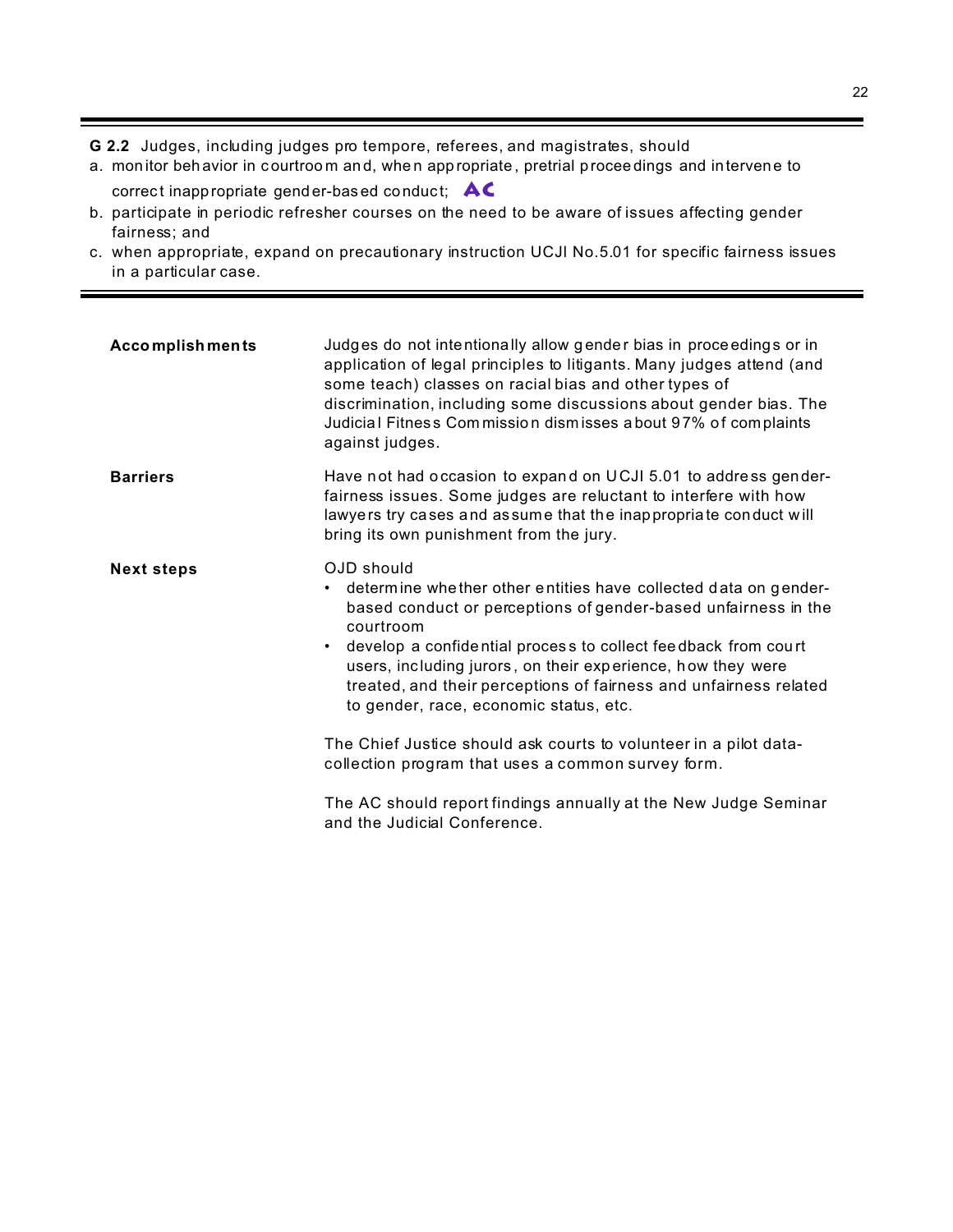**G 2.2** Judges, including judges pro tempore, referees, and magistrates, should

a. monitor behavior in courtroom and, when appropriate, pretrial proceedings and intervene to correct inappropriate gender-based conduct; **AC**

b. participate in periodic refresher courses on the need to be aware of issues affecting gender fairness; and

c. when appropriate, expand on precautionary instruction UCJI No.5.01 for specific fairness issues in a particular case.

---

**Accomplishments**

Judges do not intentionally allow gender bias in proceedings or in application of legal principles to litigants. Many judges attend (and some teach) classes on racial bias and other types of discrimination, including some discussions about gender bias. The Judicial Fitness Commission dismisses about 97% of complaints against judges.

**Barriers**

Have not had occasion to expand on UCJI 5.01 to address gender-fairness issues. Some judges are reluctant to interfere with how lawyers try cases and assume that the inappropriate conduct will bring its own punishment from the jury.

**Next steps**

OJD should

- determine whether other entities have collected data on gender-based conduct or perceptions of gender-based unfairness in the courtroom
- develop a confidential process to collect feedback from court users, including jurors, on their experience, how they were treated, and their perceptions of fairness and unfairness related to gender, race, economic status, etc.

The Chief Justice should ask courts to volunteer in a pilot data-collection program that uses a common survey form.

The AC should report findings annually at the New Judge Seminar and the Judicial Conference.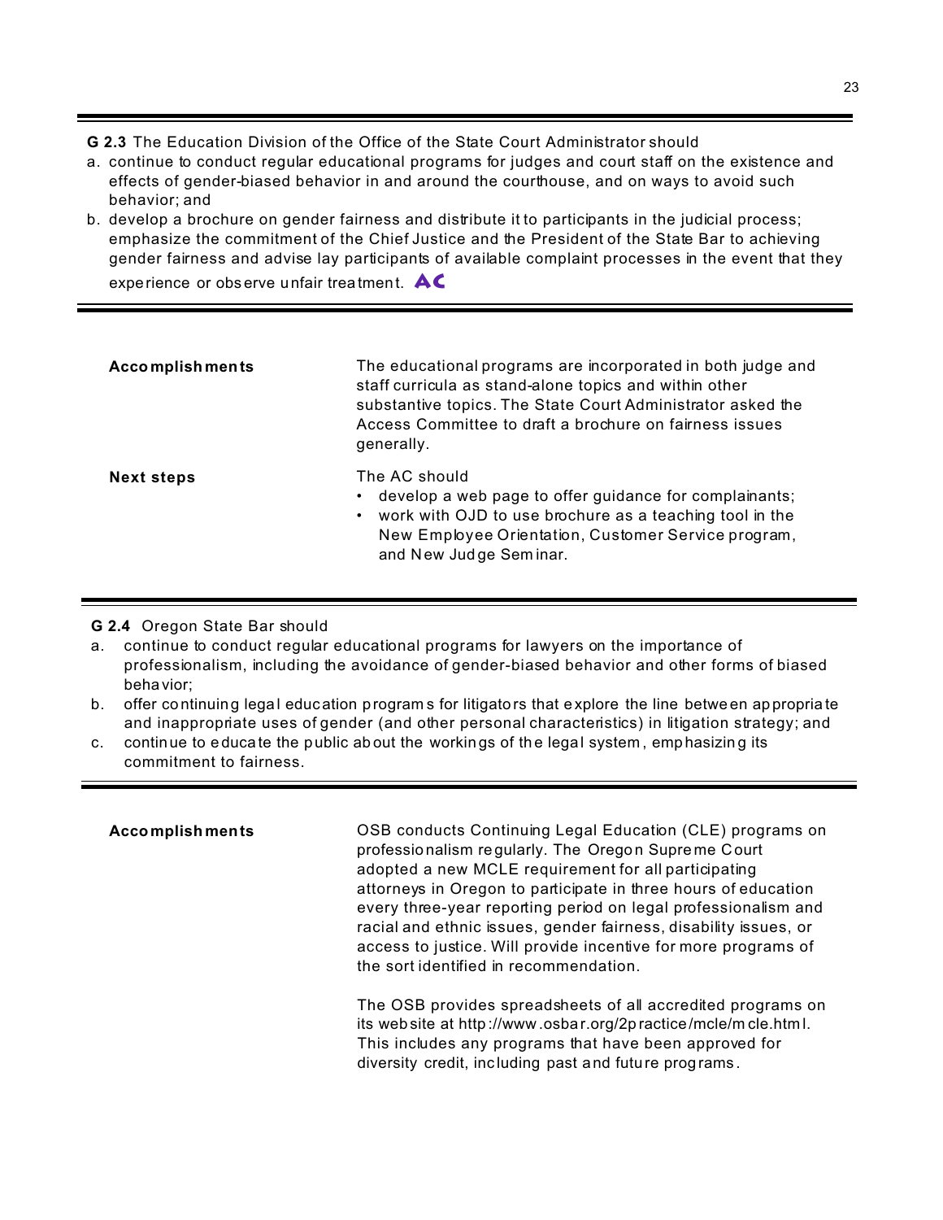**G 2.3** The Education Division of the Office of the State Court Administrator should

a. continue to conduct regular educational programs for judges and court staff on the existence and effects of gender-biased behavior in and around the courthouse, and on ways to avoid such behavior; and
b. develop a brochure on gender fairness and distribute it to participants in the judicial process; emphasize the commitment of the Chief Justice and the President of the State Bar to achieving gender fairness and advise lay participants of available complaint processes in the event that they experience or observe unfair treatment. AC

| | |
|---|---|
| **Accomplishments** | The educational programs are incorporated in both judge and staff curricula as stand-alone topics and within other substantive topics. The State Court Administrator asked the Access Committee to draft a brochure on fairness issues generally. |
| **Next steps** | The AC should<br>• develop a web page to offer guidance for complainants;<br>• work with OJD to use brochure as a teaching tool in the New Employee Orientation, Customer Service program, and New Judge Seminar. |

**G 2.4** Oregon State Bar should

a. continue to conduct regular educational programs for lawyers on the importance of professionalism, including the avoidance of gender-biased behavior and other forms of biased behavior;
b. offer continuing legal education programs for litigators that explore the line between appropriate and inappropriate uses of gender (and other personal characteristics) in litigation strategy; and
c. continue to educate the public about the workings of the legal system, emphasizing its commitment to fairness.

| | |
|---|---|
| **Accomplishments** | OSB conducts Continuing Legal Education (CLE) programs on professionalism regularly. The Oregon Supreme Court adopted a new MCLE requirement for all participating attorneys in Oregon to participate in three hours of education every three-year reporting period on legal professionalism and racial and ethnic issues, gender fairness, disability issues, or access to justice. Will provide incentive for more programs of the sort identified in recommendation.<br><br>The OSB provides spreadsheets of all accredited programs on its web site at http://www.osbar.org/2practice/mcle/mcle.html. This includes any programs that have been approved for diversity credit, including past and future programs. |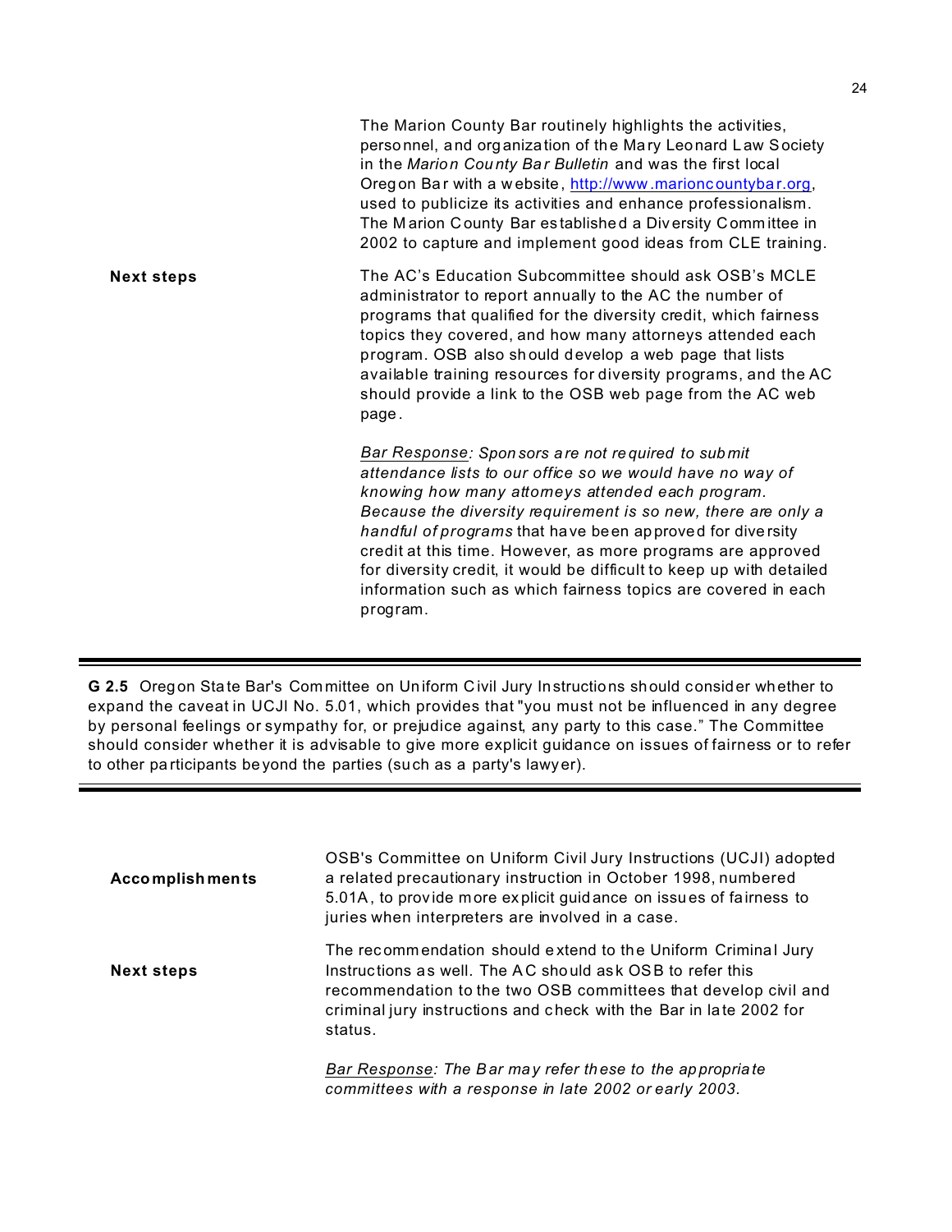The Marion County Bar routinely highlights the activities, personnel, and organization of the Mary Leonard Law Society in the *Marion County Bar Bulletin* and was the first local Oregon Bar with a website, http://www.marioncountybar.org, used to publicize its activities and enhance professionalism. The Marion County Bar established a Diversity Committee in 2002 to capture and implement good ideas from CLE training.

**Next steps**

The AC's Education Subcommittee should ask OSB's MCLE administrator to report annually to the AC the number of programs that qualified for the diversity credit, which fairness topics they covered, and how many attorneys attended each program. OSB also should develop a web page that lists available training resources for diversity programs, and the AC should provide a link to the OSB web page from the AC web page.

*Bar Response: Sponsors are not required to submit attendance lists to our office so we would have no way of knowing how many attorneys attended each program. Because the diversity requirement is so new, there are only a handful of programs* that have been approved for diversity credit at this time. However, as more programs are approved for diversity credit, it would be difficult to keep up with detailed information such as which fairness topics are covered in each program.

---

**G 2.5** Oregon State Bar's Committee on Uniform Civil Jury Instructions should consider whether to expand the caveat in UCJI No. 5.01, which provides that "you must not be influenced in any degree by personal feelings or sympathy for, or prejudice against, any party to this case." The Committee should consider whether it is advisable to give more explicit guidance on issues of fairness or to refer to other participants beyond the parties (such as a party's lawyer).

---

**Accomplishments**

OSB's Committee on Uniform Civil Jury Instructions (UCJI) adopted a related precautionary instruction in October 1998, numbered 5.01A, to provide more explicit guidance on issues of fairness to juries when interpreters are involved in a case.

**Next steps**

The recommendation should extend to the Uniform Criminal Jury Instructions as well. The AC should ask OSB to refer this recommendation to the two OSB committees that develop civil and criminal jury instructions and check with the Bar in late 2002 for status.

*Bar Response: The Bar may refer these to the appropriate committees with a response in late 2002 or early 2003.*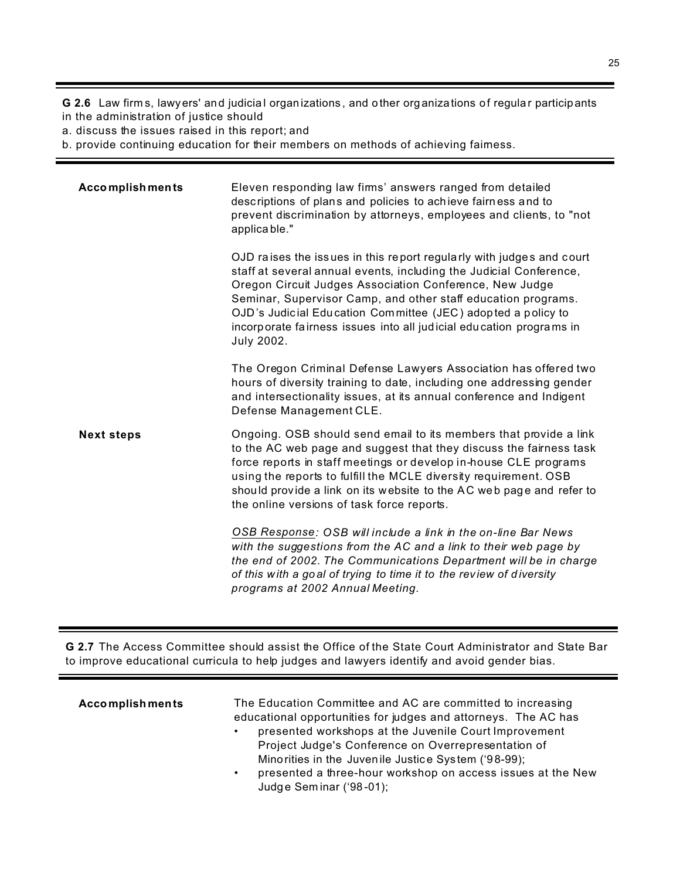**G 2.6** Law firms, lawyers' and judicial organizations, and other organizations of regular participants in the administration of justice should
a. discuss the issues raised in this report; and
b. provide continuing education for their members on methods of achieving fairness.

**Accomplishments**

Eleven responding law firms' answers ranged from detailed descriptions of plans and policies to achieve fairness and to prevent discrimination by attorneys, employees and clients, to "not applicable."

OJD raises the issues in this report regularly with judges and court staff at several annual events, including the Judicial Conference, Oregon Circuit Judges Association Conference, New Judge Seminar, Supervisor Camp, and other staff education programs. OJD's Judicial Education Committee (JEC) adopted a policy to incorporate fairness issues into all judicial education programs in July 2002.

The Oregon Criminal Defense Lawyers Association has offered two hours of diversity training to date, including one addressing gender and intersectionality issues, at its annual conference and Indigent Defense Management CLE.

**Next steps**

Ongoing. OSB should send email to its members that provide a link to the AC web page and suggest that they discuss the fairness task force reports in staff meetings or develop in-house CLE programs using the reports to fulfill the MCLE diversity requirement. OSB should provide a link on its website to the AC web page and refer to the online versions of task force reports.

*OSB Response: OSB will include a link in the on-line Bar News with the suggestions from the AC and a link to their web page by the end of 2002. The Communications Department will be in charge of this with a goal of trying to time it to the review of diversity programs at 2002 Annual Meeting.*

---

**G 2.7** The Access Committee should assist the Office of the State Court Administrator and State Bar to improve educational curricula to help judges and lawyers identify and avoid gender bias.

**Accomplishments**

The Education Committee and AC are committed to increasing educational opportunities for judges and attorneys. The AC has

- presented workshops at the Juvenile Court Improvement Project Judge's Conference on Overrepresentation of Minorities in the Juvenile Justice System ('98-99);
- presented a three-hour workshop on access issues at the New Judge Seminar ('98-01);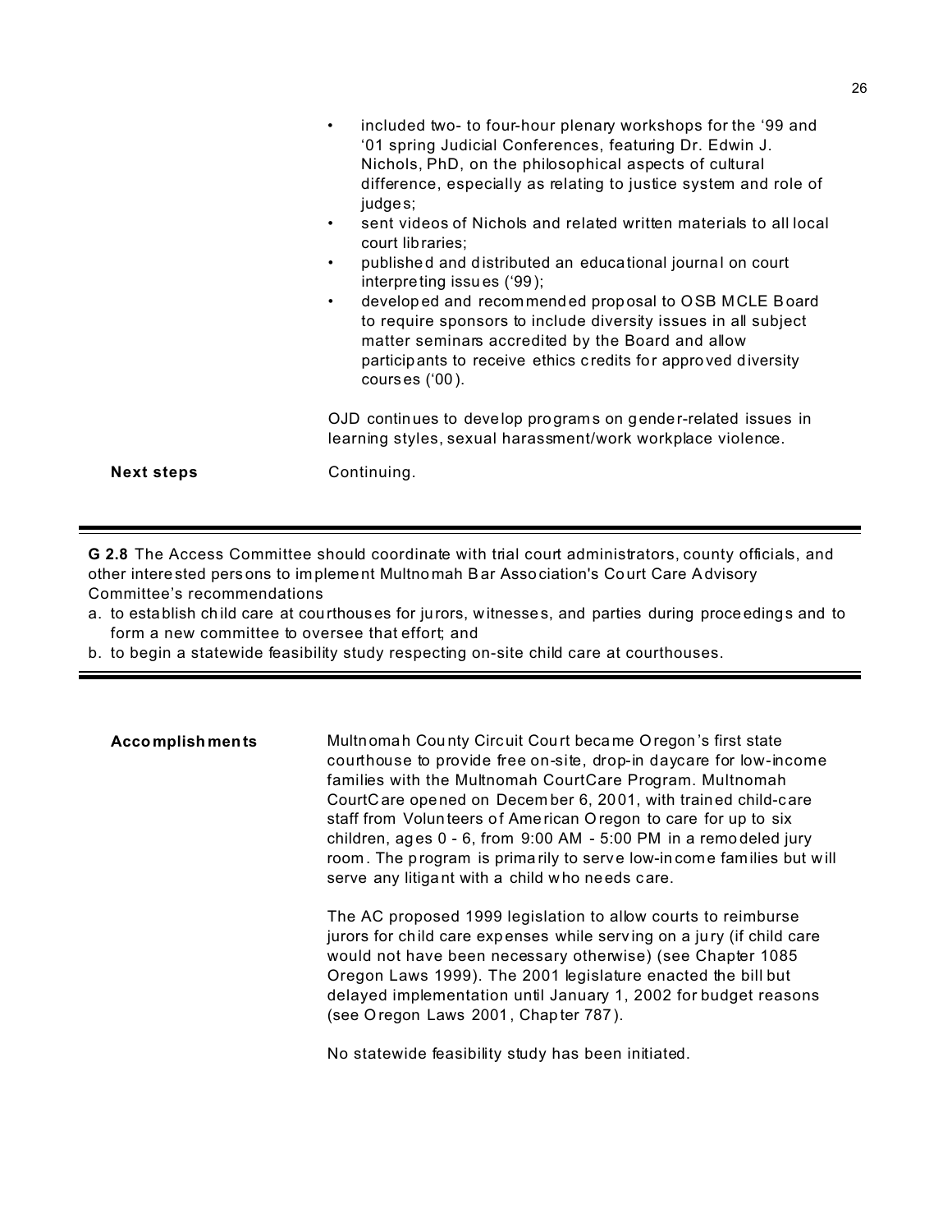- included two- to four-hour plenary workshops for the '99 and '01 spring Judicial Conferences, featuring Dr. Edwin J. Nichols, PhD, on the philosophical aspects of cultural difference, especially as relating to justice system and role of judges;
- sent videos of Nichols and related written materials to all local court libraries;
- published and distributed an educational journal on court interpreting issues ('99);
- developed and recommended proposal to OSB MCLE Board to require sponsors to include diversity issues in all subject matter seminars accredited by the Board and allow participants to receive ethics credits for approved diversity courses ('00).

OJD continues to develop programs on gender-related issues in learning styles, sexual harassment/work workplace violence.

**Next steps** Continuing.

---

**G 2.8** The Access Committee should coordinate with trial court administrators, county officials, and other interested persons to implement Multnomah Bar Association's Court Care Advisory Committee's recommendations

a. to establish child care at courthouses for jurors, witnesses, and parties during proceedings and to form a new committee to oversee that effort; and
b. to begin a statewide feasibility study respecting on-site child care at courthouses.

---

**Accomplishments**

Multnomah County Circuit Court became Oregon's first state courthouse to provide free on-site, drop-in daycare for low-income families with the Multnomah CourtCare Program. Multnomah CourtCare opened on December 6, 2001, with trained child-care staff from Volunteers of American Oregon to care for up to six children, ages 0 - 6, from 9:00 AM - 5:00 PM in a remodeled jury room. The program is primarily to serve low-income families but will serve any litigant with a child who needs care.

The AC proposed 1999 legislation to allow courts to reimburse jurors for child care expenses while serving on a jury (if child care would not have been necessary otherwise) (see Chapter 1085 Oregon Laws 1999). The 2001 legislature enacted the bill but delayed implementation until January 1, 2002 for budget reasons (see Oregon Laws 2001, Chapter 787).

No statewide feasibility study has been initiated.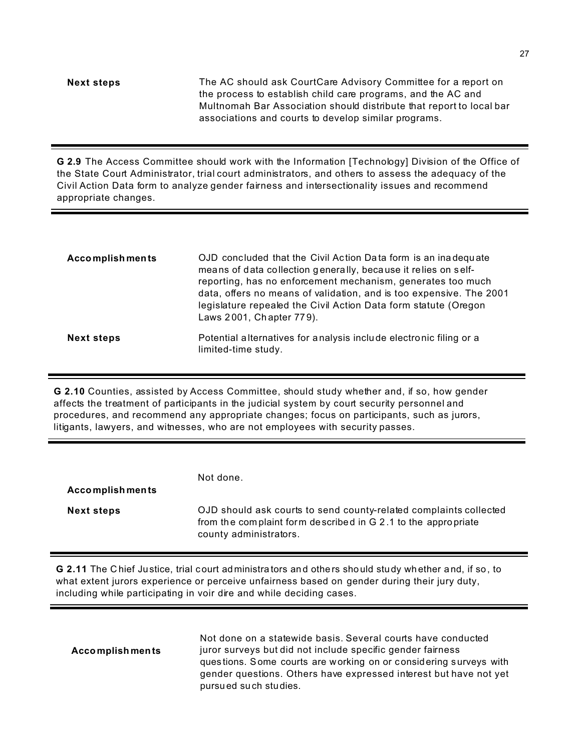**Next steps** The AC should ask CourtCare Advisory Committee for a report on the process to establish child care programs, and the AC and Multnomah Bar Association should distribute that report to local bar associations and courts to develop similar programs.

---

**G 2.9** The Access Committee should work with the Information [Technology] Division of the Office of the State Court Administrator, trial court administrators, and others to assess the adequacy of the Civil Action Data form to analyze gender fairness and intersectionality issues and recommend appropriate changes.

---

**Accomplishments** OJD concluded that the Civil Action Data form is an inadequate means of data collection generally, because it relies on self-reporting, has no enforcement mechanism, generates too much data, offers no means of validation, and is too expensive. The 2001 legislature repealed the Civil Action Data form statute (Oregon Laws 2001, Chapter 779).

**Next steps** Potential alternatives for analysis include electronic filing or a limited-time study.

---

**G 2.10** Counties, assisted by Access Committee, should study whether and, if so, how gender affects the treatment of participants in the judicial system by court security personnel and procedures, and recommend any appropriate changes; focus on participants, such as jurors, litigants, lawyers, and witnesses, who are not employees with security passes.

---

**Accomplishments** Not done.

**Next steps** OJD should ask courts to send county-related complaints collected from the complaint form described in G 2.1 to the appropriate county administrators.

---

**G 2.11** The Chief Justice, trial court administrators and others should study whether and, if so, to what extent jurors experience or perceive unfairness based on gender during their jury duty, including while participating in voir dire and while deciding cases.

---

**Accomplishments** Not done on a statewide basis. Several courts have conducted juror surveys but did not include specific gender fairness questions. Some courts are working on or considering surveys with gender questions. Others have expressed interest but have not yet pursued such studies.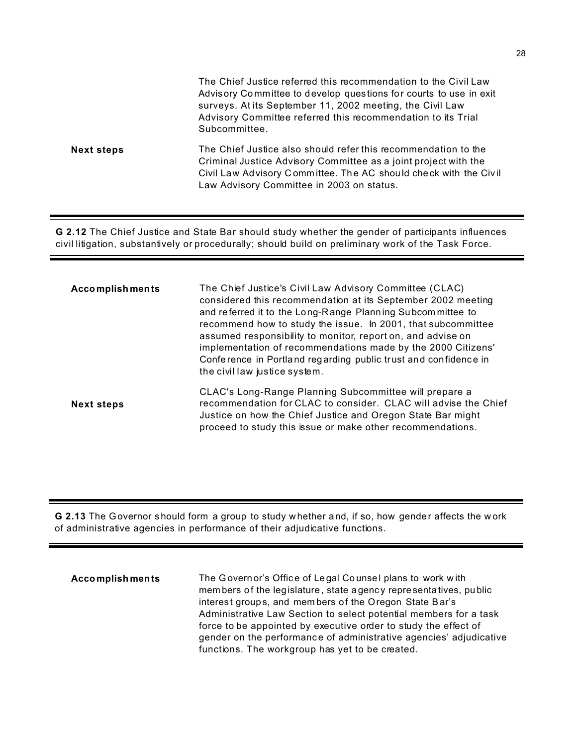The Chief Justice referred this recommendation to the Civil Law Advisory Committee to develop questions for courts to use in exit surveys. At its September 11, 2002 meeting, the Civil Law Advisory Committee referred this recommendation to its Trial Subcommittee.

**Next steps**

The Chief Justice also should refer this recommendation to the Criminal Justice Advisory Committee as a joint project with the Civil Law Advisory Committee. The AC should check with the Civil Law Advisory Committee in 2003 on status.

---

**G 2.12** The Chief Justice and State Bar should study whether the gender of participants influences civil litigation, substantively or procedurally; should build on preliminary work of the Task Force.

---

**Accomplishments**

The Chief Justice's Civil Law Advisory Committee (CLAC) considered this recommendation at its September 2002 meeting and referred it to the Long-Range Planning Subcommittee to recommend how to study the issue. In 2001, that subcommittee assumed responsibility to monitor, report on, and advise on implementation of recommendations made by the 2000 Citizens' Conference in Portland regarding public trust and confidence in the civil law justice system.

**Next steps**

CLAC's Long-Range Planning Subcommittee will prepare a recommendation for CLAC to consider. CLAC will advise the Chief Justice on how the Chief Justice and Oregon State Bar might proceed to study this issue or make other recommendations.

---

**G 2.13** The Governor should form a group to study whether and, if so, how gender affects the work of administrative agencies in performance of their adjudicative functions.

---

**Accomplishments**

The Governor's Office of Legal Counsel plans to work with members of the legislature, state agency representatives, public interest groups, and members of the Oregon State Bar's Administrative Law Section to select potential members for a task force to be appointed by executive order to study the effect of gender on the performance of administrative agencies' adjudicative functions. The workgroup has yet to be created.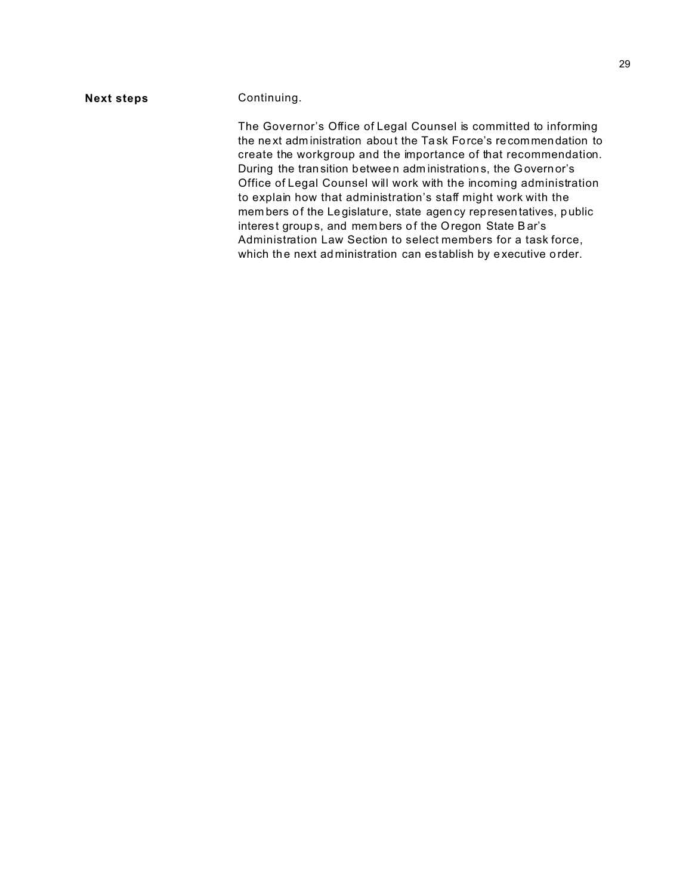**Next steps** Continuing.

The Governor's Office of Legal Counsel is committed to informing the next administration about the Task Force's recommendation to create the workgroup and the importance of that recommendation. During the transition between administrations, the Governor's Office of Legal Counsel will work with the incoming administration to explain how that administration's staff might work with the members of the Legislature, state agency representatives, public interest groups, and members of the Oregon State Bar's Administration Law Section to select members for a task force, which the next administration can establish by executive order.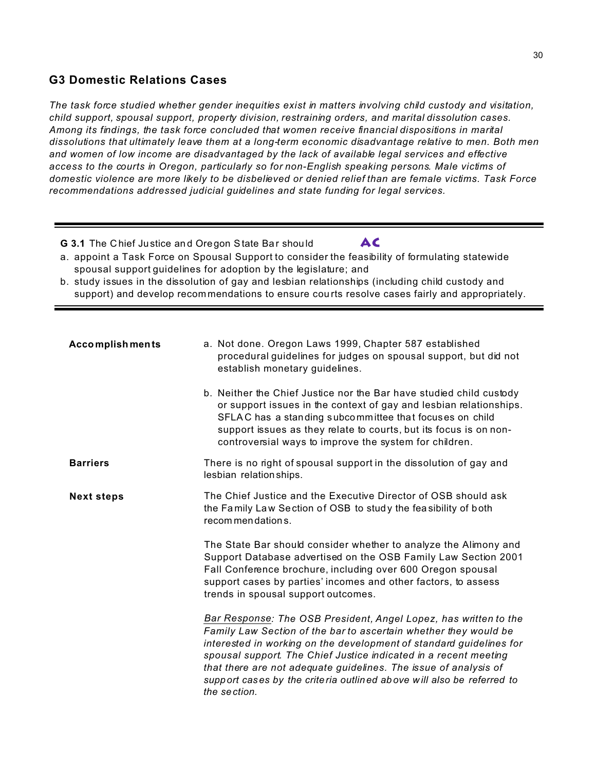## G3 Domestic Relations Cases

*The task force studied whether gender inequities exist in matters involving child custody and visitation, child support, spousal support, property division, restraining orders, and marital dissolution cases. Among its findings, the task force concluded that women receive financial dispositions in marital dissolutions that ultimately leave them at a long-term economic disadvantage relative to men. Both men and women of low income are disadvantaged by the lack of available legal services and effective access to the courts in Oregon, particularly so for non-English speaking persons. Male victims of domestic violence are more likely to be disbelieved or denied relief than are female victims. Task Force recommendations addressed judicial guidelines and state funding for legal services.*

---

**G 3.1** The Chief Justice and Oregon State Bar should **AC**

a. appoint a Task Force on Spousal Support to consider the feasibility of formulating statewide spousal support guidelines for adoption by the legislature; and
b. study issues in the dissolution of gay and lesbian relationships (including child custody and support) and develop recommendations to ensure courts resolve cases fairly and appropriately.

---

**Accomplishments**

a. Not done. Oregon Laws 1999, Chapter 587 established procedural guidelines for judges on spousal support, but did not establish monetary guidelines.

b. Neither the Chief Justice nor the Bar have studied child custody or support issues in the context of gay and lesbian relationships. SFLAC has a standing subcommittee that focuses on child support issues as they relate to courts, but its focus is on non-controversial ways to improve the system for children.

**Barriers**

There is no right of spousal support in the dissolution of gay and lesbian relationships.

**Next steps**

The Chief Justice and the Executive Director of OSB should ask the Family Law Section of OSB to study the feasibility of both recommendations.

The State Bar should consider whether to analyze the Alimony and Support Database advertised on the OSB Family Law Section 2001 Fall Conference brochure, including over 600 Oregon spousal support cases by parties' incomes and other factors, to assess trends in spousal support outcomes.

*Bar Response: The OSB President, Angel Lopez, has written to the Family Law Section of the bar to ascertain whether they would be interested in working on the development of standard guidelines for spousal support. The Chief Justice indicated in a recent meeting that there are not adequate guidelines. The issue of analysis of support cases by the criteria outlined above will also be referred to the section.*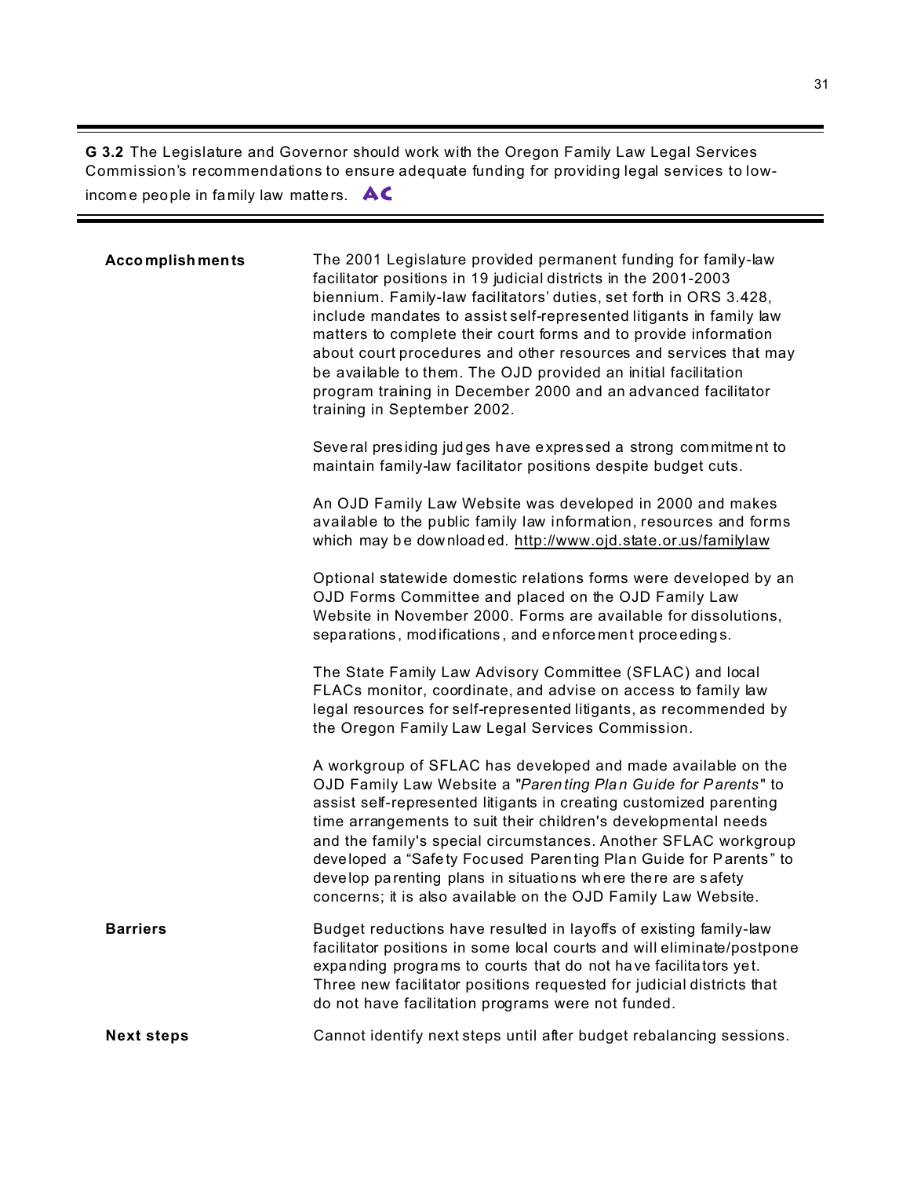**G 3.2** The Legislature and Governor should work with the Oregon Family Law Legal Services Commission's recommendations to ensure adequate funding for providing legal services to low-income people in family law matters. **AC**

---

**Accomplishments**

The 2001 Legislature provided permanent funding for family-law facilitator positions in 19 judicial districts in the 2001-2003 biennium. Family-law facilitators' duties, set forth in ORS 3.428, include mandates to assist self-represented litigants in family law matters to complete their court forms and to provide information about court procedures and other resources and services that may be available to them. The OJD provided an initial facilitation program training in December 2000 and an advanced facilitator training in September 2002.

Several presiding judges have expressed a strong commitment to maintain family-law facilitator positions despite budget cuts.

An OJD Family Law Website was developed in 2000 and makes available to the public family law information, resources and forms which may be downloaded. http://www.ojd.state.or.us/familylaw

Optional statewide domestic relations forms were developed by an OJD Forms Committee and placed on the OJD Family Law Website in November 2000. Forms are available for dissolutions, separations, modifications, and enforcement proceedings.

The State Family Law Advisory Committee (SFLAC) and local FLACs monitor, coordinate, and advise on access to family law legal resources for self-represented litigants, as recommended by the Oregon Family Law Legal Services Commission.

A workgroup of SFLAC has developed and made available on the OJD Family Law Website a "*Parenting Plan Guide for Parents*" to assist self-represented litigants in creating customized parenting time arrangements to suit their children's developmental needs and the family's special circumstances. Another SFLAC workgroup developed a "Safety Focused Parenting Plan Guide for Parents" to develop parenting plans in situations where there are safety concerns; it is also available on the OJD Family Law Website.

**Barriers**

Budget reductions have resulted in layoffs of existing family-law facilitator positions in some local courts and will eliminate/postpone expanding programs to courts that do not have facilitators yet. Three new facilitator positions requested for judicial districts that do not have facilitation programs were not funded.

**Next steps**

Cannot identify next steps until after budget rebalancing sessions.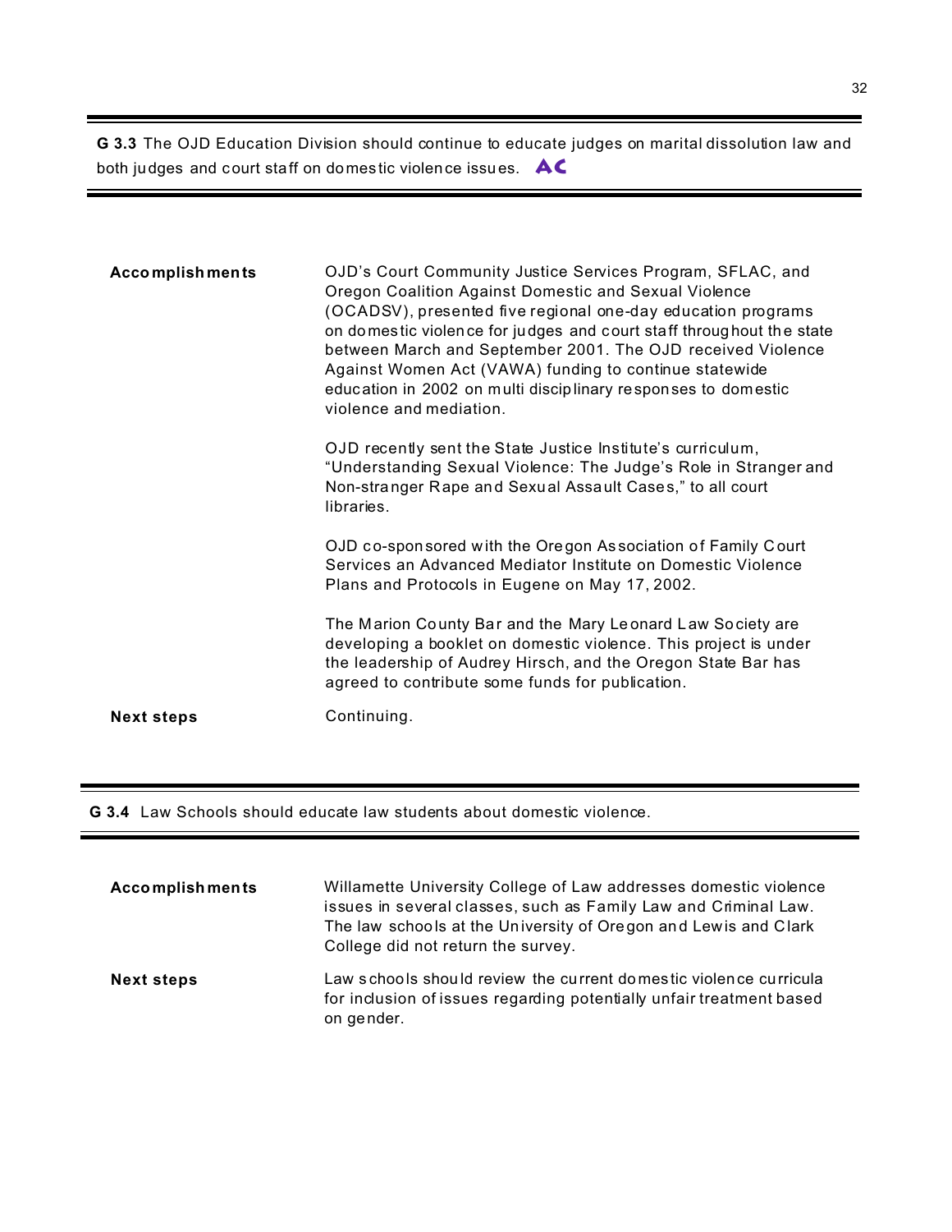**G 3.3** The OJD Education Division should continue to educate judges on marital dissolution law and both judges and court staff on domestic violence issues. AC

**Accomplishments**

OJD's Court Community Justice Services Program, SFLAC, and Oregon Coalition Against Domestic and Sexual Violence (OCADSV), presented five regional one-day education programs on domestic violence for judges and court staff throughout the state between March and September 2001. The OJD received Violence Against Women Act (VAWA) funding to continue statewide education in 2002 on multi disciplinary responses to domestic violence and mediation.

OJD recently sent the State Justice Institute's curriculum, "Understanding Sexual Violence: The Judge's Role in Stranger and Non-stranger Rape and Sexual Assault Cases," to all court libraries.

OJD co-sponsored with the Oregon Association of Family Court Services an Advanced Mediator Institute on Domestic Violence Plans and Protocols in Eugene on May 17, 2002.

The Marion County Bar and the Mary Leonard Law Society are developing a booklet on domestic violence. This project is under the leadership of Audrey Hirsch, and the Oregon State Bar has agreed to contribute some funds for publication.

**Next steps**

Continuing.

**G 3.4** Law Schools should educate law students about domestic violence.

**Accomplishments**

Willamette University College of Law addresses domestic violence issues in several classes, such as Family Law and Criminal Law. The law schools at the University of Oregon and Lewis and Clark College did not return the survey.

**Next steps**

Law schools should review the current domestic violence curricula for inclusion of issues regarding potentially unfair treatment based on gender.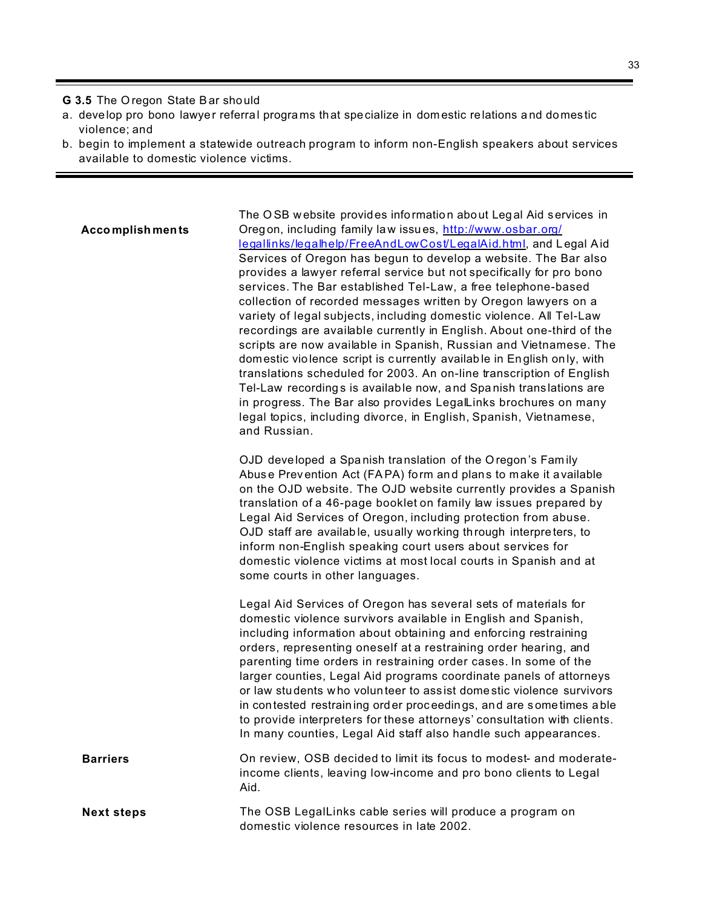**G 3.5** The Oregon State Bar should

a. develop pro bono lawyer referral programs that specialize in domestic relations and domestic violence; and
b. begin to implement a statewide outreach program to inform non-English speakers about services available to domestic violence victims.

---

**Accomplishments**

The OSB website provides information about Legal Aid services in Oregon, including family law issues, http://www.osbar.org/legallinks/legalhelp/FreeAndLowCost/LegalAid.html, and Legal Aid Services of Oregon has begun to develop a website. The Bar also provides a lawyer referral service but not specifically for pro bono services. The Bar established Tel-Law, a free telephone-based collection of recorded messages written by Oregon lawyers on a variety of legal subjects, including domestic violence. All Tel-Law recordings are available currently in English. About one-third of the scripts are now available in Spanish, Russian and Vietnamese. The domestic violence script is currently available in English only, with translations scheduled for 2003. An on-line transcription of English Tel-Law recordings is available now, and Spanish translations are in progress. The Bar also provides LegalLinks brochures on many legal topics, including divorce, in English, Spanish, Vietnamese, and Russian.

OJD developed a Spanish translation of the Oregon's Family Abuse Prevention Act (FAPA) form and plans to make it available on the OJD website. The OJD website currently provides a Spanish translation of a 46-page booklet on family law issues prepared by Legal Aid Services of Oregon, including protection from abuse. OJD staff are available, usually working through interpreters, to inform non-English speaking court users about services for domestic violence victims at most local courts in Spanish and at some courts in other languages.

Legal Aid Services of Oregon has several sets of materials for domestic violence survivors available in English and Spanish, including information about obtaining and enforcing restraining orders, representing oneself at a restraining order hearing, and parenting time orders in restraining order cases. In some of the larger counties, Legal Aid programs coordinate panels of attorneys or law students who volunteer to assist domestic violence survivors in contested restraining order proceedings, and are sometimes able to provide interpreters for these attorneys' consultation with clients. In many counties, Legal Aid staff also handle such appearances.

**Barriers**

On review, OSB decided to limit its focus to modest- and moderate-income clients, leaving low-income and pro bono clients to Legal Aid.

**Next steps**

The OSB LegalLinks cable series will produce a program on domestic violence resources in late 2002.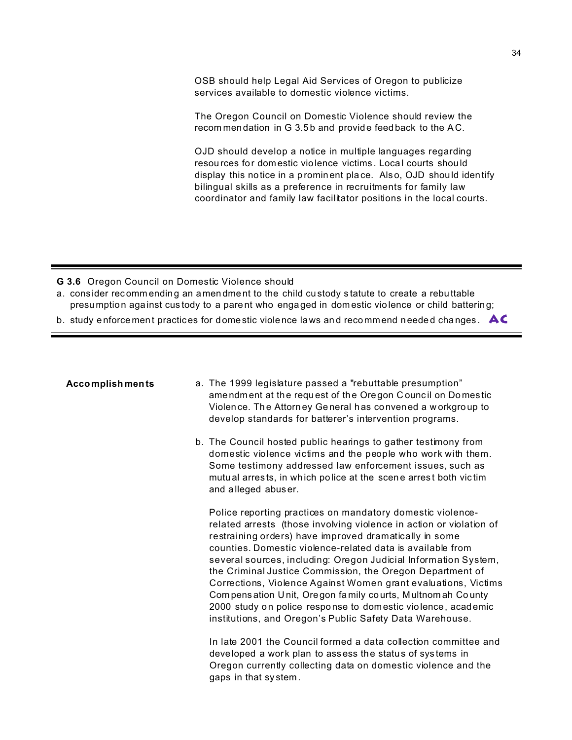OSB should help Legal Aid Services of Oregon to publicize services available to domestic violence victims.

The Oregon Council on Domestic Violence should review the recommendation in G 3.5b and provide feedback to the AC.

OJD should develop a notice in multiple languages regarding resources for domestic violence victims. Local courts should display this notice in a prominent place. Also, OJD should identify bilingual skills as a preference in recruitments for family law coordinator and family law facilitator positions in the local courts.

---

**G 3.6** Oregon Council on Domestic Violence should

a. consider recommending an amendment to the child custody statute to create a rebuttable presumption against custody to a parent who engaged in domestic violence or child battering;

b. study enforcement practices for domestic violence laws and recommend needed changes. **AC**

---

**Accomplishments**

a. The 1999 legislature passed a "rebuttable presumption" amendment at the request of the Oregon Council on Domestic Violence. The Attorney General has convened a workgroup to develop standards for batterer's intervention programs.

b. The Council hosted public hearings to gather testimony from domestic violence victims and the people who work with them. Some testimony addressed law enforcement issues, such as mutual arrests, in which police at the scene arrest both victim and alleged abuser.

   Police reporting practices on mandatory domestic violence-related arrests (those involving violence in action or violation of restraining orders) have improved dramatically in some counties. Domestic violence-related data is available from several sources, including: Oregon Judicial Information System, the Criminal Justice Commission, the Oregon Department of Corrections, Violence Against Women grant evaluations, Victims Compensation Unit, Oregon family courts, Multnomah County 2000 study on police response to domestic violence, academic institutions, and Oregon's Public Safety Data Warehouse.

   In late 2001 the Council formed a data collection committee and developed a work plan to assess the status of systems in Oregon currently collecting data on domestic violence and the gaps in that system.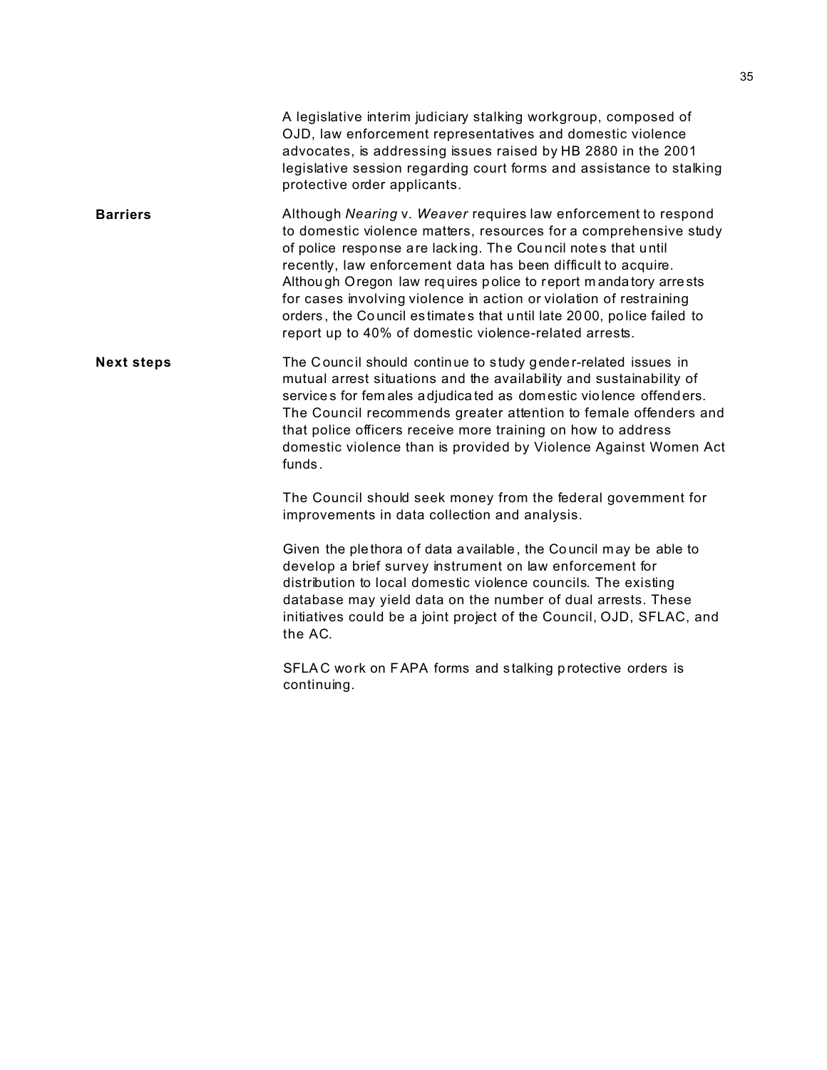A legislative interim judiciary stalking workgroup, composed of OJD, law enforcement representatives and domestic violence advocates, is addressing issues raised by HB 2880 in the 2001 legislative session regarding court forms and assistance to stalking protective order applicants.

**Barriers**

Although *Nearing* v. *Weaver* requires law enforcement to respond to domestic violence matters, resources for a comprehensive study of police response are lacking. The Council notes that until recently, law enforcement data has been difficult to acquire. Although Oregon law requires police to report mandatory arrests for cases involving violence in action or violation of restraining orders, the Council estimates that until late 2000, police failed to report up to 40% of domestic violence-related arrests.

**Next steps**

The Council should continue to study gender-related issues in mutual arrest situations and the availability and sustainability of services for females adjudicated as domestic violence offenders. The Council recommends greater attention to female offenders and that police officers receive more training on how to address domestic violence than is provided by Violence Against Women Act funds.

The Council should seek money from the federal government for improvements in data collection and analysis.

Given the plethora of data available, the Council may be able to develop a brief survey instrument on law enforcement for distribution to local domestic violence councils. The existing database may yield data on the number of dual arrests. These initiatives could be a joint project of the Council, OJD, SFLAC, and the AC.

SFLAC work on FAPA forms and stalking protective orders is continuing.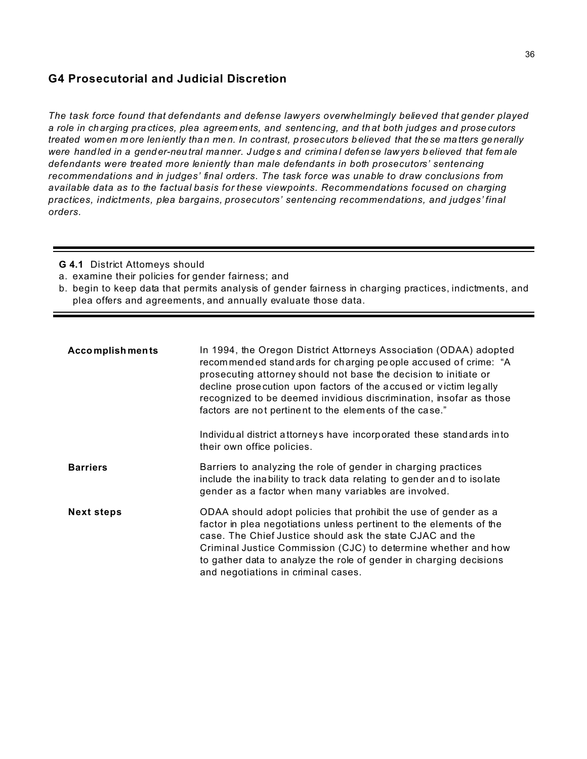## G4 Prosecutorial and Judicial Discretion

*The task force found that defendants and defense lawyers overwhelmingly believed that gender played a role in charging practices, plea agreements, and sentencing, and that both judges and prosecutors treated women more leniently than men. In contrast, prosecutors believed that these matters generally were handled in a gender-neutral manner. Judges and criminal defense lawyers believed that female defendants were treated more leniently than male defendants in both prosecutors' sentencing recommendations and in judges' final orders. The task force was unable to draw conclusions from available data as to the factual basis for these viewpoints. Recommendations focused on charging practices, indictments, plea bargains, prosecutors' sentencing recommendations, and judges' final orders.*

---

**G 4.1** District Attorneys should

a. examine their policies for gender fairness; and

b. begin to keep data that permits analysis of gender fairness in charging practices, indictments, and plea offers and agreements, and annually evaluate those data.

---

**Accomplishments**

In 1994, the Oregon District Attorneys Association (ODAA) adopted recommended standards for charging people accused of crime: "A prosecuting attorney should not base the decision to initiate or decline prosecution upon factors of the accused or victim legally recognized to be deemed invidious discrimination, insofar as those factors are not pertinent to the elements of the case."

Individual district attorneys have incorporated these standards into their own office policies.

**Barriers**

Barriers to analyzing the role of gender in charging practices include the inability to track data relating to gender and to isolate gender as a factor when many variables are involved.

**Next steps**

ODAA should adopt policies that prohibit the use of gender as a factor in plea negotiations unless pertinent to the elements of the case. The Chief Justice should ask the state CJAC and the Criminal Justice Commission (CJC) to determine whether and how to gather data to analyze the role of gender in charging decisions and negotiations in criminal cases.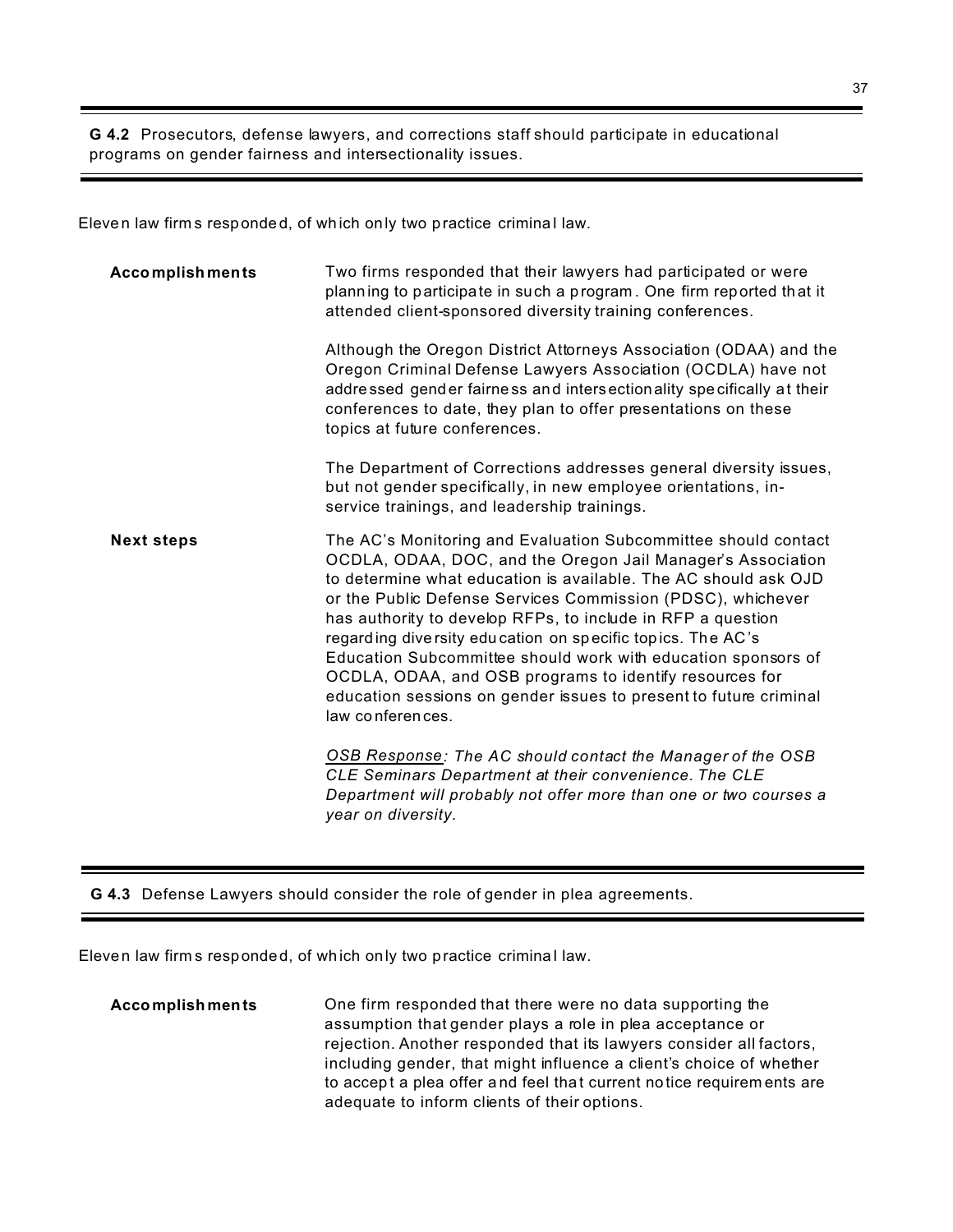**G 4.2** Prosecutors, defense lawyers, and corrections staff should participate in educational programs on gender fairness and intersectionality issues.

Eleven law firms responded, of which only two practice criminal law.

**Accomplishments**

Two firms responded that their lawyers had participated or were planning to participate in such a program. One firm reported that it attended client-sponsored diversity training conferences.

Although the Oregon District Attorneys Association (ODAA) and the Oregon Criminal Defense Lawyers Association (OCDLA) have not addressed gender fairness and intersectionality specifically at their conferences to date, they plan to offer presentations on these topics at future conferences.

The Department of Corrections addresses general diversity issues, but not gender specifically, in new employee orientations, in-service trainings, and leadership trainings.

**Next steps**

The AC's Monitoring and Evaluation Subcommittee should contact OCDLA, ODAA, DOC, and the Oregon Jail Manager's Association to determine what education is available. The AC should ask OJD or the Public Defense Services Commission (PDSC), whichever has authority to develop RFPs, to include in RFP a question regarding diversity education on specific topics. The AC's Education Subcommittee should work with education sponsors of OCDLA, ODAA, and OSB programs to identify resources for education sessions on gender issues to present to future criminal law conferences.

*OSB Response: The AC should contact the Manager of the OSB CLE Seminars Department at their convenience. The CLE Department will probably not offer more than one or two courses a year on diversity.*

**G 4.3** Defense Lawyers should consider the role of gender in plea agreements.

Eleven law firms responded, of which only two practice criminal law.

**Accomplishments**

One firm responded that there were no data supporting the assumption that gender plays a role in plea acceptance or rejection. Another responded that its lawyers consider all factors, including gender, that might influence a client's choice of whether to accept a plea offer and feel that current notice requirements are adequate to inform clients of their options.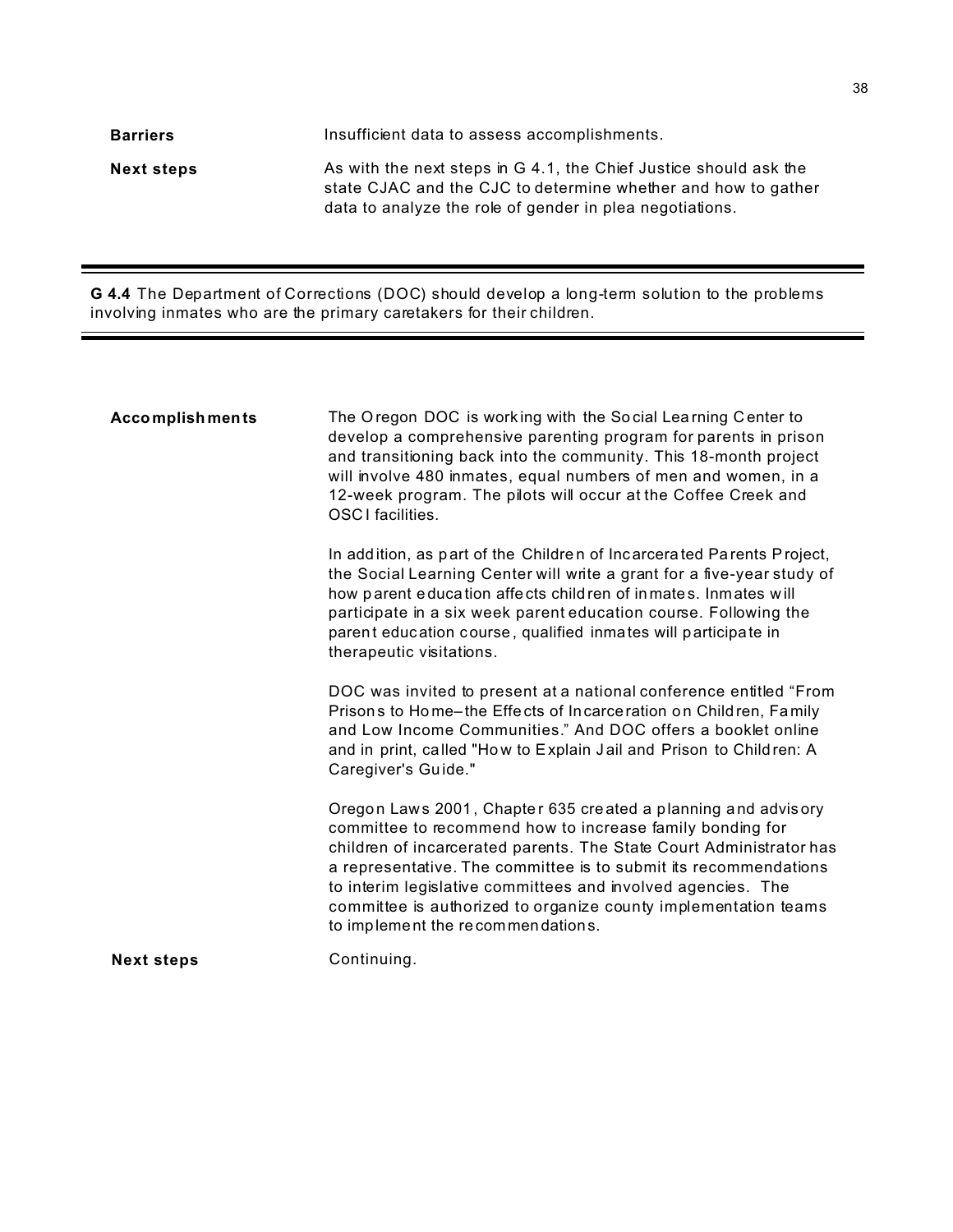**Barriers** Insufficient data to assess accomplishments.

**Next steps** As with the next steps in G 4.1, the Chief Justice should ask the state CJAC and the CJC to determine whether and how to gather data to analyze the role of gender in plea negotiations.

---

**G 4.4** The Department of Corrections (DOC) should develop a long-term solution to the problems involving inmates who are the primary caretakers for their children.

---

**Accomplishments** The Oregon DOC is working with the Social Learning Center to develop a comprehensive parenting program for parents in prison and transitioning back into the community. This 18-month project will involve 480 inmates, equal numbers of men and women, in a 12-week program. The pilots will occur at the Coffee Creek and OSCI facilities.

In addition, as part of the Children of Incarcerated Parents Project, the Social Learning Center will write a grant for a five-year study of how parent education affects children of inmates. Inmates will participate in a six week parent education course. Following the parent education course, qualified inmates will participate in therapeutic visitations.

DOC was invited to present at a national conference entitled "From Prisons to Home– the Effects of Incarceration on Children, Family and Low Income Communities." And DOC offers a booklet online and in print, called "How to Explain Jail and Prison to Children: A Caregiver's Guide."

Oregon Laws 2001, Chapter 635 created a planning and advisory committee to recommend how to increase family bonding for children of incarcerated parents. The State Court Administrator has a representative. The committee is to submit its recommendations to interim legislative committees and involved agencies. The committee is authorized to organize county implementation teams to implement the recommendations.

**Next steps** Continuing.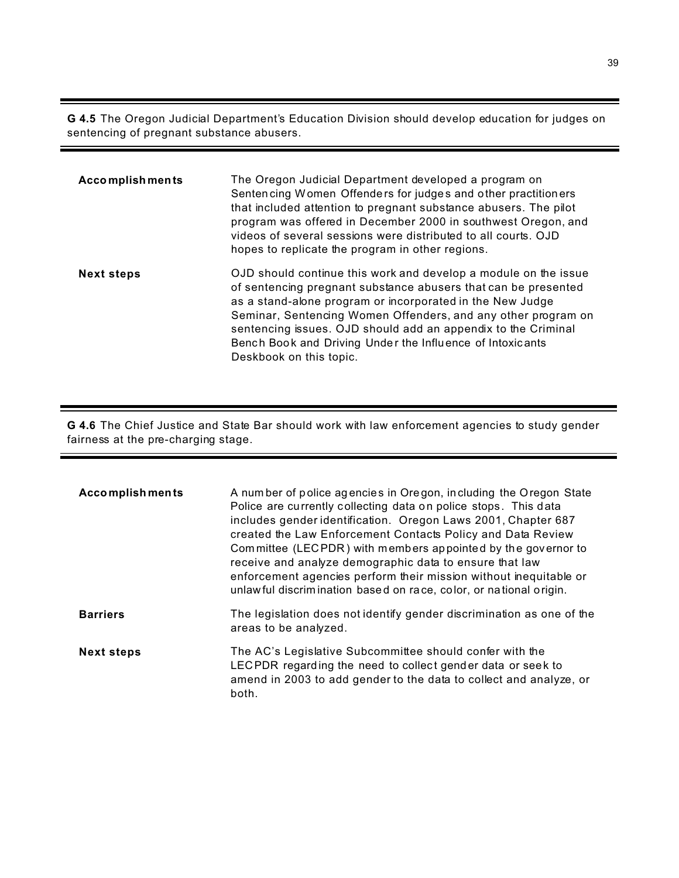**G 4.5** The Oregon Judicial Department's Education Division should develop education for judges on sentencing of pregnant substance abusers.

| | |
|---|---|
| **Accomplishments** | The Oregon Judicial Department developed a program on Sentencing Women Offenders for judges and other practitioners that included attention to pregnant substance abusers. The pilot program was offered in December 2000 in southwest Oregon, and videos of several sessions were distributed to all courts. OJD hopes to replicate the program in other regions. |
| **Next steps** | OJD should continue this work and develop a module on the issue of sentencing pregnant substance abusers that can be presented as a stand-alone program or incorporated in the New Judge Seminar, Sentencing Women Offenders, and any other program on sentencing issues. OJD should add an appendix to the Criminal Bench Book and Driving Under the Influence of Intoxicants Deskbook on this topic. |

**G 4.6** The Chief Justice and State Bar should work with law enforcement agencies to study gender fairness at the pre-charging stage.

| | |
|---|---|
| **Accomplishments** | A number of police agencies in Oregon, including the Oregon State Police are currently collecting data on police stops. This data includes gender identification. Oregon Laws 2001, Chapter 687 created the Law Enforcement Contacts Policy and Data Review Committee (LECPDR) with members appointed by the governor to receive and analyze demographic data to ensure that law enforcement agencies perform their mission without inequitable or unlawful discrimination based on race, color, or national origin. |
| **Barriers** | The legislation does not identify gender discrimination as one of the areas to be analyzed. |
| **Next steps** | The AC's Legislative Subcommittee should confer with the LECPDR regarding the need to collect gender data or seek to amend in 2003 to add gender to the data to collect and analyze, or both. |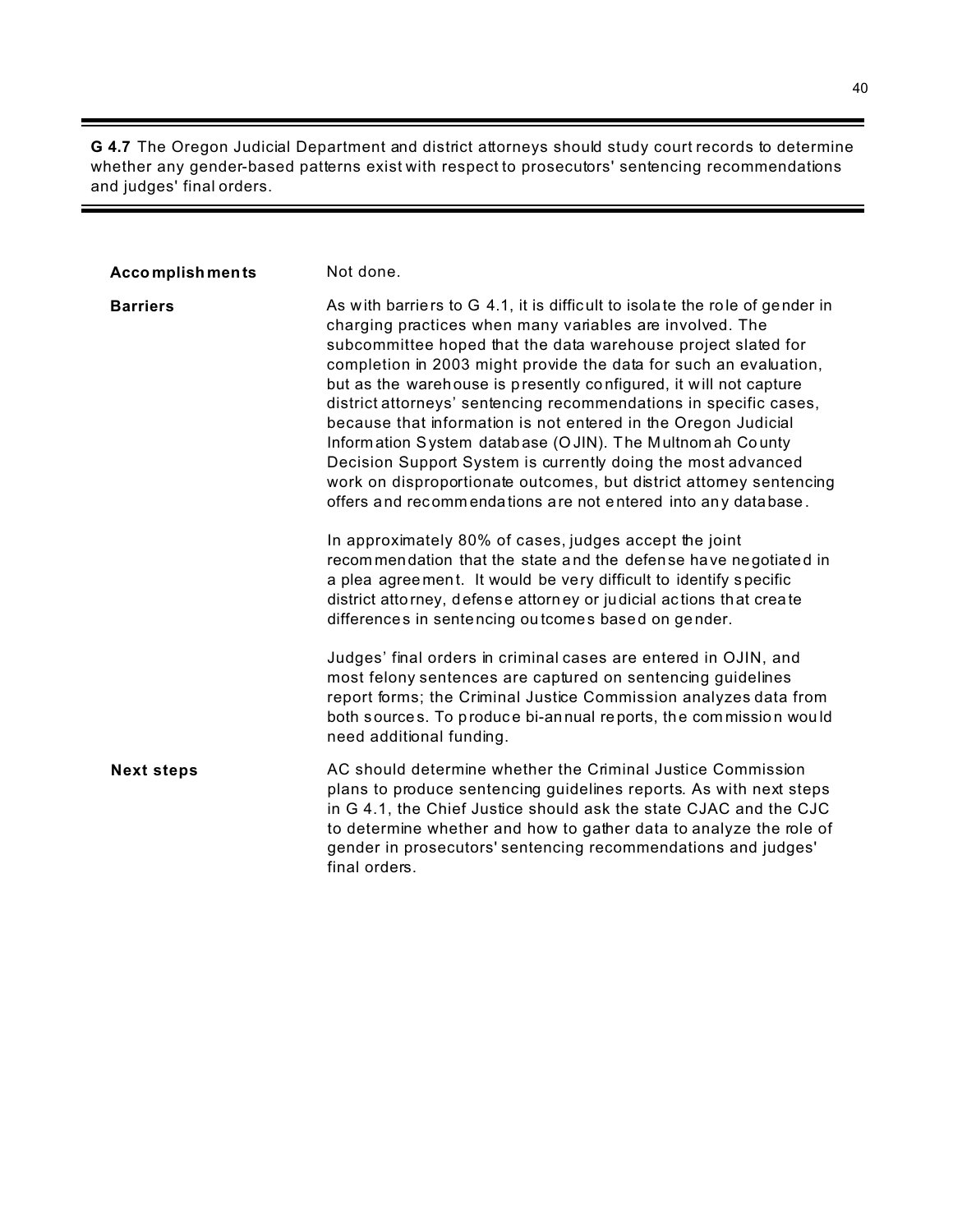**G 4.7** The Oregon Judicial Department and district attorneys should study court records to determine whether any gender-based patterns exist with respect to prosecutors' sentencing recommendations and judges' final orders.

**Accomplishments**

Not done.

**Barriers**

As with barriers to G 4.1, it is difficult to isolate the role of gender in charging practices when many variables are involved. The subcommittee hoped that the data warehouse project slated for completion in 2003 might provide the data for such an evaluation, but as the warehouse is presently configured, it will not capture district attorneys' sentencing recommendations in specific cases, because that information is not entered in the Oregon Judicial Information System database (OJIN). The Multnomah County Decision Support System is currently doing the most advanced work on disproportionate outcomes, but district attorney sentencing offers and recommendations are not entered into any database.

In approximately 80% of cases, judges accept the joint recommendation that the state and the defense have negotiated in a plea agreement. It would be very difficult to identify specific district attorney, defense attorney or judicial actions that create differences in sentencing outcomes based on gender.

Judges' final orders in criminal cases are entered in OJIN, and most felony sentences are captured on sentencing guidelines report forms; the Criminal Justice Commission analyzes data from both sources. To produce bi-annual reports, the commission would need additional funding.

**Next steps**

AC should determine whether the Criminal Justice Commission plans to produce sentencing guidelines reports. As with next steps in G 4.1, the Chief Justice should ask the state CJAC and the CJC to determine whether and how to gather data to analyze the role of gender in prosecutors' sentencing recommendations and judges' final orders.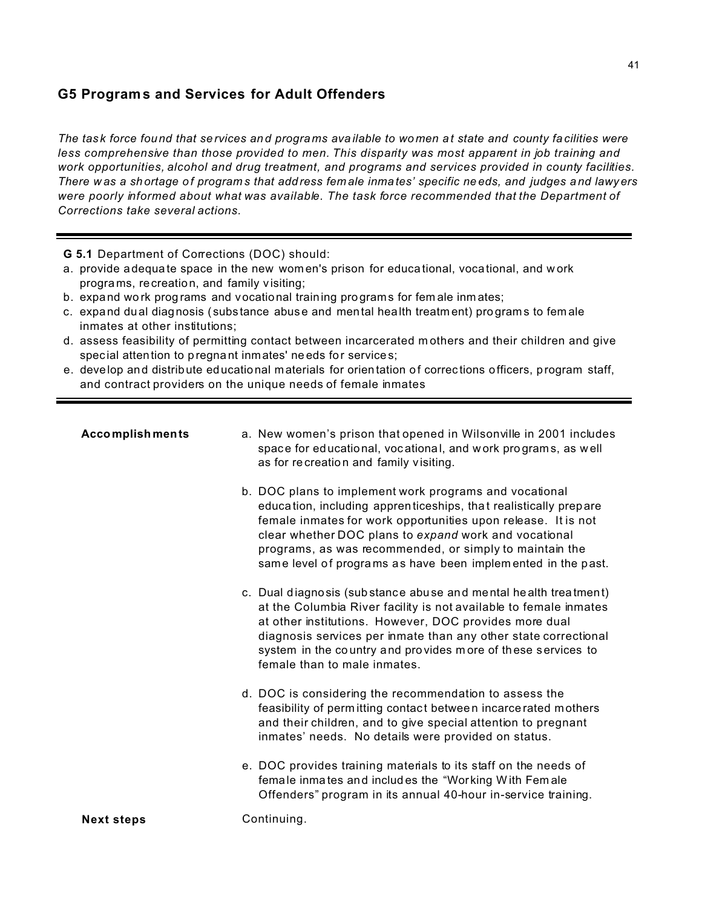## G5 Programs and Services for Adult Offenders

*The task force found that services and programs available to women at state and county facilities were less comprehensive than those provided to men. This disparity was most apparent in job training and work opportunities, alcohol and drug treatment, and programs and services provided in county facilities. There was a shortage of programs that address female inmates' specific needs, and judges and lawyers were poorly informed about what was available. The task force recommended that the Department of Corrections take several actions.*

---

**G 5.1** Department of Corrections (DOC) should:

a. provide adequate space in the new women's prison for educational, vocational, and work programs, recreation, and family visiting;
b. expand work programs and vocational training programs for female inmates;
c. expand dual diagnosis (substance abuse and mental health treatment) programs to female inmates at other institutions;
d. assess feasibility of permitting contact between incarcerated mothers and their children and give special attention to pregnant inmates' needs for services;
e. develop and distribute educational materials for orientation of corrections officers, program staff, and contract providers on the unique needs of female inmates

---

**Accomplishments**

a. New women's prison that opened in Wilsonville in 2001 includes space for educational, vocational, and work programs, as well as for recreation and family visiting.

b. DOC plans to implement work programs and vocational education, including apprenticeships, that realistically prepare female inmates for work opportunities upon release. It is not clear whether DOC plans to *expand* work and vocational programs, as was recommended, or simply to maintain the same level of programs as have been implemented in the past.

c. Dual diagnosis (substance abuse and mental health treatment) at the Columbia River facility is not available to female inmates at other institutions. However, DOC provides more dual diagnosis services per inmate than any other state correctional system in the country and provides more of these services to female than to male inmates.

d. DOC is considering the recommendation to assess the feasibility of permitting contact between incarcerated mothers and their children, and to give special attention to pregnant inmates' needs. No details were provided on status.

e. DOC provides training materials to its staff on the needs of female inmates and includes the "Working With Female Offenders" program in its annual 40-hour in-service training.

**Next steps**

Continuing.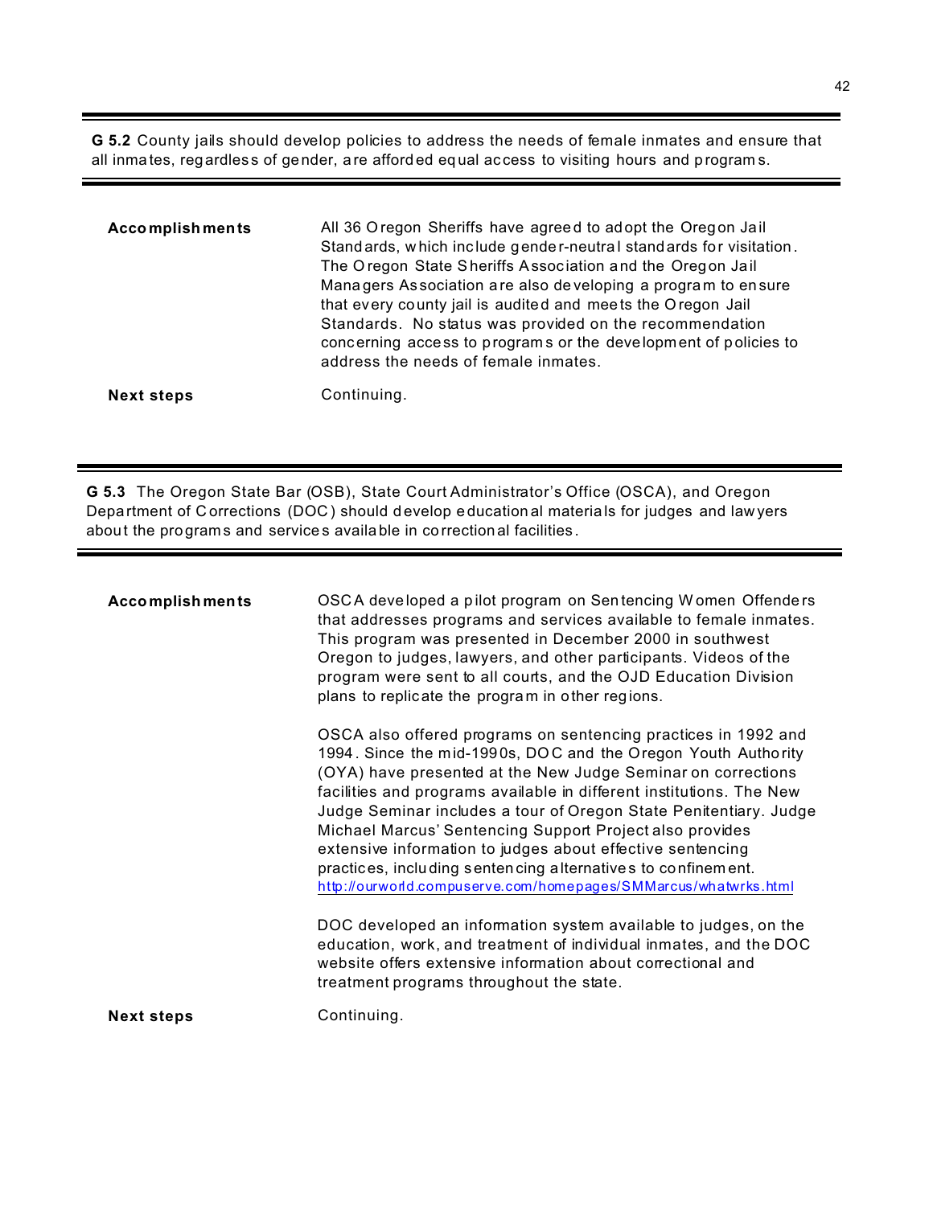**G 5.2** County jails should develop policies to address the needs of female inmates and ensure that all inmates, regardless of gender, are afforded equal access to visiting hours and programs.

**Accomplishments**

All 36 Oregon Sheriffs have agreed to adopt the Oregon Jail Standards, which include gender-neutral standards for visitation. The Oregon State Sheriffs Association and the Oregon Jail Managers Association are also developing a program to ensure that every county jail is audited and meets the Oregon Jail Standards. No status was provided on the recommendation concerning access to programs or the development of policies to address the needs of female inmates.

**Next steps**

Continuing.

**G 5.3** The Oregon State Bar (OSB), State Court Administrator's Office (OSCA), and Oregon Department of Corrections (DOC) should develop educational materials for judges and lawyers about the programs and services available in correctional facilities.

**Accomplishments**

OSCA developed a pilot program on Sentencing Women Offenders that addresses programs and services available to female inmates. This program was presented in December 2000 in southwest Oregon to judges, lawyers, and other participants. Videos of the program were sent to all courts, and the OJD Education Division plans to replicate the program in other regions.

OSCA also offered programs on sentencing practices in 1992 and 1994. Since the mid-1990s, DOC and the Oregon Youth Authority (OYA) have presented at the New Judge Seminar on corrections facilities and programs available in different institutions. The New Judge Seminar includes a tour of Oregon State Penitentiary. Judge Michael Marcus' Sentencing Support Project also provides extensive information to judges about effective sentencing practices, including sentencing alternatives to confinement. http://ourworld.compuserve.com/homepages/SMMarcus/whatwrks.html

DOC developed an information system available to judges, on the education, work, and treatment of individual inmates, and the DOC website offers extensive information about correctional and treatment programs throughout the state.

**Next steps**

Continuing.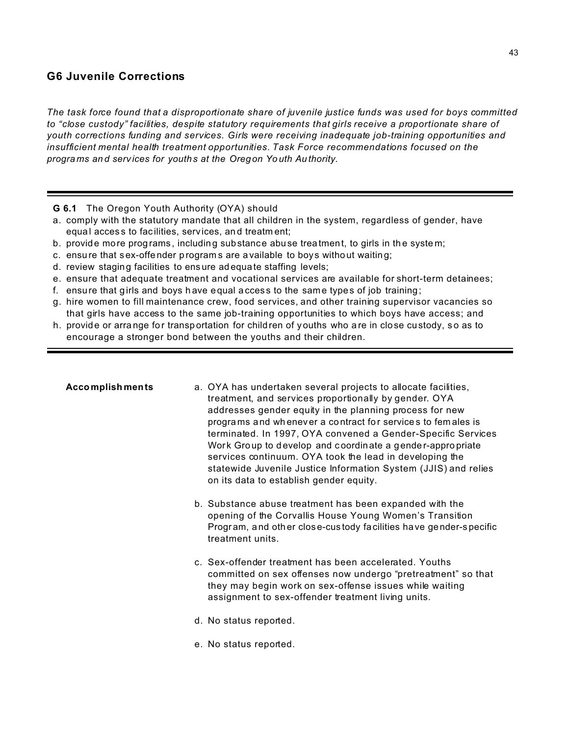## G6 Juvenile Corrections

*The task force found that a disproportionate share of juvenile justice funds was used for boys committed to "close custody" facilities, despite statutory requirements that girls receive a proportionate share of youth corrections funding and services. Girls were receiving inadequate job-training opportunities and insufficient mental health treatment opportunities. Task Force recommendations focused on the programs and services for youths at the Oregon Youth Authority.*

---

**G 6.1** The Oregon Youth Authority (OYA) should

a. comply with the statutory mandate that all children in the system, regardless of gender, have equal access to facilities, services, and treatment;
b. provide more programs, including substance abuse treatment, to girls in the system;
c. ensure that sex-offender programs are available to boys without waiting;
d. review staging facilities to ensure adequate staffing levels;
e. ensure that adequate treatment and vocational services are available for short-term detainees;
f. ensure that girls and boys have equal access to the same types of job training;
g. hire women to fill maintenance crew, food services, and other training supervisor vacancies so that girls have access to the same job-training opportunities to which boys have access; and
h. provide or arrange for transportation for children of youths who are in close custody, so as to encourage a stronger bond between the youths and their children.

---

**Accomplishments**

a. OYA has undertaken several projects to allocate facilities, treatment, and services proportionally by gender. OYA addresses gender equity in the planning process for new programs and whenever a contract for services to females is terminated. In 1997, OYA convened a Gender-Specific Services Work Group to develop and coordinate a gender-appropriate services continuum. OYA took the lead in developing the statewide Juvenile Justice Information System (JJIS) and relies on its data to establish gender equity.

b. Substance abuse treatment has been expanded with the opening of the Corvallis House Young Women's Transition Program, and other close-custody facilities have gender-specific treatment units.

c. Sex-offender treatment has been accelerated. Youths committed on sex offenses now undergo "pretreatment" so that they may begin work on sex-offense issues while waiting assignment to sex-offender treatment living units.

d. No status reported.

e. No status reported.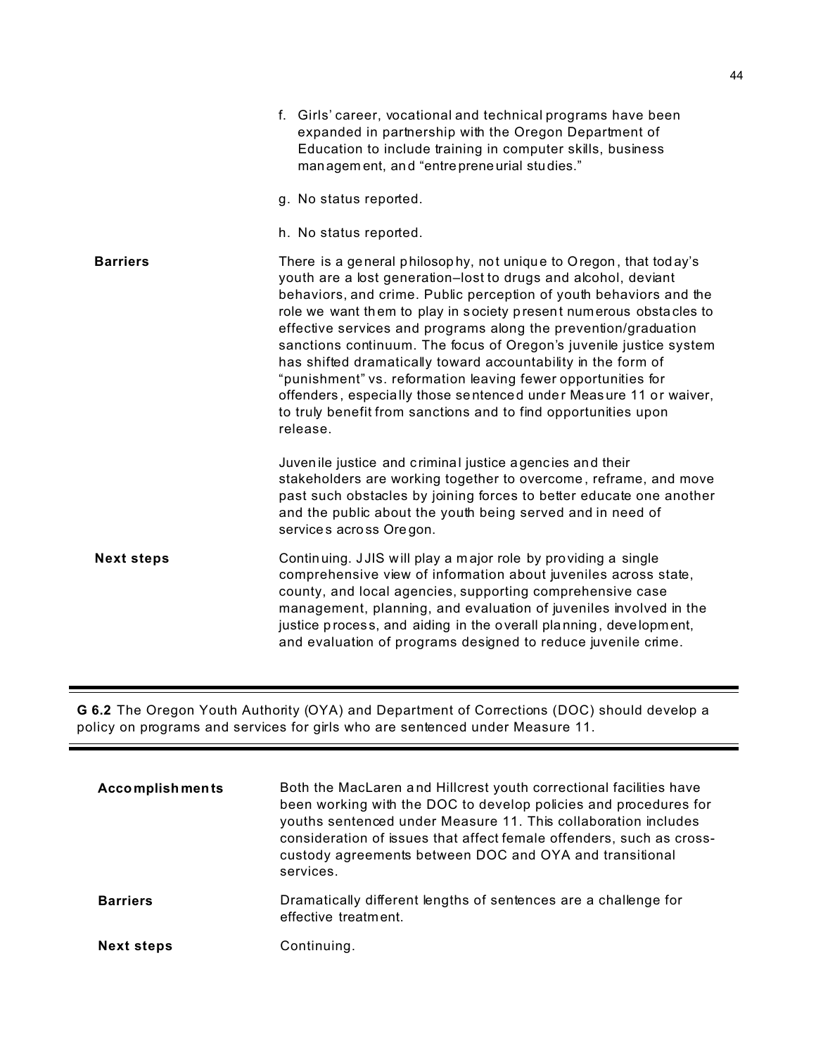f. Girls' career, vocational and technical programs have been expanded in partnership with the Oregon Department of Education to include training in computer skills, business management, and "entrepreneurial studies."

g. No status reported.

h. No status reported.

**Barriers**

There is a general philosophy, not unique to Oregon, that today's youth are a lost generation–lost to drugs and alcohol, deviant behaviors, and crime. Public perception of youth behaviors and the role we want them to play in society present numerous obstacles to effective services and programs along the prevention/graduation sanctions continuum. The focus of Oregon's juvenile justice system has shifted dramatically toward accountability in the form of "punishment" vs. reformation leaving fewer opportunities for offenders, especially those sentenced under Measure 11 or waiver, to truly benefit from sanctions and to find opportunities upon release.

Juvenile justice and criminal justice agencies and their stakeholders are working together to overcome, reframe, and move past such obstacles by joining forces to better educate one another and the public about the youth being served and in need of services across Oregon.

**Next steps**

Continuing. JJIS will play a major role by providing a single comprehensive view of information about juveniles across state, county, and local agencies, supporting comprehensive case management, planning, and evaluation of juveniles involved in the justice process, and aiding in the overall planning, development, and evaluation of programs designed to reduce juvenile crime.

---

**G 6.2** The Oregon Youth Authority (OYA) and Department of Corrections (DOC) should develop a policy on programs and services for girls who are sentenced under Measure 11.

---

**Accomplishments**

Both the MacLaren and Hillcrest youth correctional facilities have been working with the DOC to develop policies and procedures for youths sentenced under Measure 11. This collaboration includes consideration of issues that affect female offenders, such as cross-custody agreements between DOC and OYA and transitional services.

**Barriers**

Dramatically different lengths of sentences are a challenge for effective treatment.

**Next steps**

Continuing.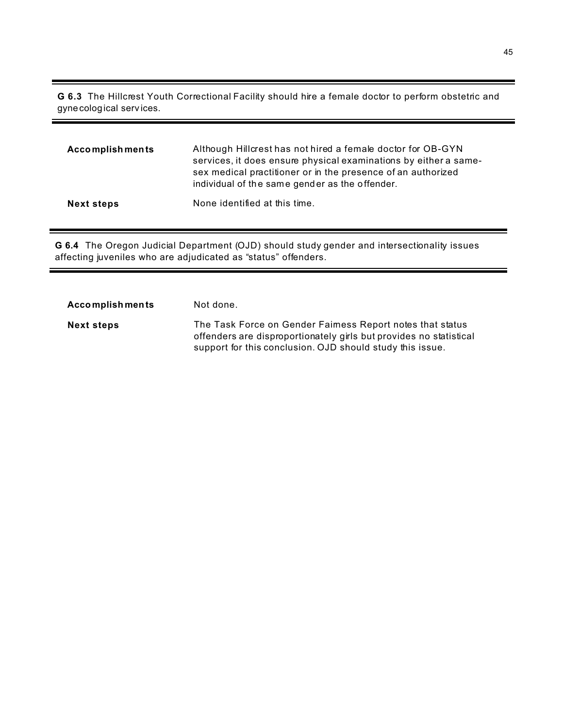**G 6.3** The Hillcrest Youth Correctional Facility should hire a female doctor to perform obstetric and gynecological services.

| | |
|---|---|
| **Accomplishments** | Although Hillcrest has not hired a female doctor for OB-GYN services, it does ensure physical examinations by either a same-sex medical practitioner or in the presence of an authorized individual of the same gender as the offender. |
| **Next steps** | None identified at this time. |

**G 6.4** The Oregon Judicial Department (OJD) should study gender and intersectionality issues affecting juveniles who are adjudicated as "status" offenders.

| | |
|---|---|
| **Accomplishments** | Not done. |
| **Next steps** | The Task Force on Gender Fairness Report notes that status offenders are disproportionately girls but provides no statistical support for this conclusion. OJD should study this issue. |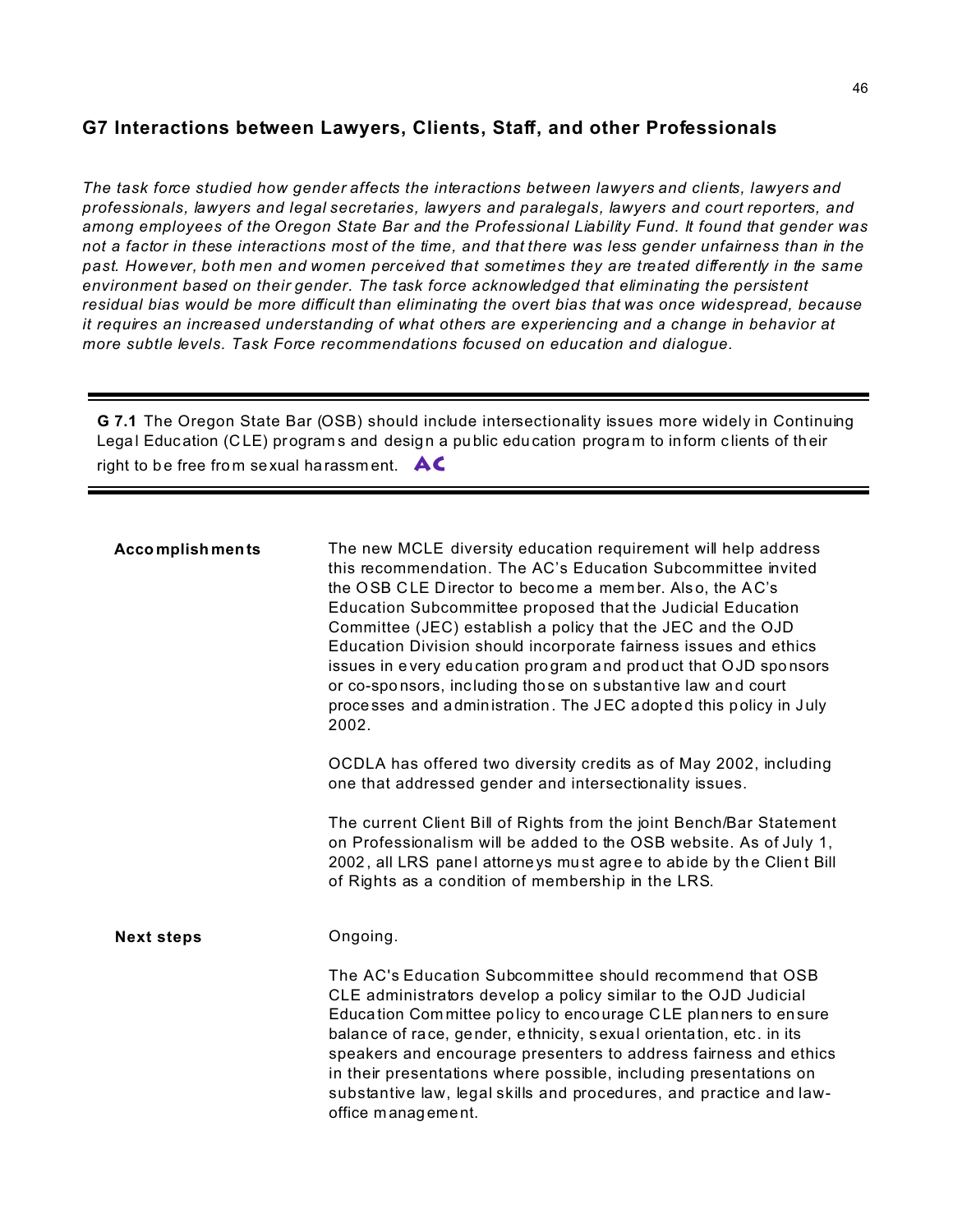## G7 Interactions between Lawyers, Clients, Staff, and other Professionals

*The task force studied how gender affects the interactions between lawyers and clients, lawyers and professionals, lawyers and legal secretaries, lawyers and paralegals, lawyers and court reporters, and among employees of the Oregon State Bar and the Professional Liability Fund. It found that gender was not a factor in these interactions most of the time, and that there was less gender unfairness than in the past. However, both men and women perceived that sometimes they are treated differently in the same environment based on their gender. The task force acknowledged that eliminating the persistent residual bias would be more difficult than eliminating the overt bias that was once widespread, because it requires an increased understanding of what others are experiencing and a change in behavior at more subtle levels. Task Force recommendations focused on education and dialogue.*

---

**G 7.1** The Oregon State Bar (OSB) should include intersectionality issues more widely in Continuing Legal Education (CLE) programs and design a public education program to inform clients of their right to be free from sexual harassment. **AC**

---

**Accomplishments**

The new MCLE diversity education requirement will help address this recommendation. The AC's Education Subcommittee invited the OSB CLE Director to become a member. Also, the AC's Education Subcommittee proposed that the Judicial Education Committee (JEC) establish a policy that the JEC and the OJD Education Division should incorporate fairness issues and ethics issues in every education program and product that OJD sponsors or co-sponsors, including those on substantive law and court processes and administration. The JEC adopted this policy in July 2002.

OCDLA has offered two diversity credits as of May 2002, including one that addressed gender and intersectionality issues.

The current Client Bill of Rights from the joint Bench/Bar Statement on Professionalism will be added to the OSB website. As of July 1, 2002, all LRS panel attorneys must agree to abide by the Client Bill of Rights as a condition of membership in the LRS.

**Next steps**

Ongoing.

The AC's Education Subcommittee should recommend that OSB CLE administrators develop a policy similar to the OJD Judicial Education Committee policy to encourage CLE planners to ensure balance of race, gender, ethnicity, sexual orientation, etc. in its speakers and encourage presenters to address fairness and ethics in their presentations where possible, including presentations on substantive law, legal skills and procedures, and practice and law-office management.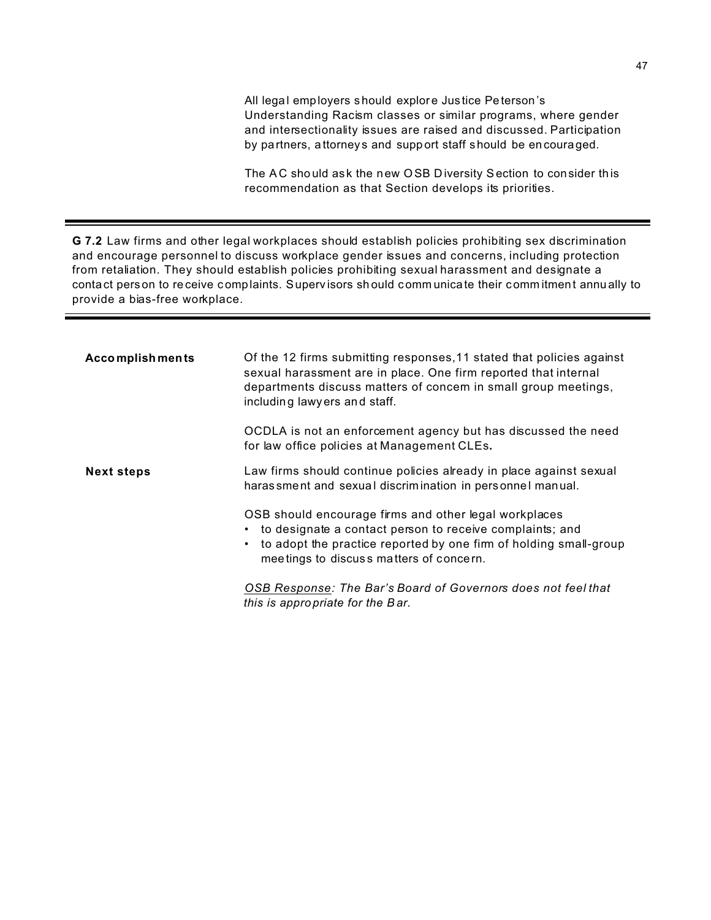All legal employers should explore Justice Peterson's Understanding Racism classes or similar programs, where gender and intersectionality issues are raised and discussed. Participation by partners, attorneys and support staff should be encouraged.

The AC should ask the new OSB Diversity Section to consider this recommendation as that Section develops its priorities.

---

**G 7.2** Law firms and other legal workplaces should establish policies prohibiting sex discrimination and encourage personnel to discuss workplace gender issues and concerns, including protection from retaliation. They should establish policies prohibiting sexual harassment and designate a contact person to receive complaints. Supervisors should communicate their commitment annually to provide a bias-free workplace.

---

**Accomplishments**

Of the 12 firms submitting responses,11 stated that policies against sexual harassment are in place. One firm reported that internal departments discuss matters of concern in small group meetings, including lawyers and staff.

OCDLA is not an enforcement agency but has discussed the need for law office policies at Management CLEs**.**

**Next steps**

Law firms should continue policies already in place against sexual harassment and sexual discrimination in personnel manual.

OSB should encourage firms and other legal workplaces

- to designate a contact person to receive complaints; and
- to adopt the practice reported by one firm of holding small-group meetings to discuss matters of concern.

*OSB Response: The Bar's Board of Governors does not feel that this is appropriate for the Bar.*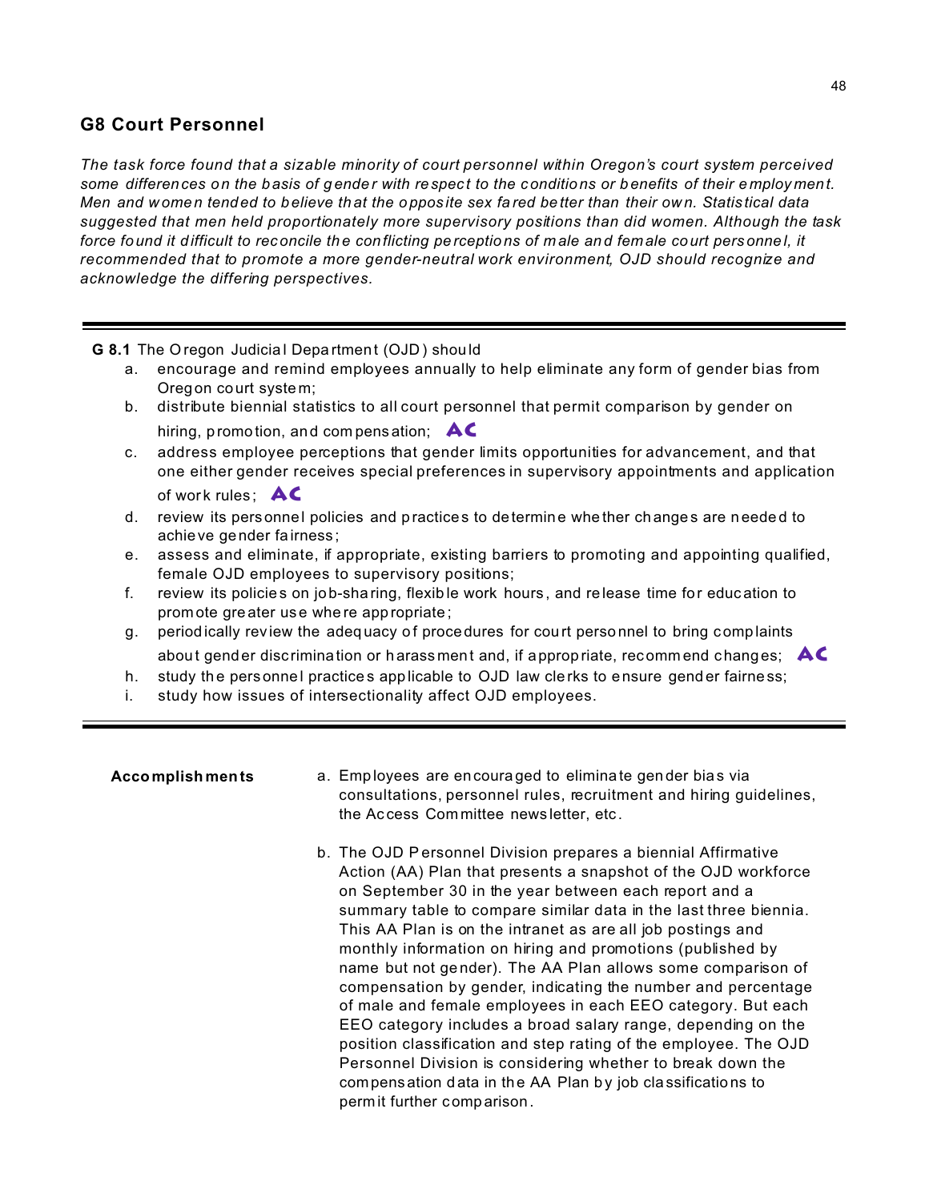## G8 Court Personnel

*The task force found that a sizable minority of court personnel within Oregon's court system perceived some differences on the basis of gender with respect to the conditions or benefits of their employment. Men and women tended to believe that the opposite sex fared better than their own. Statistical data suggested that men held proportionately more supervisory positions than did women. Although the task force found it difficult to reconcile the conflicting perceptions of male and female court personnel, it recommended that to promote a more gender-neutral work environment, OJD should recognize and acknowledge the differing perspectives.*

---

**G 8.1** The Oregon Judicial Department (OJD) should

a. encourage and remind employees annually to help eliminate any form of gender bias from Oregon court system;
b. distribute biennial statistics to all court personnel that permit comparison by gender on hiring, promotion, and compensation; **AC**
c. address employee perceptions that gender limits opportunities for advancement, and that one either gender receives special preferences in supervisory appointments and application of work rules; **AC**
d. review its personnel policies and practices to determine whether changes are needed to achieve gender fairness;
e. assess and eliminate, if appropriate, existing barriers to promoting and appointing qualified, female OJD employees to supervisory positions;
f. review its policies on job-sharing, flexible work hours, and release time for education to promote greater use where appropriate;
g. periodically review the adequacy of procedures for court personnel to bring complaints about gender discrimination or harassment and, if appropriate, recommend changes; **AC**
h. study the personnel practices applicable to OJD law clerks to ensure gender fairness;
i. study how issues of intersectionality affect OJD employees.

---

**Accomplishments**

a. Employees are encouraged to eliminate gender bias via consultations, personnel rules, recruitment and hiring guidelines, the Access Committee newsletter, etc.

b. The OJD Personnel Division prepares a biennial Affirmative Action (AA) Plan that presents a snapshot of the OJD workforce on September 30 in the year between each report and a summary table to compare similar data in the last three biennia. This AA Plan is on the intranet as are all job postings and monthly information on hiring and promotions (published by name but not gender). The AA Plan allows some comparison of compensation by gender, indicating the number and percentage of male and female employees in each EEO category. But each EEO category includes a broad salary range, depending on the position classification and step rating of the employee. The OJD Personnel Division is considering whether to break down the compensation data in the AA Plan by job classifications to permit further comparison.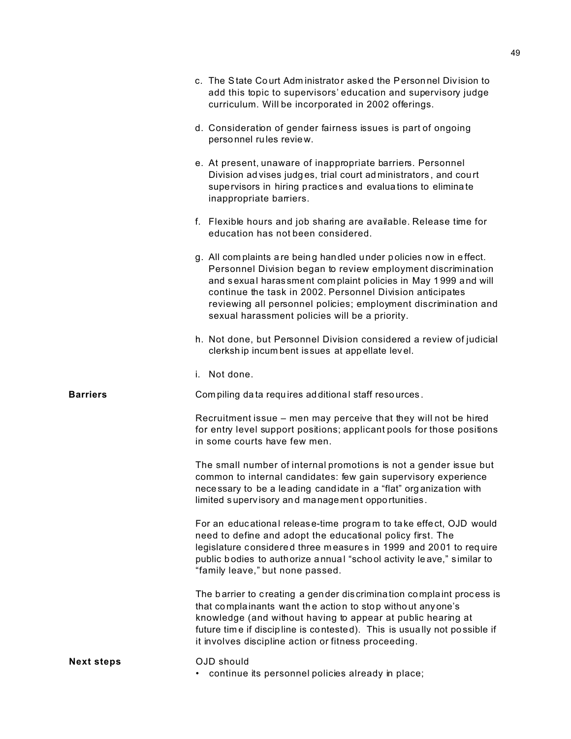c. The State Court Administrator asked the Personnel Division to add this topic to supervisors' education and supervisory judge curriculum. Will be incorporated in 2002 offerings.

d. Consideration of gender fairness issues is part of ongoing personnel rules review.

e. At present, unaware of inappropriate barriers. Personnel Division advises judges, trial court administrators, and court supervisors in hiring practices and evaluations to eliminate inappropriate barriers.

f. Flexible hours and job sharing are available. Release time for education has not been considered.

g. All complaints are being handled under policies now in effect. Personnel Division began to review employment discrimination and sexual harassment complaint policies in May 1999 and will continue the task in 2002. Personnel Division anticipates reviewing all personnel policies; employment discrimination and sexual harassment policies will be a priority.

h. Not done, but Personnel Division considered a review of judicial clerkship incumbent issues at appellate level.

i. Not done.

**Barriers**

Compiling data requires additional staff resources.

Recruitment issue – men may perceive that they will not be hired for entry level support positions; applicant pools for those positions in some courts have few men.

The small number of internal promotions is not a gender issue but common to internal candidates: few gain supervisory experience necessary to be a leading candidate in a "flat" organization with limited supervisory and management opportunities.

For an educational release-time program to take effect, OJD would need to define and adopt the educational policy first. The legislature considered three measures in 1999 and 2001 to require public bodies to authorize annual "school activity leave," similar to "family leave," but none passed.

The barrier to creating a gender discrimination complaint process is that complainants want the action to stop without anyone's knowledge (and without having to appear at public hearing at future time if discipline is contested). This is usually not possible if it involves discipline action or fitness proceeding.

**Next steps**

OJD should

- continue its personnel policies already in place;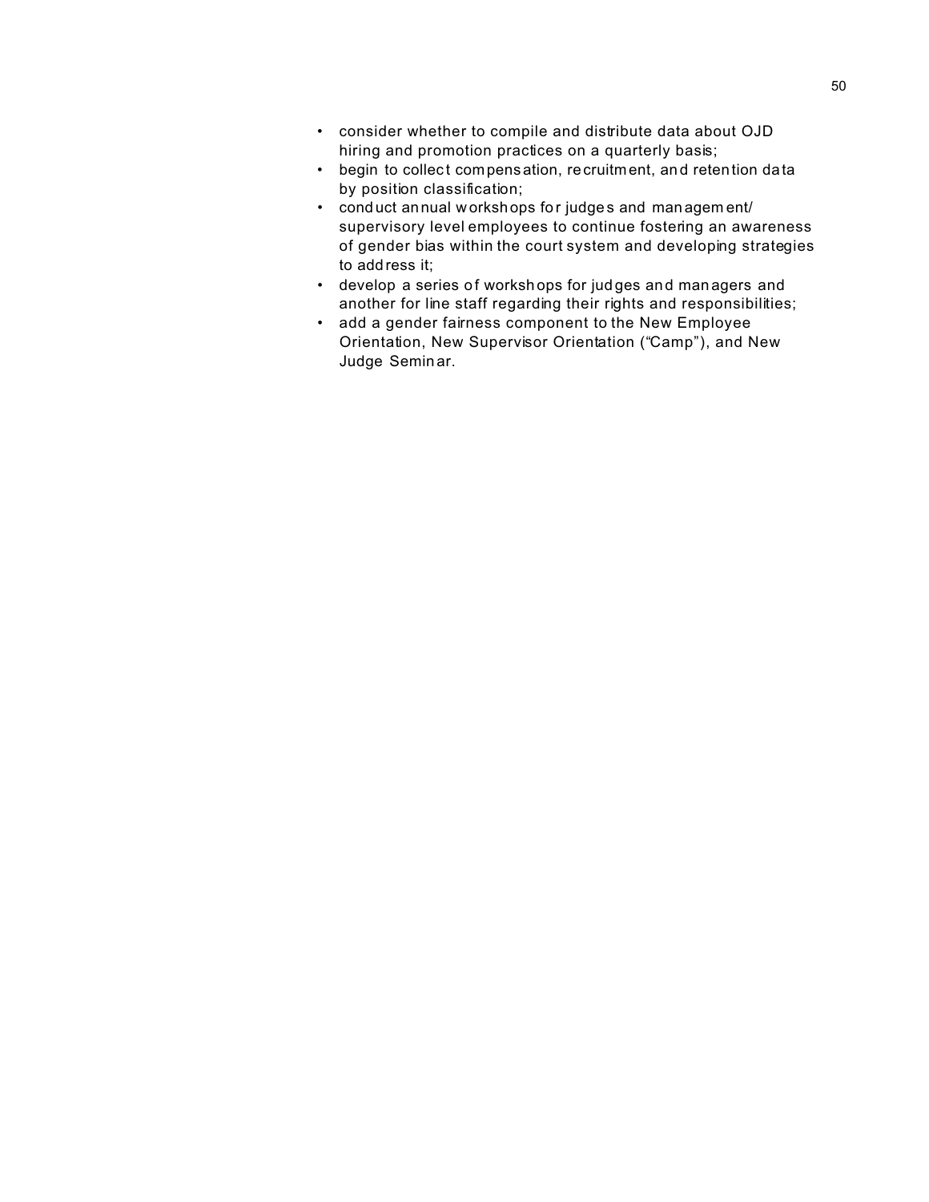- consider whether to compile and distribute data about OJD hiring and promotion practices on a quarterly basis;
- begin to collect compensation, recruitment, and retention data by position classification;
- conduct annual workshops for judges and management/supervisory level employees to continue fostering an awareness of gender bias within the court system and developing strategies to address it;
- develop a series of workshops for judges and managers and another for line staff regarding their rights and responsibilities;
- add a gender fairness component to the New Employee Orientation, New Supervisor Orientation ("Camp"), and New Judge Seminar.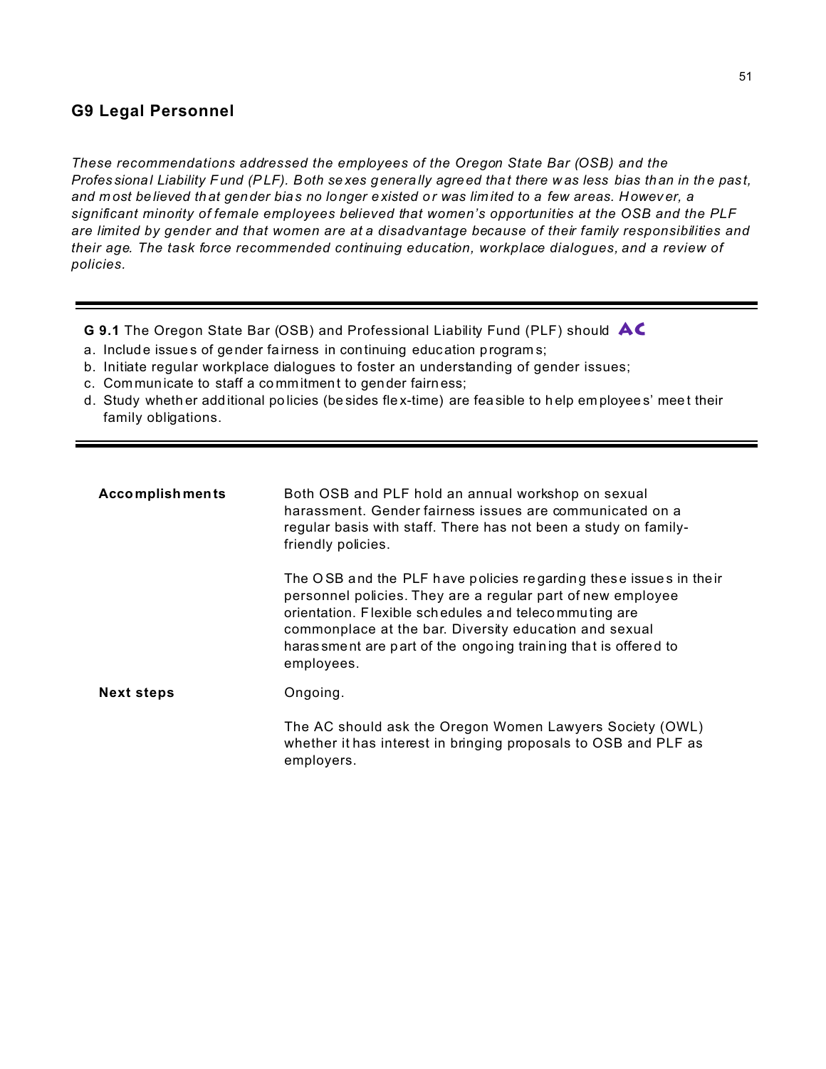## G9 Legal Personnel

*These recommendations addressed the employees of the Oregon State Bar (OSB) and the Professional Liability Fund (PLF). Both sexes generally agreed that there was less bias than in the past, and most believed that gender bias no longer existed or was limited to a few areas. However, a significant minority of female employees believed that women's opportunities at the OSB and the PLF are limited by gender and that women are at a disadvantage because of their family responsibilities and their age. The task force recommended continuing education, workplace dialogues, and a review of policies.*

---

**G 9.1** The Oregon State Bar (OSB) and Professional Liability Fund (PLF) should **AC**

a. Include issues of gender fairness in continuing education programs;
b. Initiate regular workplace dialogues to foster an understanding of gender issues;
c. Communicate to staff a commitment to gender fairness;
d. Study whether additional policies (besides flex-time) are feasible to help employees' meet their family obligations.

---

| | |
|---|---|
| **Accomplishments** | Both OSB and PLF hold an annual workshop on sexual harassment. Gender fairness issues are communicated on a regular basis with staff. There has not been a study on family-friendly policies.<br><br>The OSB and the PLF have policies regarding these issues in their personnel policies. They are a regular part of new employee orientation. Flexible schedules and telecommuting are commonplace at the bar. Diversity education and sexual harassment are part of the ongoing training that is offered to employees. |
| **Next steps** | Ongoing.<br><br>The AC should ask the Oregon Women Lawyers Society (OWL) whether it has interest in bringing proposals to OSB and PLF as employers. |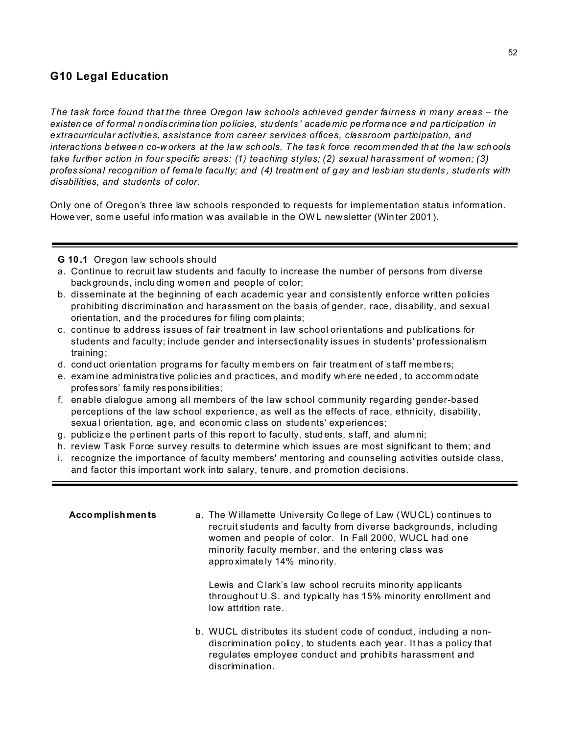## G10 Legal Education

*The task force found that the three Oregon law schools achieved gender fairness in many areas – the existence of formal nondiscrimination policies, students' academic performance and participation in extracurricular activities, assistance from career services offices, classroom participation, and interactions between co-workers at the law schools. The task force recommended that the law schools take further action in four specific areas: (1) teaching styles; (2) sexual harassment of women; (3) professional recognition of female faculty; and (4) treatment of gay and lesbian students, students with disabilities, and students of color.*

Only one of Oregon's three law schools responded to requests for implementation status information. However, some useful information was available in the OWL newsletter (Winter 2001).

---

**G 10.1** Oregon law schools should

a. Continue to recruit law students and faculty to increase the number of persons from diverse backgrounds, including women and people of color;
b. disseminate at the beginning of each academic year and consistently enforce written policies prohibiting discrimination and harassment on the basis of gender, race, disability, and sexual orientation, and the procedures for filing complaints;
c. continue to address issues of fair treatment in law school orientations and publications for students and faculty; include gender and intersectionality issues in students' professionalism training;
d. conduct orientation programs for faculty members on fair treatment of staff members;
e. examine administrative policies and practices, and modify where needed, to accommodate professors' family responsibilities;
f. enable dialogue among all members of the law school community regarding gender-based perceptions of the law school experience, as well as the effects of race, ethnicity, disability, sexual orientation, age, and economic class on students' experiences;
g. publicize the pertinent parts of this report to faculty, students, staff, and alumni;
h. review Task Force survey results to determine which issues are most significant to them; and
i. recognize the importance of faculty members' mentoring and counseling activities outside class, and factor this important work into salary, tenure, and promotion decisions.

---

**Accomplishments**

a. The Willamette University College of Law (WUCL) continues to recruit students and faculty from diverse backgrounds, including women and people of color. In Fall 2000, WUCL had one minority faculty member, and the entering class was approximately 14% minority.

   Lewis and Clark's law school recruits minority applicants throughout U.S. and typically has 15% minority enrollment and low attrition rate.

b. WUCL distributes its student code of conduct, including a non-discrimination policy, to students each year. It has a policy that regulates employee conduct and prohibits harassment and discrimination.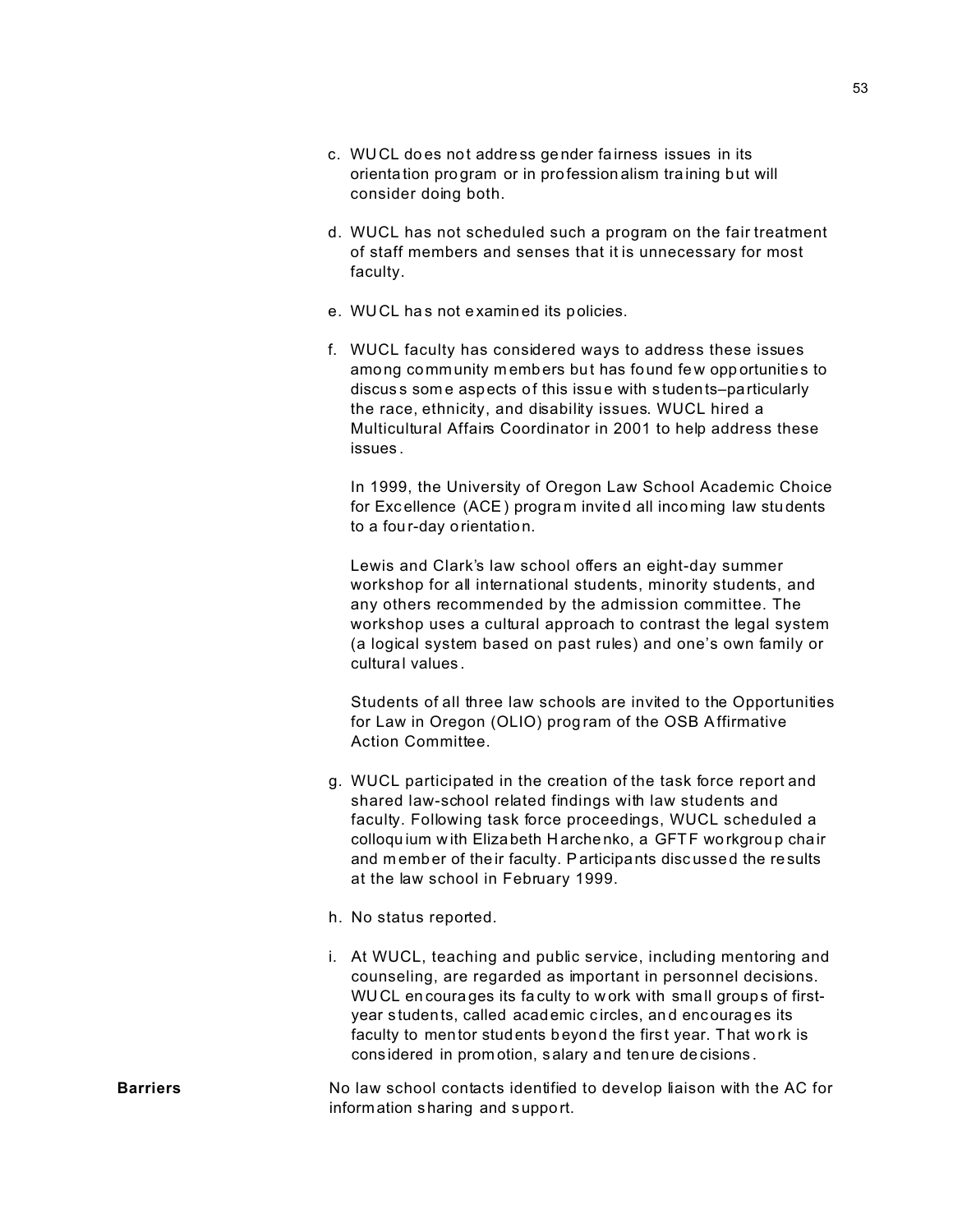c. WUCL does not address gender fairness issues in its orientation program or in professionalism training but will consider doing both.

d. WUCL has not scheduled such a program on the fair treatment of staff members and senses that it is unnecessary for most faculty.

e. WUCL has not examined its policies.

f. WUCL faculty has considered ways to address these issues among community members but has found few opportunities to discuss some aspects of this issue with students–particularly the race, ethnicity, and disability issues. WUCL hired a Multicultural Affairs Coordinator in 2001 to help address these issues.

   In 1999, the University of Oregon Law School Academic Choice for Excellence (ACE) program invited all incoming law students to a four-day orientation.

   Lewis and Clark's law school offers an eight-day summer workshop for all international students, minority students, and any others recommended by the admission committee. The workshop uses a cultural approach to contrast the legal system (a logical system based on past rules) and one's own family or cultural values.

   Students of all three law schools are invited to the Opportunities for Law in Oregon (OLIO) program of the OSB Affirmative Action Committee.

g. WUCL participated in the creation of the task force report and shared law-school related findings with law students and faculty. Following task force proceedings, WUCL scheduled a colloquium with Elizabeth Harchenko, a GFTF workgroup chair and member of their faculty. Participants discussed the results at the law school in February 1999.

h. No status reported.

i. At WUCL, teaching and public service, including mentoring and counseling, are regarded as important in personnel decisions. WUCL encourages its faculty to work with small groups of first-year students, called academic circles, and encourages its faculty to mentor students beyond the first year. That work is considered in promotion, salary and tenure decisions.

**Barriers** No law school contacts identified to develop liaison with the AC for information sharing and support.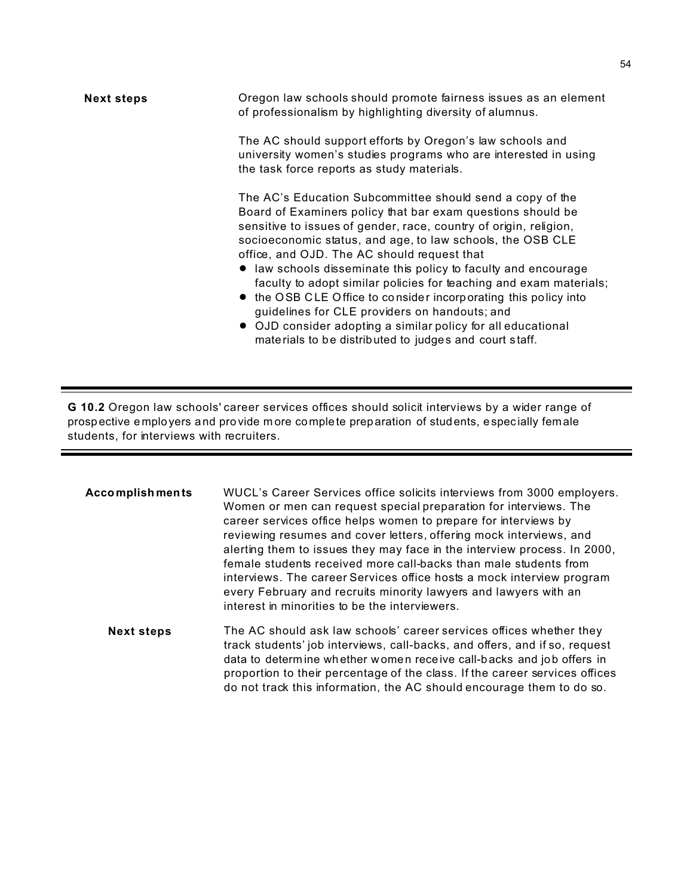**Next steps**

Oregon law schools should promote fairness issues as an element of professionalism by highlighting diversity of alumnus.

The AC should support efforts by Oregon's law schools and university women's studies programs who are interested in using the task force reports as study materials.

The AC's Education Subcommittee should send a copy of the Board of Examiners policy that bar exam questions should be sensitive to issues of gender, race, country of origin, religion, socioeconomic status, and age, to law schools, the OSB CLE office, and OJD. The AC should request that

- law schools disseminate this policy to faculty and encourage faculty to adopt similar policies for teaching and exam materials;
- the OSB CLE Office to consider incorporating this policy into guidelines for CLE providers on handouts; and
- OJD consider adopting a similar policy for all educational materials to be distributed to judges and court staff.

---

**G 10.2** Oregon law schools' career services offices should solicit interviews by a wider range of prospective employers and provide more complete preparation of students, especially female students, for interviews with recruiters.

---

**Accomplishments**

WUCL's Career Services office solicits interviews from 3000 employers. Women or men can request special preparation for interviews. The career services office helps women to prepare for interviews by reviewing resumes and cover letters, offering mock interviews, and alerting them to issues they may face in the interview process. In 2000, female students received more call-backs than male students from interviews. The career Services office hosts a mock interview program every February and recruits minority lawyers and lawyers with an interest in minorities to be the interviewers.

**Next steps**

The AC should ask law schools' career services offices whether they track students' job interviews, call-backs, and offers, and if so, request data to determine whether women receive call-backs and job offers in proportion to their percentage of the class. If the career services offices do not track this information, the AC should encourage them to do so.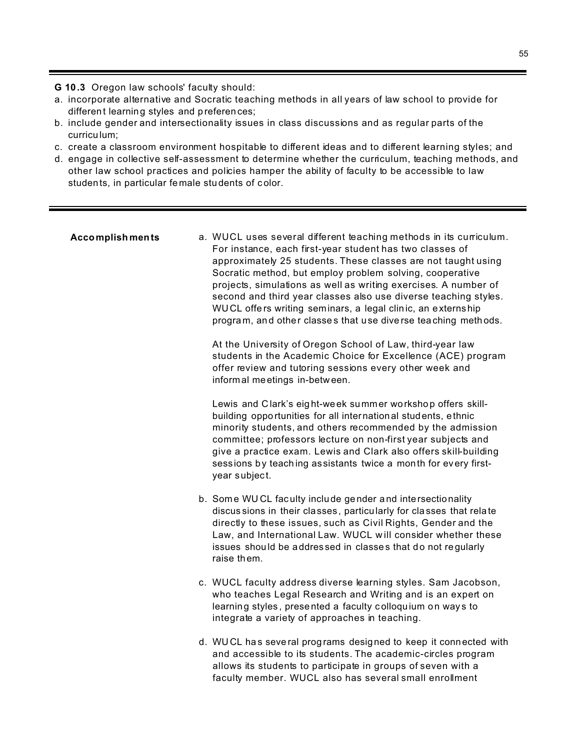**G 10.3** Oregon law schools' faculty should:

a. incorporate alternative and Socratic teaching methods in all years of law school to provide for different learning styles and preferences;
b. include gender and intersectionality issues in class discussions and as regular parts of the curriculum;
c. create a classroom environment hospitable to different ideas and to different learning styles; and
d. engage in collective self-assessment to determine whether the curriculum, teaching methods, and other law school practices and policies hamper the ability of faculty to be accessible to law students, in particular female students of color.

---

**Accomplishments**

a. WUCL uses several different teaching methods in its curriculum. For instance, each first-year student has two classes of approximately 25 students. These classes are not taught using Socratic method, but employ problem solving, cooperative projects, simulations as well as writing exercises. A number of second and third year classes also use diverse teaching styles. WUCL offers writing seminars, a legal clinic, an externship program, and other classes that use diverse teaching methods.

   At the University of Oregon School of Law, third-year law students in the Academic Choice for Excellence (ACE) program offer review and tutoring sessions every other week and informal meetings in-between.

   Lewis and Clark's eight-week summer workshop offers skill-building opportunities for all international students, ethnic minority students, and others recommended by the admission committee; professors lecture on non-first year subjects and give a practice exam. Lewis and Clark also offers skill-building sessions by teaching assistants twice a month for every first-year subject.

b. Some WUCL faculty include gender and intersectionality discussions in their classes, particularly for classes that relate directly to these issues, such as Civil Rights, Gender and the Law, and International Law. WUCL will consider whether these issues should be addressed in classes that do not regularly raise them.

c. WUCL faculty address diverse learning styles. Sam Jacobson, who teaches Legal Research and Writing and is an expert on learning styles, presented a faculty colloquium on ways to integrate a variety of approaches in teaching.

d. WUCL has several programs designed to keep it connected with and accessible to its students. The academic-circles program allows its students to participate in groups of seven with a faculty member. WUCL also has several small enrollment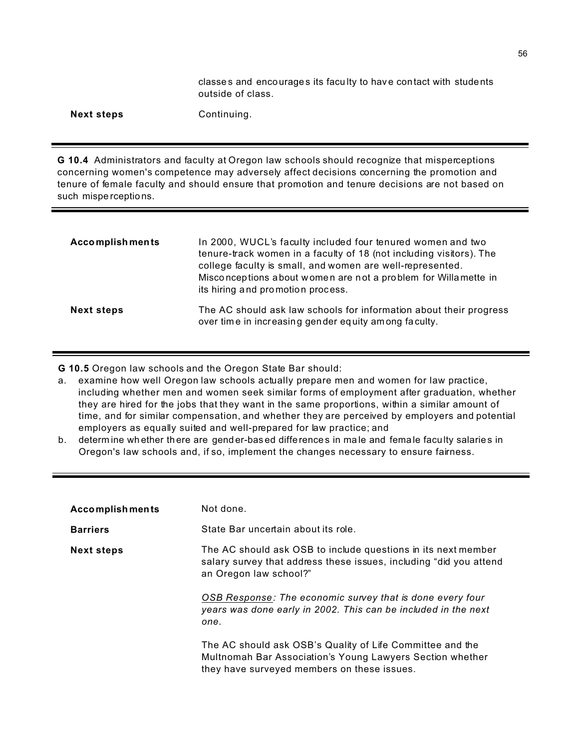| | |
|---|---|
| | classes and encourages its faculty to have contact with students outside of class. |
| **Next steps** | Continuing. |

---

**G 10.4** Administrators and faculty at Oregon law schools should recognize that misperceptions concerning women's competence may adversely affect decisions concerning the promotion and tenure of female faculty and should ensure that promotion and tenure decisions are not based on such misperceptions.

---

| | |
|---|---|
| **Accomplishments** | In 2000, WUCL's faculty included four tenured women and two tenure-track women in a faculty of 18 (not including visitors). The college faculty is small, and women are well-represented. Misconceptions about women are not a problem for Willamette in its hiring and promotion process. |
| **Next steps** | The AC should ask law schools for information about their progress over time in increasing gender equity among faculty. |

---

**G 10.5** Oregon law schools and the Oregon State Bar should:

a. examine how well Oregon law schools actually prepare men and women for law practice, including whether men and women seek similar forms of employment after graduation, whether they are hired for the jobs that they want in the same proportions, within a similar amount of time, and for similar compensation, and whether they are perceived by employers and potential employers as equally suited and well-prepared for law practice; and

b. determine whether there are gender-based differences in male and female faculty salaries in Oregon's law schools and, if so, implement the changes necessary to ensure fairness.

---

| | |
|---|---|
| **Accomplishments** | Not done. |
| **Barriers** | State Bar uncertain about its role. |
| **Next steps** | The AC should ask OSB to include questions in its next member salary survey that address these issues, including "did you attend an Oregon law school?"<br><br><u>OSB Response</u>*: The economic survey that is done every four years was done early in 2002. This can be included in the next one.*<br><br>The AC should ask OSB's Quality of Life Committee and the Multnomah Bar Association's Young Lawyers Section whether they have surveyed members on these issues. |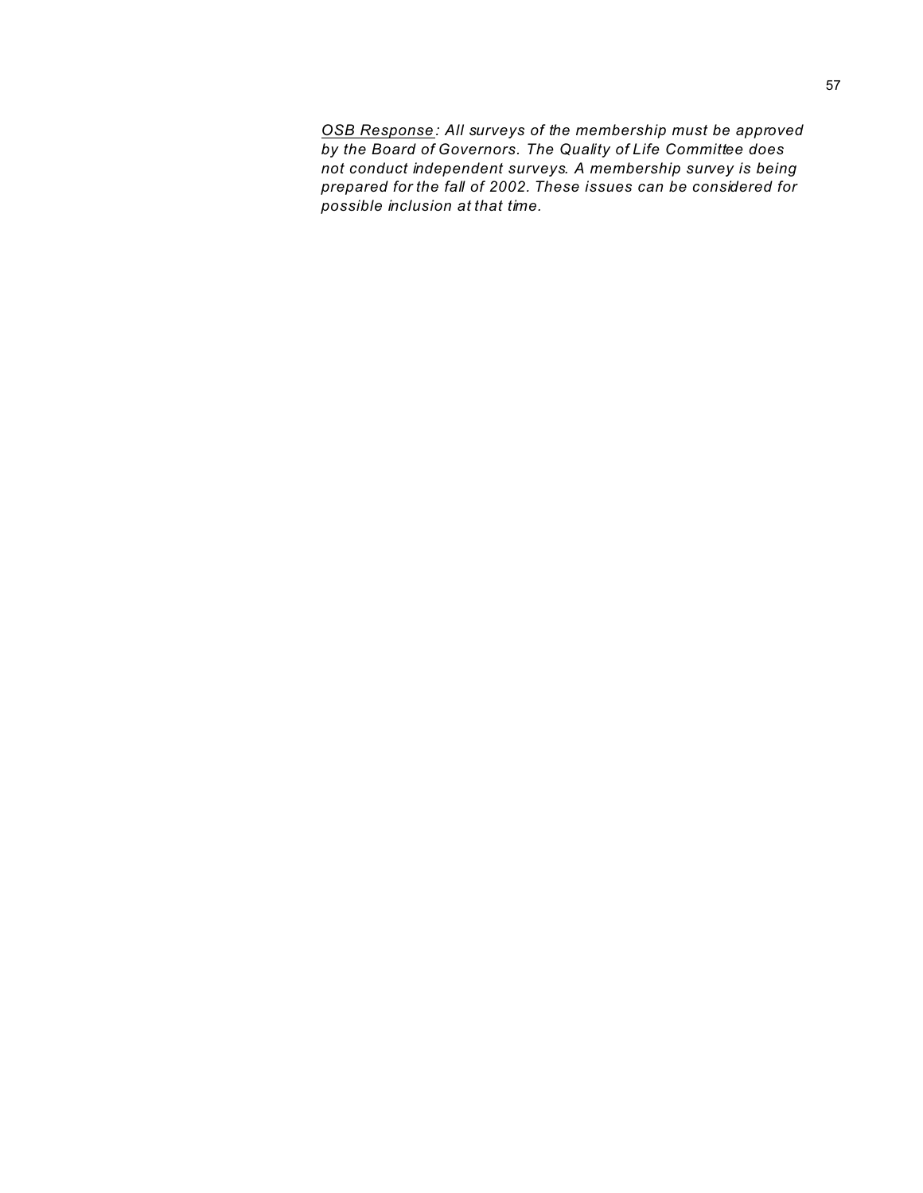*<u>OSB Response</u>: All surveys of the membership must be approved by the Board of Governors. The Quality of Life Committee does not conduct independent surveys. A membership survey is being prepared for the fall of 2002. These issues can be considered for possible inclusion at that time.*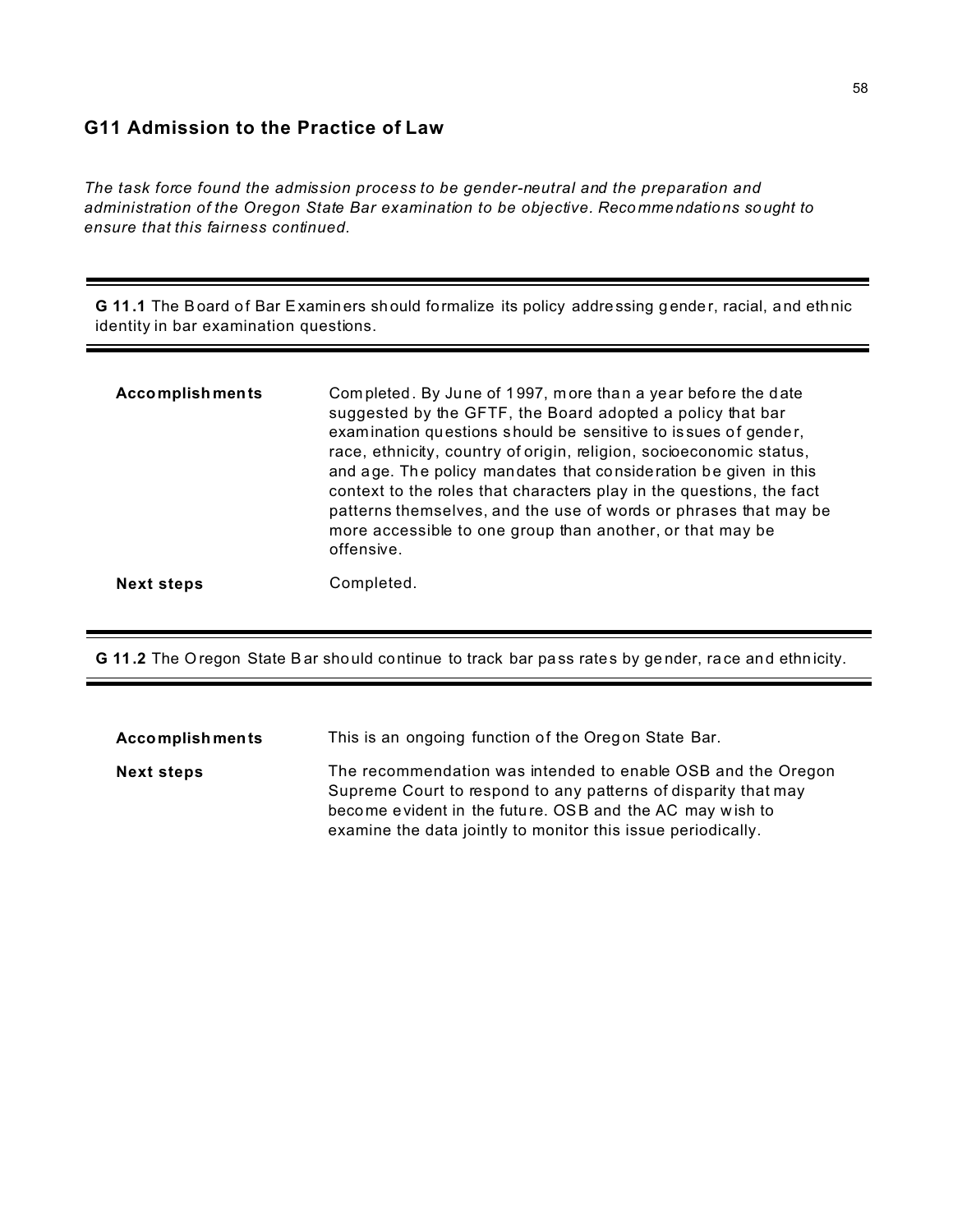## G11 Admission to the Practice of Law

*The task force found the admission process to be gender-neutral and the preparation and administration of the Oregon State Bar examination to be objective. Recommendations sought to ensure that this fairness continued.*

**G 11.1** The Board of Bar Examiners should formalize its policy addressing gender, racial, and ethnic identity in bar examination questions.

| | |
|---|---|
| **Accomplishments** | Completed. By June of 1997, more than a year before the date suggested by the GFTF, the Board adopted a policy that bar examination questions should be sensitive to issues of gender, race, ethnicity, country of origin, religion, socioeconomic status, and age. The policy mandates that consideration be given in this context to the roles that characters play in the questions, the fact patterns themselves, and the use of words or phrases that may be more accessible to one group than another, or that may be offensive. |
| **Next steps** | Completed. |

**G 11.2** The Oregon State Bar should continue to track bar pass rates by gender, race and ethnicity.

| | |
|---|---|
| **Accomplishments** | This is an ongoing function of the Oregon State Bar. |
| **Next steps** | The recommendation was intended to enable OSB and the Oregon Supreme Court to respond to any patterns of disparity that may become evident in the future. OSB and the AC may wish to examine the data jointly to monitor this issue periodically. |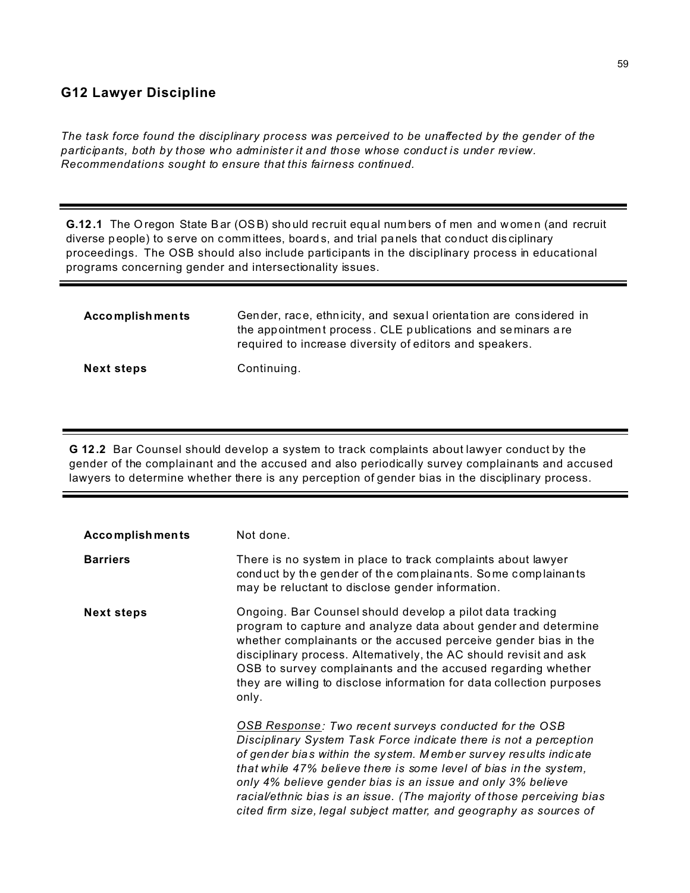## G12 Lawyer Discipline

*The task force found the disciplinary process was perceived to be unaffected by the gender of the participants, both by those who administer it and those whose conduct is under review. Recommendations sought to ensure that this fairness continued.*

---

**G.12.1** The Oregon State Bar (OSB) should recruit equal numbers of men and women (and recruit diverse people) to serve on committees, boards, and trial panels that conduct disciplinary proceedings. The OSB should also include participants in the disciplinary process in educational programs concerning gender and intersectionality issues.

---

**Accomplishments**

Gender, race, ethnicity, and sexual orientation are considered in the appointment process. CLE publications and seminars are required to increase diversity of editors and speakers.

**Next steps**

Continuing.

---

**G 12.2** Bar Counsel should develop a system to track complaints about lawyer conduct by the gender of the complainant and the accused and also periodically survey complainants and accused lawyers to determine whether there is any perception of gender bias in the disciplinary process.

---

**Accomplishments**

Not done.

**Barriers**

There is no system in place to track complaints about lawyer conduct by the gender of the complainants. Some complainants may be reluctant to disclose gender information.

**Next steps**

Ongoing. Bar Counsel should develop a pilot data tracking program to capture and analyze data about gender and determine whether complainants or the accused perceive gender bias in the disciplinary process. Alternatively, the AC should revisit and ask OSB to survey complainants and the accused regarding whether they are willing to disclose information for data collection purposes only.

*<u>OSB Response</u>: Two recent surveys conducted for the OSB Disciplinary System Task Force indicate there is not a perception of gender bias within the system. Member survey results indicate that while 47% believe there is some level of bias in the system, only 4% believe gender bias is an issue and only 3% believe racial/ethnic bias is an issue. (The majority of those perceiving bias cited firm size, legal subject matter, and geography as sources of*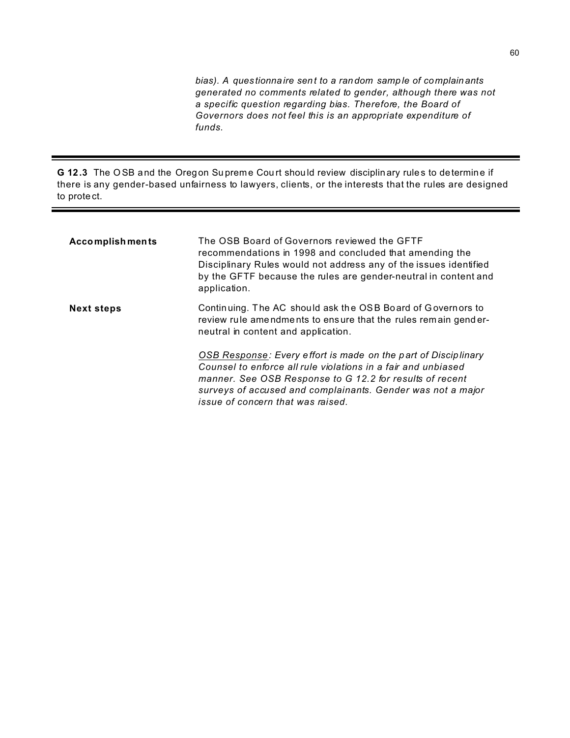*bias). A questionnaire sent to a random sample of complainants generated no comments related to gender, although there was not a specific question regarding bias. Therefore, the Board of Governors does not feel this is an appropriate expenditure of funds.*

---

**G 12.3** The OSB and the Oregon Supreme Court should review disciplinary rules to determine if there is any gender-based unfairness to lawyers, clients, or the interests that the rules are designed to protect.

---

**Accomplishments** The OSB Board of Governors reviewed the GFTF recommendations in 1998 and concluded that amending the Disciplinary Rules would not address any of the issues identified by the GFTF because the rules are gender-neutral in content and application.

**Next steps** Continuing. The AC should ask the OSB Board of Governors to review rule amendments to ensure that the rules remain gender-neutral in content and application.

*OSB Response: Every effort is made on the part of Disciplinary Counsel to enforce all rule violations in a fair and unbiased manner. See OSB Response to G 12.2 for results of recent surveys of accused and complainants. Gender was not a major issue of concern that was raised.*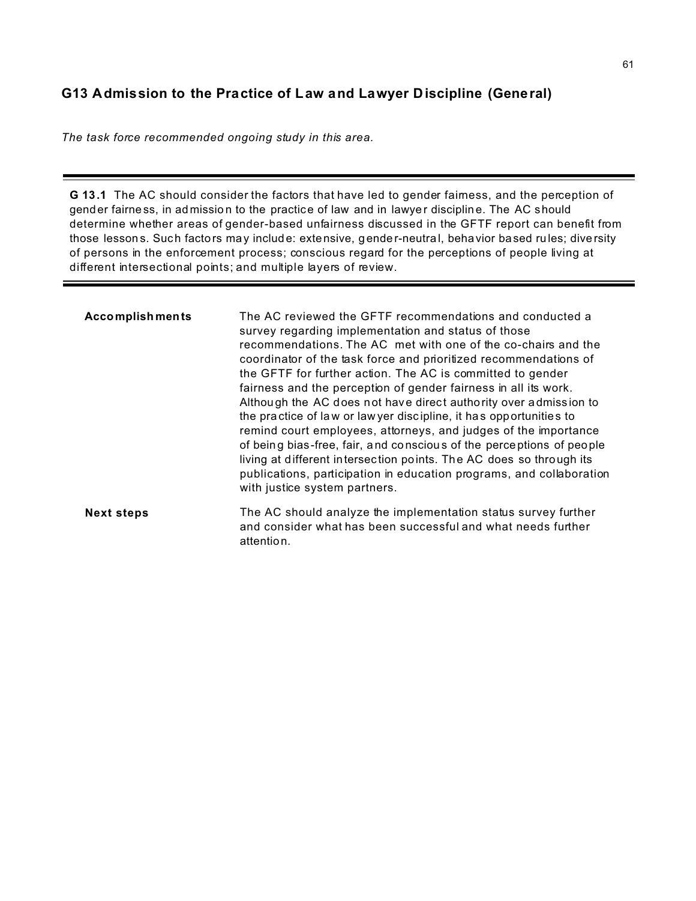## G13 Admission to the Practice of Law and Lawyer Discipline (General)

*The task force recommended ongoing study in this area.*

---

**G 13.1** The AC should consider the factors that have led to gender fairness, and the perception of gender fairness, in admission to the practice of law and in lawyer discipline. The AC should determine whether areas of gender-based unfairness discussed in the GFTF report can benefit from those lessons. Such factors may include: extensive, gender-neutral, behavior based rules; diversity of persons in the enforcement process; conscious regard for the perceptions of people living at different intersectional points; and multiple layers of review.

---

| | |
|---|---|
| **Accomplishments** | The AC reviewed the GFTF recommendations and conducted a survey regarding implementation and status of those recommendations. The AC met with one of the co-chairs and the coordinator of the task force and prioritized recommendations of the GFTF for further action. The AC is committed to gender fairness and the perception of gender fairness in all its work. Although the AC does not have direct authority over admission to the practice of law or lawyer discipline, it has opportunities to remind court employees, attorneys, and judges of the importance of being bias-free, fair, and conscious of the perceptions of people living at different intersection points. The AC does so through its publications, participation in education programs, and collaboration with justice system partners. |
| **Next steps** | The AC should analyze the implementation status survey further and consider what has been successful and what needs further attention. |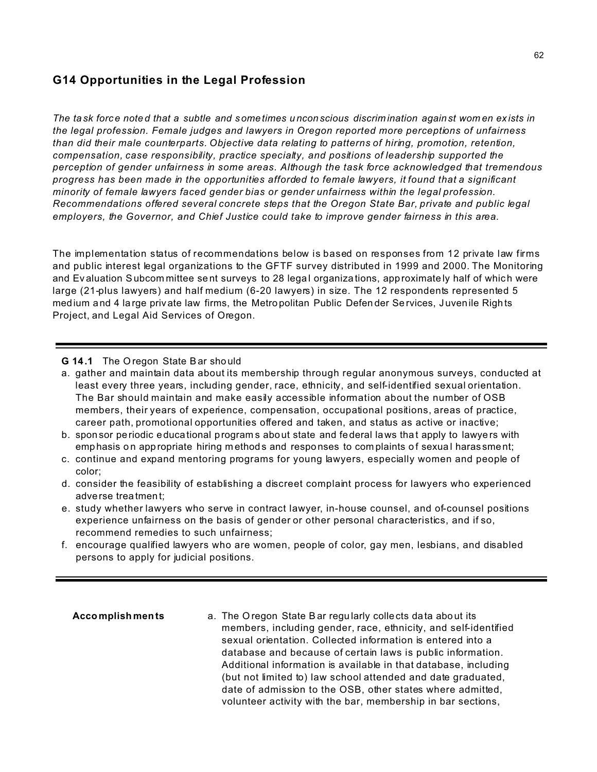## G14 Opportunities in the Legal Profession

*The task force noted that a subtle and sometimes unconscious discrimination against women exists in the legal profession. Female judges and lawyers in Oregon reported more perceptions of unfairness than did their male counterparts. Objective data relating to patterns of hiring, promotion, retention, compensation, case responsibility, practice specialty, and positions of leadership supported the perception of gender unfairness in some areas. Although the task force acknowledged that tremendous progress has been made in the opportunities afforded to female lawyers, it found that a significant minority of female lawyers faced gender bias or gender unfairness within the legal profession. Recommendations offered several concrete steps that the Oregon State Bar, private and public legal employers, the Governor, and Chief Justice could take to improve gender fairness in this area.*

The implementation status of recommendations below is based on responses from 12 private law firms and public interest legal organizations to the GFTF survey distributed in 1999 and 2000. The Monitoring and Evaluation Subcommittee sent surveys to 28 legal organizations, approximately half of which were large (21-plus lawyers) and half medium (6-20 lawyers) in size. The 12 respondents represented 5 medium and 4 large private law firms, the Metropolitan Public Defender Services, Juvenile Rights Project, and Legal Aid Services of Oregon.

---

**G 14.1** The Oregon State Bar should

a. gather and maintain data about its membership through regular anonymous surveys, conducted at least every three years, including gender, race, ethnicity, and self-identified sexual orientation. The Bar should maintain and make easily accessible information about the number of OSB members, their years of experience, compensation, occupational positions, areas of practice, career path, promotional opportunities offered and taken, and status as active or inactive;
b. sponsor periodic educational programs about state and federal laws that apply to lawyers with emphasis on appropriate hiring methods and responses to complaints of sexual harassment;
c. continue and expand mentoring programs for young lawyers, especially women and people of color;
d. consider the feasibility of establishing a discreet complaint process for lawyers who experienced adverse treatment;
e. study whether lawyers who serve in contract lawyer, in-house counsel, and of-counsel positions experience unfairness on the basis of gender or other personal characteristics, and if so, recommend remedies to such unfairness;
f. encourage qualified lawyers who are women, people of color, gay men, lesbians, and disabled persons to apply for judicial positions.

---

**Accomplishments**

a. The Oregon State Bar regularly collects data about its members, including gender, race, ethnicity, and self-identified sexual orientation. Collected information is entered into a database and because of certain laws is public information. Additional information is available in that database, including (but not limited to) law school attended and date graduated, date of admission to the OSB, other states where admitted, volunteer activity with the bar, membership in bar sections,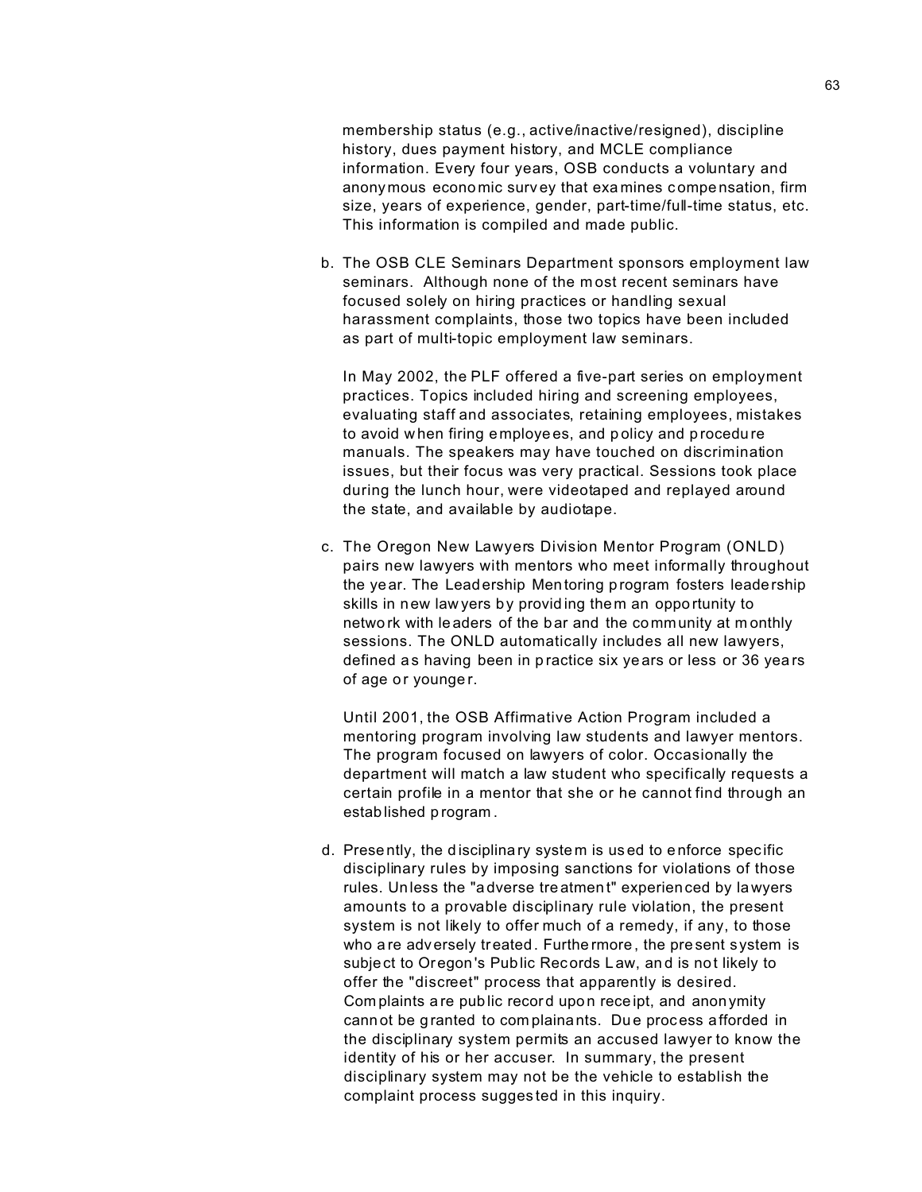membership status (e.g., active/inactive/resigned), discipline history, dues payment history, and MCLE compliance information. Every four years, OSB conducts a voluntary and anonymous economic survey that examines compensation, firm size, years of experience, gender, part-time/full-time status, etc. This information is compiled and made public.

b. The OSB CLE Seminars Department sponsors employment law seminars. Although none of the most recent seminars have focused solely on hiring practices or handling sexual harassment complaints, those two topics have been included as part of multi-topic employment law seminars.

   In May 2002, the PLF offered a five-part series on employment practices. Topics included hiring and screening employees, evaluating staff and associates, retaining employees, mistakes to avoid when firing employees, and policy and procedure manuals. The speakers may have touched on discrimination issues, but their focus was very practical. Sessions took place during the lunch hour, were videotaped and replayed around the state, and available by audiotape.

c. The Oregon New Lawyers Division Mentor Program (ONLD) pairs new lawyers with mentors who meet informally throughout the year. The Leadership Mentoring program fosters leadership skills in new lawyers by providing them an opportunity to network with leaders of the bar and the community at monthly sessions. The ONLD automatically includes all new lawyers, defined as having been in practice six years or less or 36 years of age or younger.

   Until 2001, the OSB Affirmative Action Program included a mentoring program involving law students and lawyer mentors. The program focused on lawyers of color. Occasionally the department will match a law student who specifically requests a certain profile in a mentor that she or he cannot find through an established program.

d. Presently, the disciplinary system is used to enforce specific disciplinary rules by imposing sanctions for violations of those rules. Unless the "adverse treatment" experienced by lawyers amounts to a provable disciplinary rule violation, the present system is not likely to offer much of a remedy, if any, to those who are adversely treated. Furthermore, the present system is subject to Oregon's Public Records Law, and is not likely to offer the "discreet" process that apparently is desired. Complaints are public record upon receipt, and anonymity cannot be granted to complainants. Due process afforded in the disciplinary system permits an accused lawyer to know the identity of his or her accuser. In summary, the present disciplinary system may not be the vehicle to establish the complaint process suggested in this inquiry.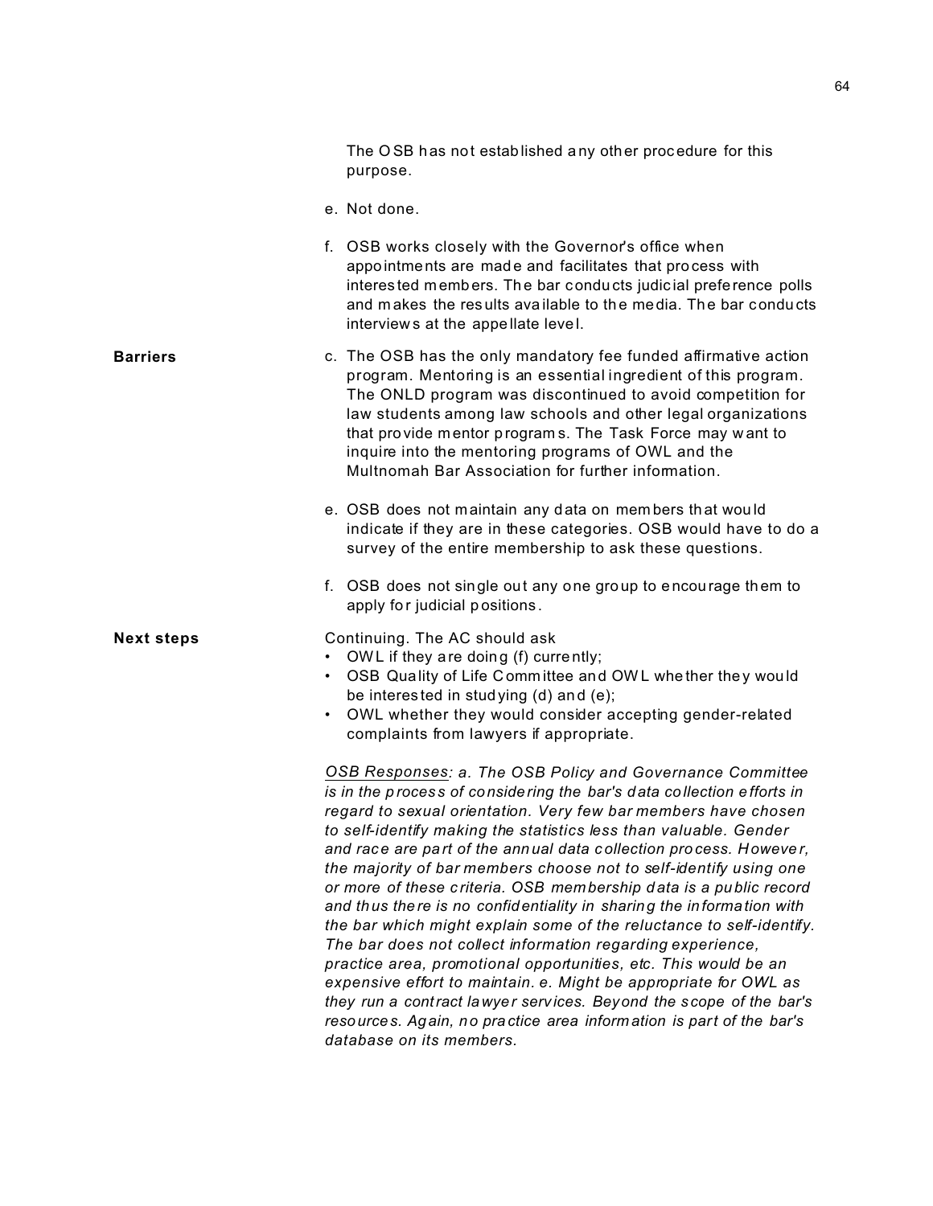The OSB has not established any other procedure for this purpose.

e. Not done.

f. OSB works closely with the Governor's office when appointments are made and facilitates that process with interested members. The bar conducts judicial preference polls and makes the results available to the media. The bar conducts interviews at the appellate level.

**Barriers**

c. The OSB has the only mandatory fee funded affirmative action program. Mentoring is an essential ingredient of this program. The ONLD program was discontinued to avoid competition for law students among law schools and other legal organizations that provide mentor programs. The Task Force may want to inquire into the mentoring programs of OWL and the Multnomah Bar Association for further information.

e. OSB does not maintain any data on members that would indicate if they are in these categories. OSB would have to do a survey of the entire membership to ask these questions.

f. OSB does not single out any one group to encourage them to apply for judicial positions.

**Next steps**

Continuing. The AC should ask

- OWL if they are doing (f) currently;
- OSB Quality of Life Committee and OWL whether they would be interested in studying (d) and (e);
- OWL whether they would consider accepting gender-related complaints from lawyers if appropriate.

*OSB Responses: a. The OSB Policy and Governance Committee is in the process of considering the bar's data collection efforts in regard to sexual orientation. Very few bar members have chosen to self-identify making the statistics less than valuable. Gender and race are part of the annual data collection process. However, the majority of bar members choose not to self-identify using one or more of these criteria. OSB membership data is a public record and thus there is no confidentiality in sharing the information with the bar which might explain some of the reluctance to self-identify. The bar does not collect information regarding experience, practice area, promotional opportunities, etc. This would be an expensive effort to maintain. e. Might be appropriate for OWL as they run a contract lawyer services. Beyond the scope of the bar's resources. Again, no practice area information is part of the bar's database on its members.*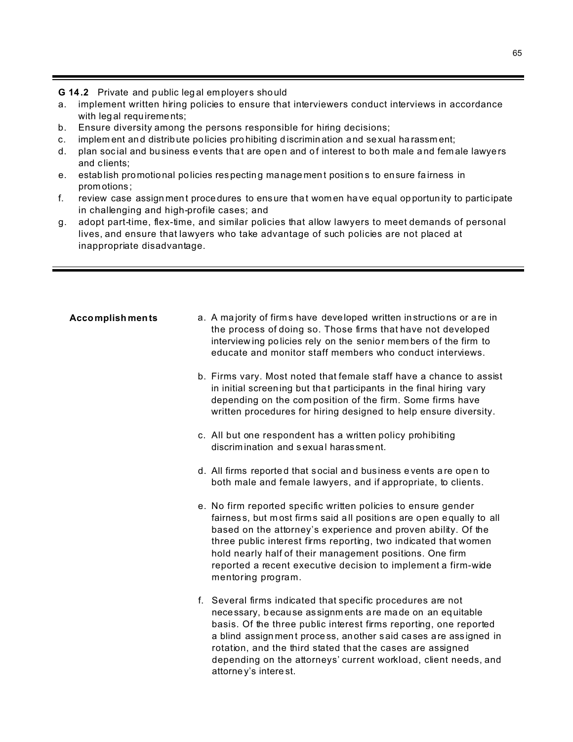**G 14.2** Private and public legal employers should

a. implement written hiring policies to ensure that interviewers conduct interviews in accordance with legal requirements;
b. Ensure diversity among the persons responsible for hiring decisions;
c. implement and distribute policies prohibiting discrimination and sexual harassment;
d. plan social and business events that are open and of interest to both male and female lawyers and clients;
e. establish promotional policies respecting management positions to ensure fairness in promotions;
f. review case assignment procedures to ensure that women have equal opportunity to participate in challenging and high-profile cases; and
g. adopt part-time, flex-time, and similar policies that allow lawyers to meet demands of personal lives, and ensure that lawyers who take advantage of such policies are not placed at inappropriate disadvantage.

---

**Accomplishments**

a. A majority of firms have developed written instructions or are in the process of doing so. Those firms that have not developed interviewing policies rely on the senior members of the firm to educate and monitor staff members who conduct interviews.

b. Firms vary. Most noted that female staff have a chance to assist in initial screening but that participants in the final hiring vary depending on the composition of the firm. Some firms have written procedures for hiring designed to help ensure diversity.

c. All but one respondent has a written policy prohibiting discrimination and sexual harassment.

d. All firms reported that social and business events are open to both male and female lawyers, and if appropriate, to clients.

e. No firm reported specific written policies to ensure gender fairness, but most firms said all positions are open equally to all based on the attorney's experience and proven ability. Of the three public interest firms reporting, two indicated that women hold nearly half of their management positions. One firm reported a recent executive decision to implement a firm-wide mentoring program.

f. Several firms indicated that specific procedures are not necessary, because assignments are made on an equitable basis. Of the three public interest firms reporting, one reported a blind assignment process, another said cases are assigned in rotation, and the third stated that the cases are assigned depending on the attorneys' current workload, client needs, and attorney's interest.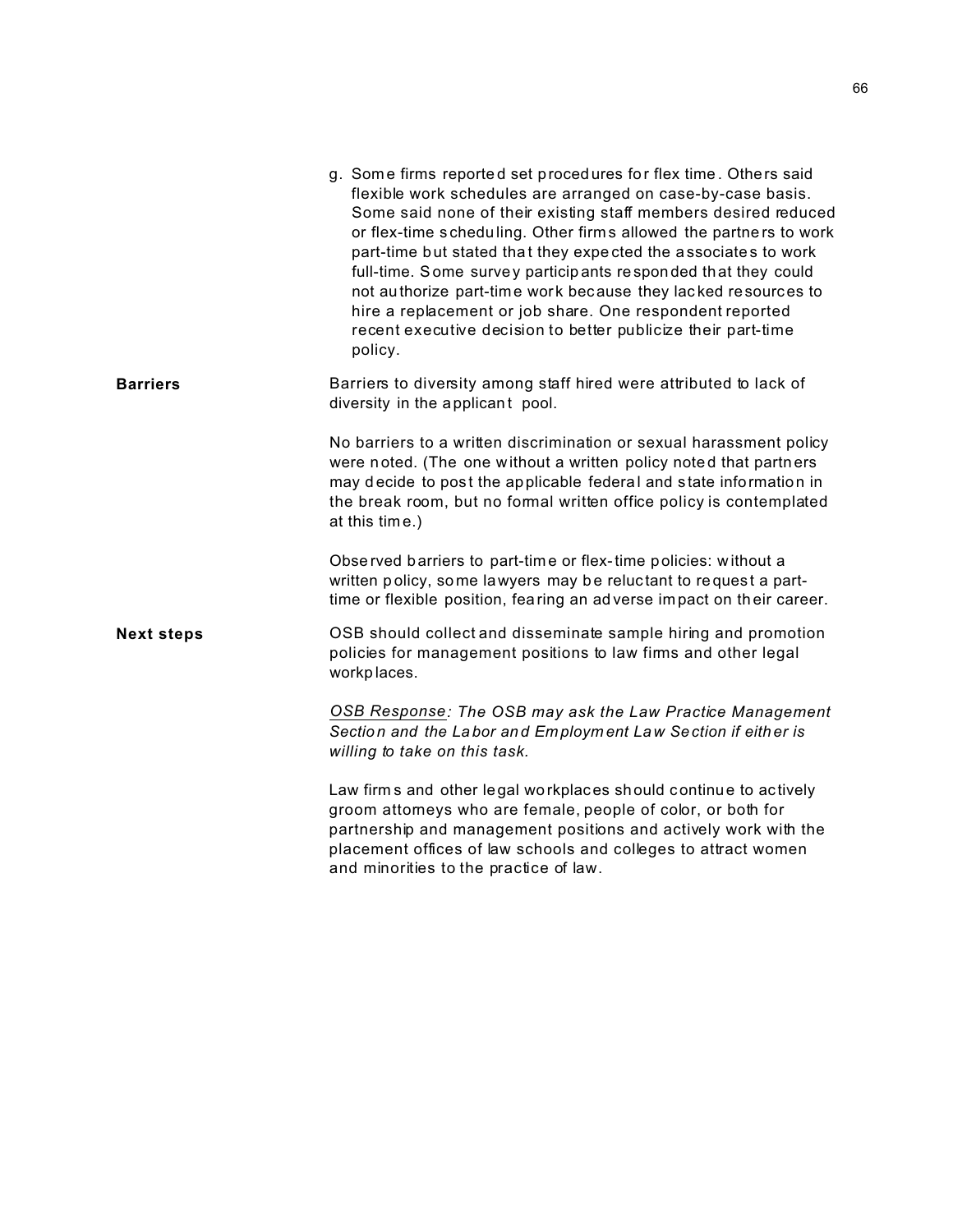g. Some firms reported set procedures for flex time. Others said flexible work schedules are arranged on case-by-case basis. Some said none of their existing staff members desired reduced or flex-time scheduling. Other firms allowed the partners to work part-time but stated that they expected the associates to work full-time. Some survey participants responded that they could not authorize part-time work because they lacked resources to hire a replacement or job share. One respondent reported recent executive decision to better publicize their part-time policy.

**Barriers**

Barriers to diversity among staff hired were attributed to lack of diversity in the applicant pool.

No barriers to a written discrimination or sexual harassment policy were noted. (The one without a written policy noted that partners may decide to post the applicable federal and state information in the break room, but no formal written office policy is contemplated at this time.)

Observed barriers to part-time or flex-time policies: without a written policy, some lawyers may be reluctant to request a part-time or flexible position, fearing an adverse impact on their career.

**Next steps**

OSB should collect and disseminate sample hiring and promotion policies for management positions to law firms and other legal workplaces.

*<u>OSB Response</u>: The OSB may ask the Law Practice Management Section and the Labor and Employment Law Section if either is willing to take on this task.*

Law firms and other legal workplaces should continue to actively groom attorneys who are female, people of color, or both for partnership and management positions and actively work with the placement offices of law schools and colleges to attract women and minorities to the practice of law.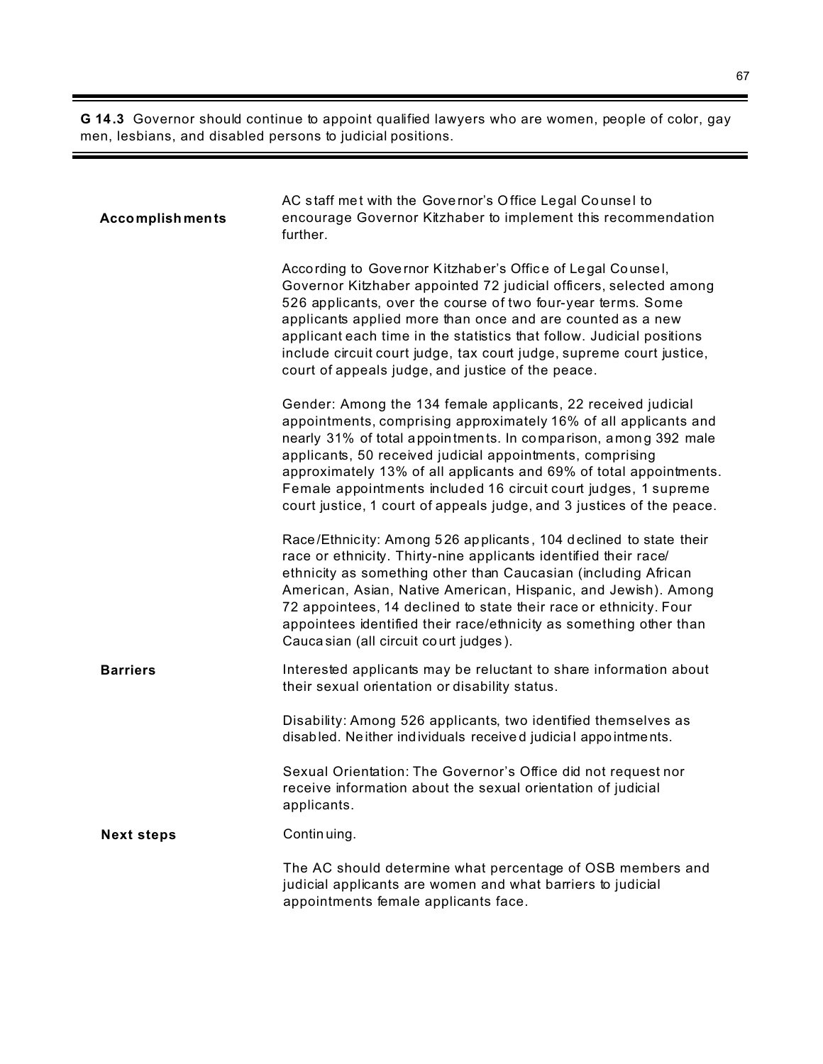**G 14.3** Governor should continue to appoint qualified lawyers who are women, people of color, gay men, lesbians, and disabled persons to judicial positions.

---

**Accomplishments**

AC staff met with the Governor's Office Legal Counsel to encourage Governor Kitzhaber to implement this recommendation further.

According to Governor Kitzhaber's Office of Legal Counsel, Governor Kitzhaber appointed 72 judicial officers, selected among 526 applicants, over the course of two four-year terms. Some applicants applied more than once and are counted as a new applicant each time in the statistics that follow. Judicial positions include circuit court judge, tax court judge, supreme court justice, court of appeals judge, and justice of the peace.

Gender: Among the 134 female applicants, 22 received judicial appointments, comprising approximately 16% of all applicants and nearly 31% of total appointments. In comparison, among 392 male applicants, 50 received judicial appointments, comprising approximately 13% of all applicants and 69% of total appointments. Female appointments included 16 circuit court judges, 1 supreme court justice, 1 court of appeals judge, and 3 justices of the peace.

Race/Ethnicity: Among 526 applicants, 104 declined to state their race or ethnicity. Thirty-nine applicants identified their race/ ethnicity as something other than Caucasian (including African American, Asian, Native American, Hispanic, and Jewish). Among 72 appointees, 14 declined to state their race or ethnicity. Four appointees identified their race/ethnicity as something other than Caucasian (all circuit court judges).

**Barriers**

Interested applicants may be reluctant to share information about their sexual orientation or disability status.

Disability: Among 526 applicants, two identified themselves as disabled. Neither individuals received judicial appointments.

Sexual Orientation: The Governor's Office did not request nor receive information about the sexual orientation of judicial applicants.

**Next steps**

Continuing.

The AC should determine what percentage of OSB members and judicial applicants are women and what barriers to judicial appointments female applicants face.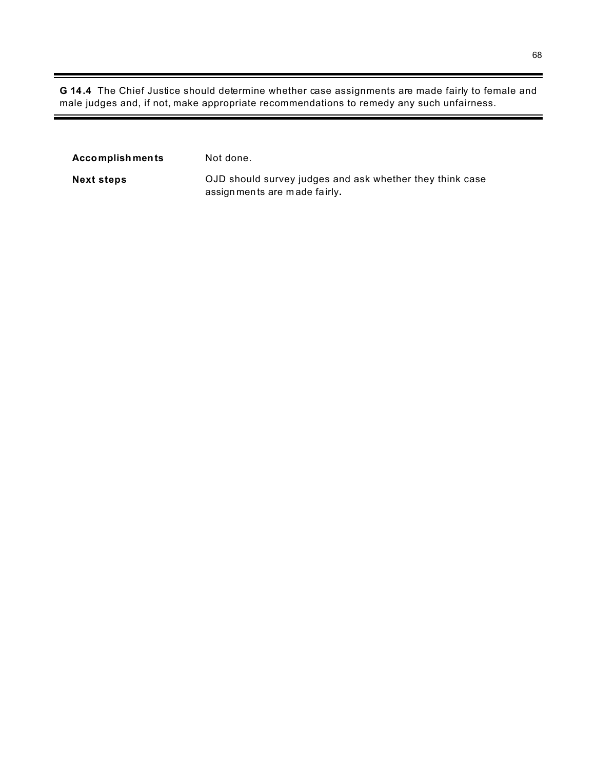**G 14.4** The Chief Justice should determine whether case assignments are made fairly to female and male judges and, if not, make appropriate recommendations to remedy any such unfairness.

| | |
|---|---|
| **Accomplishments** | Not done. |
| **Next steps** | OJD should survey judges and ask whether they think case assignments are made fairly**.** |